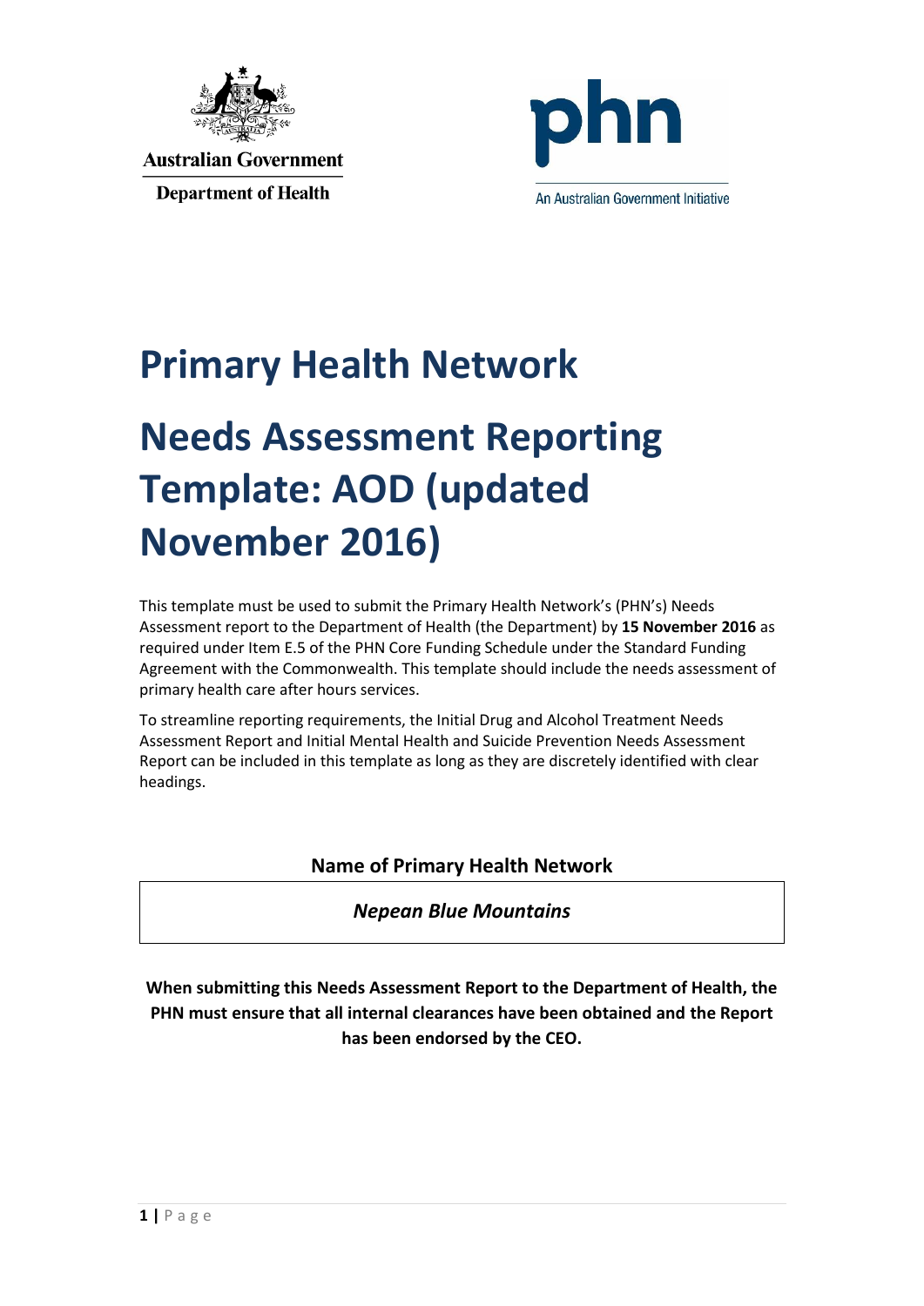Australian Government

Department of Health

phn

An Australian Government Initiative

# Primary Health Network

# Needs Assessment Reporting Template: AOD (updated November 2016)

This template must be used to submit the Primary Health Network's (PHN's) Needs Assessment report to the Department of Health (the Department) by **15 November 2016** as required under Item E.5 of the PHN Core Funding Schedule under the Standard Funding Agreement with the Commonwealth. This template should include the needs assessment of primary health care after hours services.

To streamline reporting requirements, the Initial Drug and Alcohol Treatment Needs Assessment Report and Initial Mental Health and Suicide Prevention Needs Assessment Report can be included in this template as long as they are discretely identified with clear headings.

| Name of Primary Health Network |
| --- |
| ***Nepean Blue Mountains*** |

**When submitting this Needs Assessment Report to the Department of Health, the PHN must ensure that all internal clearances have been obtained and the Report has been endorsed by the CEO.**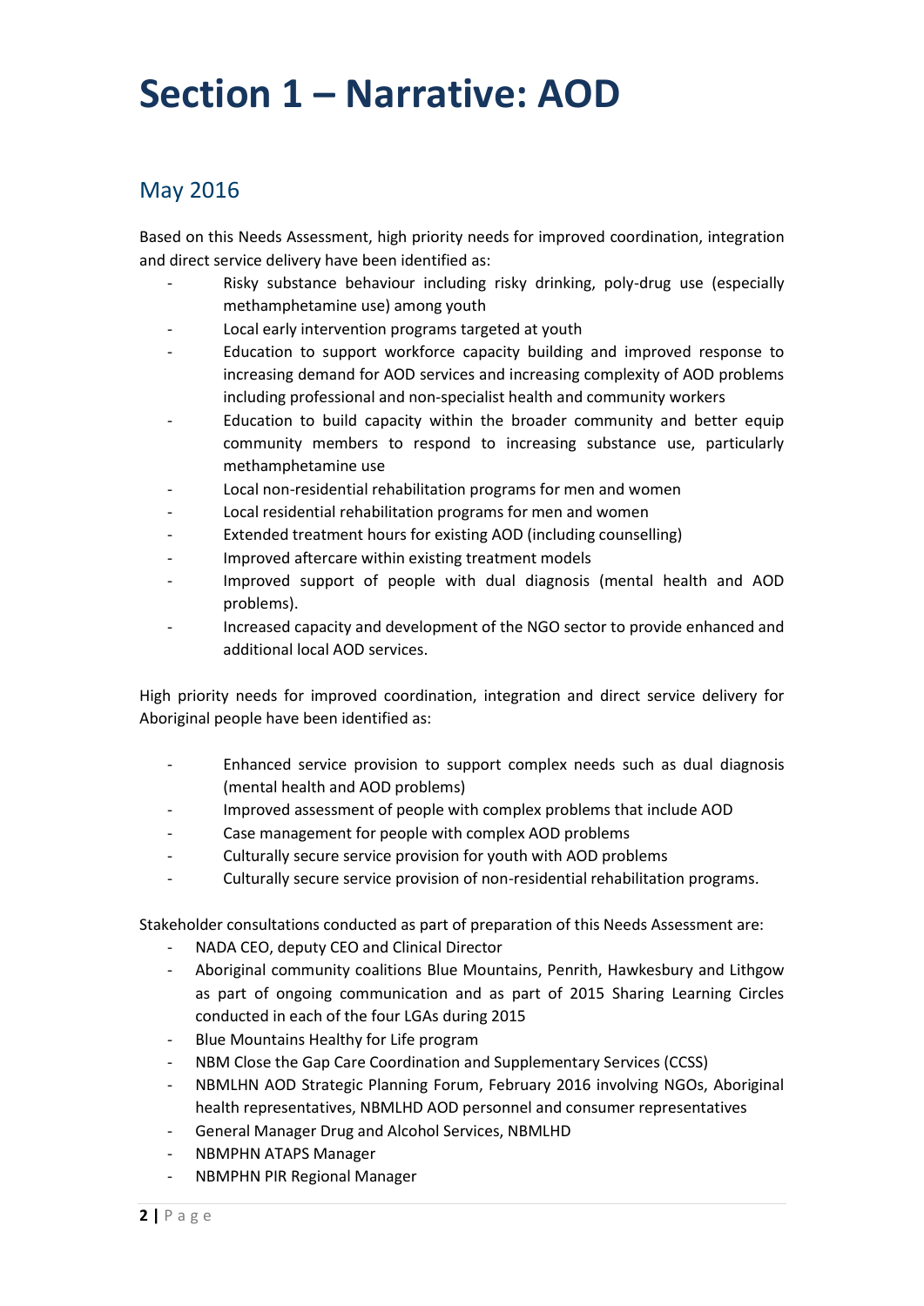# Section 1 – Narrative: AOD

## May 2016

Based on this Needs Assessment, high priority needs for improved coordination, integration and direct service delivery have been identified as:

- Risky substance behaviour including risky drinking, poly-drug use (especially methamphetamine use) among youth
- Local early intervention programs targeted at youth
- Education to support workforce capacity building and improved response to increasing demand for AOD services and increasing complexity of AOD problems including professional and non-specialist health and community workers
- Education to build capacity within the broader community and better equip community members to respond to increasing substance use, particularly methamphetamine use
- Local non-residential rehabilitation programs for men and women
- Local residential rehabilitation programs for men and women
- Extended treatment hours for existing AOD (including counselling)
- Improved aftercare within existing treatment models
- Improved support of people with dual diagnosis (mental health and AOD problems).
- Increased capacity and development of the NGO sector to provide enhanced and additional local AOD services.

High priority needs for improved coordination, integration and direct service delivery for Aboriginal people have been identified as:

- Enhanced service provision to support complex needs such as dual diagnosis (mental health and AOD problems)
- Improved assessment of people with complex problems that include AOD
- Case management for people with complex AOD problems
- Culturally secure service provision for youth with AOD problems
- Culturally secure service provision of non-residential rehabilitation programs.

Stakeholder consultations conducted as part of preparation of this Needs Assessment are:

- NADA CEO, deputy CEO and Clinical Director
- Aboriginal community coalitions Blue Mountains, Penrith, Hawkesbury and Lithgow as part of ongoing communication and as part of 2015 Sharing Learning Circles conducted in each of the four LGAs during 2015
- Blue Mountains Healthy for Life program
- NBM Close the Gap Care Coordination and Supplementary Services (CCSS)
- NBMLHN AOD Strategic Planning Forum, February 2016 involving NGOs, Aboriginal health representatives, NBMLHD AOD personnel and consumer representatives
- General Manager Drug and Alcohol Services, NBMLHD
- NBMPHN ATAPS Manager
- NBMPHN PIR Regional Manager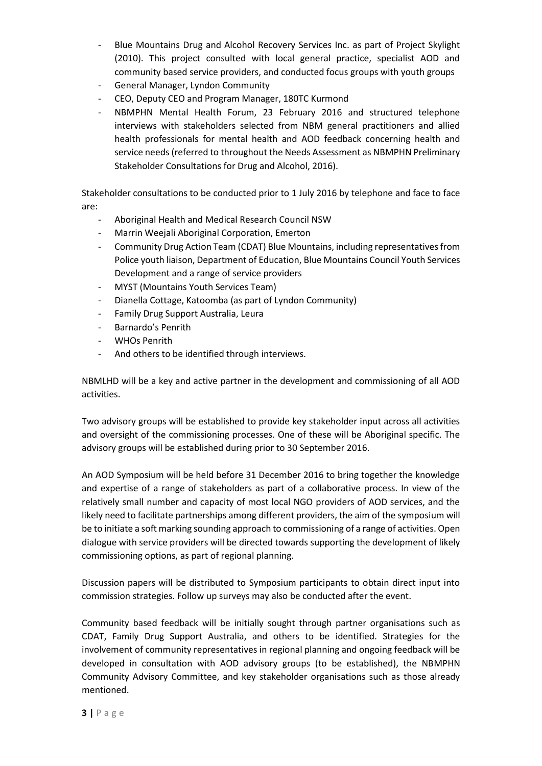- Blue Mountains Drug and Alcohol Recovery Services Inc. as part of Project Skylight (2010). This project consulted with local general practice, specialist AOD and community based service providers, and conducted focus groups with youth groups
- General Manager, Lyndon Community
- CEO, Deputy CEO and Program Manager, 180TC Kurmond
- NBMPHN Mental Health Forum, 23 February 2016 and structured telephone interviews with stakeholders selected from NBM general practitioners and allied health professionals for mental health and AOD feedback concerning health and service needs (referred to throughout the Needs Assessment as NBMPHN Preliminary Stakeholder Consultations for Drug and Alcohol, 2016).

Stakeholder consultations to be conducted prior to 1 July 2016 by telephone and face to face are:

- Aboriginal Health and Medical Research Council NSW
- Marrin Weejali Aboriginal Corporation, Emerton
- Community Drug Action Team (CDAT) Blue Mountains, including representatives from Police youth liaison, Department of Education, Blue Mountains Council Youth Services Development and a range of service providers
- MYST (Mountains Youth Services Team)
- Dianella Cottage, Katoomba (as part of Lyndon Community)
- Family Drug Support Australia, Leura
- Barnardo's Penrith
- WHOs Penrith
- And others to be identified through interviews.

NBMLHD will be a key and active partner in the development and commissioning of all AOD activities.

Two advisory groups will be established to provide key stakeholder input across all activities and oversight of the commissioning processes. One of these will be Aboriginal specific. The advisory groups will be established during prior to 30 September 2016.

An AOD Symposium will be held before 31 December 2016 to bring together the knowledge and expertise of a range of stakeholders as part of a collaborative process. In view of the relatively small number and capacity of most local NGO providers of AOD services, and the likely need to facilitate partnerships among different providers, the aim of the symposium will be to initiate a soft marking sounding approach to commissioning of a range of activities. Open dialogue with service providers will be directed towards supporting the development of likely commissioning options, as part of regional planning.

Discussion papers will be distributed to Symposium participants to obtain direct input into commission strategies. Follow up surveys may also be conducted after the event.

Community based feedback will be initially sought through partner organisations such as CDAT, Family Drug Support Australia, and others to be identified. Strategies for the involvement of community representatives in regional planning and ongoing feedback will be developed in consultation with AOD advisory groups (to be established), the NBMPHN Community Advisory Committee, and key stakeholder organisations such as those already mentioned.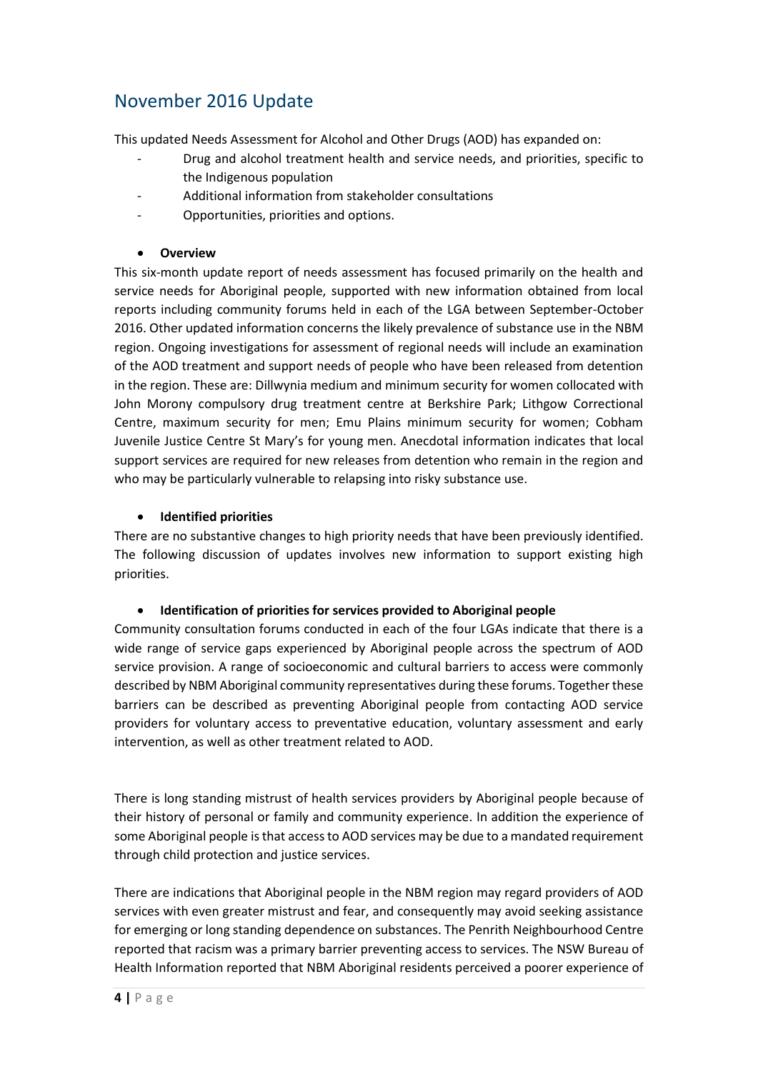## November 2016 Update

This updated Needs Assessment for Alcohol and Other Drugs (AOD) has expanded on:

- Drug and alcohol treatment health and service needs, and priorities, specific to the Indigenous population
- Additional information from stakeholder consultations
- Opportunities, priorities and options.

- **Overview**

This six-month update report of needs assessment has focused primarily on the health and service needs for Aboriginal people, supported with new information obtained from local reports including community forums held in each of the LGA between September-October 2016. Other updated information concerns the likely prevalence of substance use in the NBM region. Ongoing investigations for assessment of regional needs will include an examination of the AOD treatment and support needs of people who have been released from detention in the region. These are: Dillwynia medium and minimum security for women collocated with John Morony compulsory drug treatment centre at Berkshire Park; Lithgow Correctional Centre, maximum security for men; Emu Plains minimum security for women; Cobham Juvenile Justice Centre St Mary's for young men. Anecdotal information indicates that local support services are required for new releases from detention who remain in the region and who may be particularly vulnerable to relapsing into risky substance use.

- **Identified priorities**

There are no substantive changes to high priority needs that have been previously identified. The following discussion of updates involves new information to support existing high priorities.

- **Identification of priorities for services provided to Aboriginal people**

Community consultation forums conducted in each of the four LGAs indicate that there is a wide range of service gaps experienced by Aboriginal people across the spectrum of AOD service provision. A range of socioeconomic and cultural barriers to access were commonly described by NBM Aboriginal community representatives during these forums. Together these barriers can be described as preventing Aboriginal people from contacting AOD service providers for voluntary access to preventative education, voluntary assessment and early intervention, as well as other treatment related to AOD.

There is long standing mistrust of health services providers by Aboriginal people because of their history of personal or family and community experience. In addition the experience of some Aboriginal people is that access to AOD services may be due to a mandated requirement through child protection and justice services.

There are indications that Aboriginal people in the NBM region may regard providers of AOD services with even greater mistrust and fear, and consequently may avoid seeking assistance for emerging or long standing dependence on substances. The Penrith Neighbourhood Centre reported that racism was a primary barrier preventing access to services. The NSW Bureau of Health Information reported that NBM Aboriginal residents perceived a poorer experience of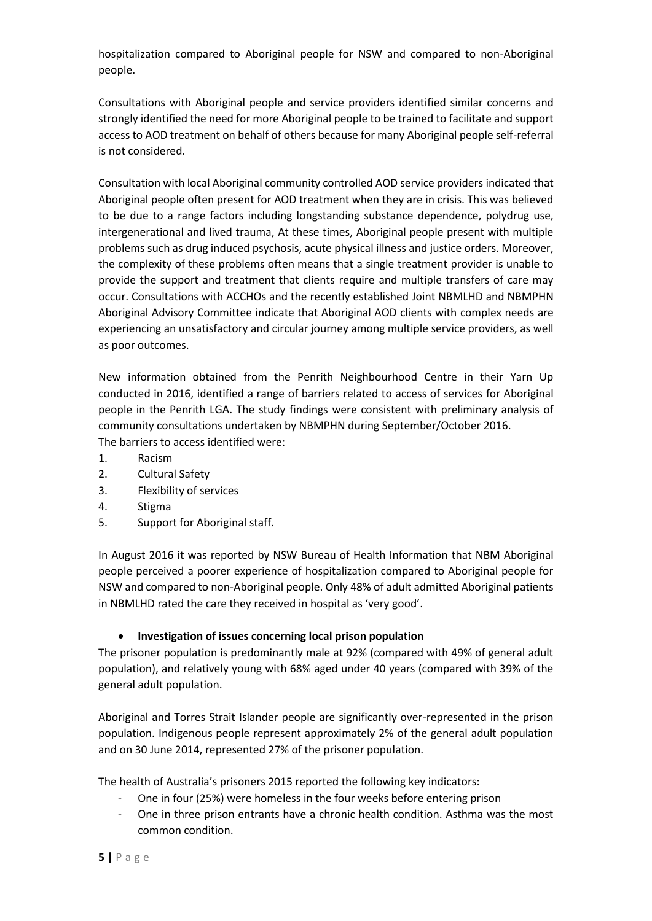hospitalization compared to Aboriginal people for NSW and compared to non-Aboriginal people.

Consultations with Aboriginal people and service providers identified similar concerns and strongly identified the need for more Aboriginal people to be trained to facilitate and support access to AOD treatment on behalf of others because for many Aboriginal people self-referral is not considered.

Consultation with local Aboriginal community controlled AOD service providers indicated that Aboriginal people often present for AOD treatment when they are in crisis. This was believed to be due to a range factors including longstanding substance dependence, polydrug use, intergenerational and lived trauma, At these times, Aboriginal people present with multiple problems such as drug induced psychosis, acute physical illness and justice orders. Moreover, the complexity of these problems often means that a single treatment provider is unable to provide the support and treatment that clients require and multiple transfers of care may occur. Consultations with ACCHOs and the recently established Joint NBMLHD and NBMPHN Aboriginal Advisory Committee indicate that Aboriginal AOD clients with complex needs are experiencing an unsatisfactory and circular journey among multiple service providers, as well as poor outcomes.

New information obtained from the Penrith Neighbourhood Centre in their Yarn Up conducted in 2016, identified a range of barriers related to access of services for Aboriginal people in the Penrith LGA. The study findings were consistent with preliminary analysis of community consultations undertaken by NBMPHN during September/October 2016.
The barriers to access identified were:

1. Racism
2. Cultural Safety
3. Flexibility of services
4. Stigma
5. Support for Aboriginal staff.

In August 2016 it was reported by NSW Bureau of Health Information that NBM Aboriginal people perceived a poorer experience of hospitalization compared to Aboriginal people for NSW and compared to non-Aboriginal people. Only 48% of adult admitted Aboriginal patients in NBMLHD rated the care they received in hospital as 'very good'.

- **Investigation of issues concerning local prison population**

The prisoner population is predominantly male at 92% (compared with 49% of general adult population), and relatively young with 68% aged under 40 years (compared with 39% of the general adult population.

Aboriginal and Torres Strait Islander people are significantly over-represented in the prison population. Indigenous people represent approximately 2% of the general adult population and on 30 June 2014, represented 27% of the prisoner population.

The health of Australia's prisoners 2015 reported the following key indicators:

- One in four (25%) were homeless in the four weeks before entering prison
- One in three prison entrants have a chronic health condition. Asthma was the most common condition.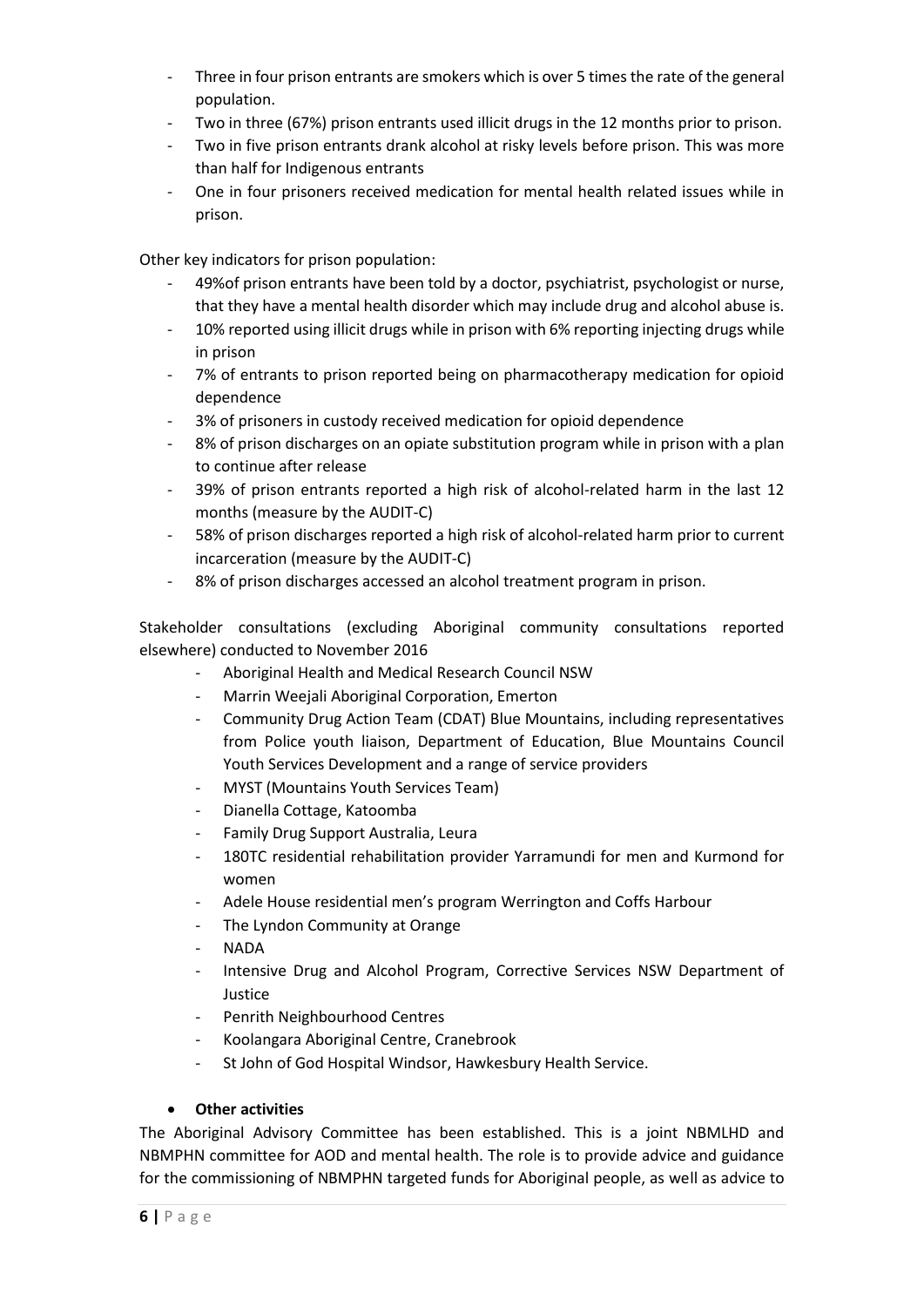- Three in four prison entrants are smokers which is over 5 times the rate of the general population.
- Two in three (67%) prison entrants used illicit drugs in the 12 months prior to prison.
- Two in five prison entrants drank alcohol at risky levels before prison. This was more than half for Indigenous entrants
- One in four prisoners received medication for mental health related issues while in prison.

Other key indicators for prison population:

- 49%of prison entrants have been told by a doctor, psychiatrist, psychologist or nurse, that they have a mental health disorder which may include drug and alcohol abuse is.
- 10% reported using illicit drugs while in prison with 6% reporting injecting drugs while in prison
- 7% of entrants to prison reported being on pharmacotherapy medication for opioid dependence
- 3% of prisoners in custody received medication for opioid dependence
- 8% of prison discharges on an opiate substitution program while in prison with a plan to continue after release
- 39% of prison entrants reported a high risk of alcohol-related harm in the last 12 months (measure by the AUDIT-C)
- 58% of prison discharges reported a high risk of alcohol-related harm prior to current incarceration (measure by the AUDIT-C)
- 8% of prison discharges accessed an alcohol treatment program in prison.

Stakeholder consultations (excluding Aboriginal community consultations reported elsewhere) conducted to November 2016

- Aboriginal Health and Medical Research Council NSW
- Marrin Weejali Aboriginal Corporation, Emerton
- Community Drug Action Team (CDAT) Blue Mountains, including representatives from Police youth liaison, Department of Education, Blue Mountains Council Youth Services Development and a range of service providers
- MYST (Mountains Youth Services Team)
- Dianella Cottage, Katoomba
- Family Drug Support Australia, Leura
- 180TC residential rehabilitation provider Yarramundi for men and Kurmond for women
- Adele House residential men's program Werrington and Coffs Harbour
- The Lyndon Community at Orange
- NADA
- Intensive Drug and Alcohol Program, Corrective Services NSW Department of Justice
- Penrith Neighbourhood Centres
- Koolangara Aboriginal Centre, Cranebrook
- St John of God Hospital Windsor, Hawkesbury Health Service.

- **Other activities**

The Aboriginal Advisory Committee has been established. This is a joint NBMLHD and NBMPHN committee for AOD and mental health. The role is to provide advice and guidance for the commissioning of NBMPHN targeted funds for Aboriginal people, as well as advice to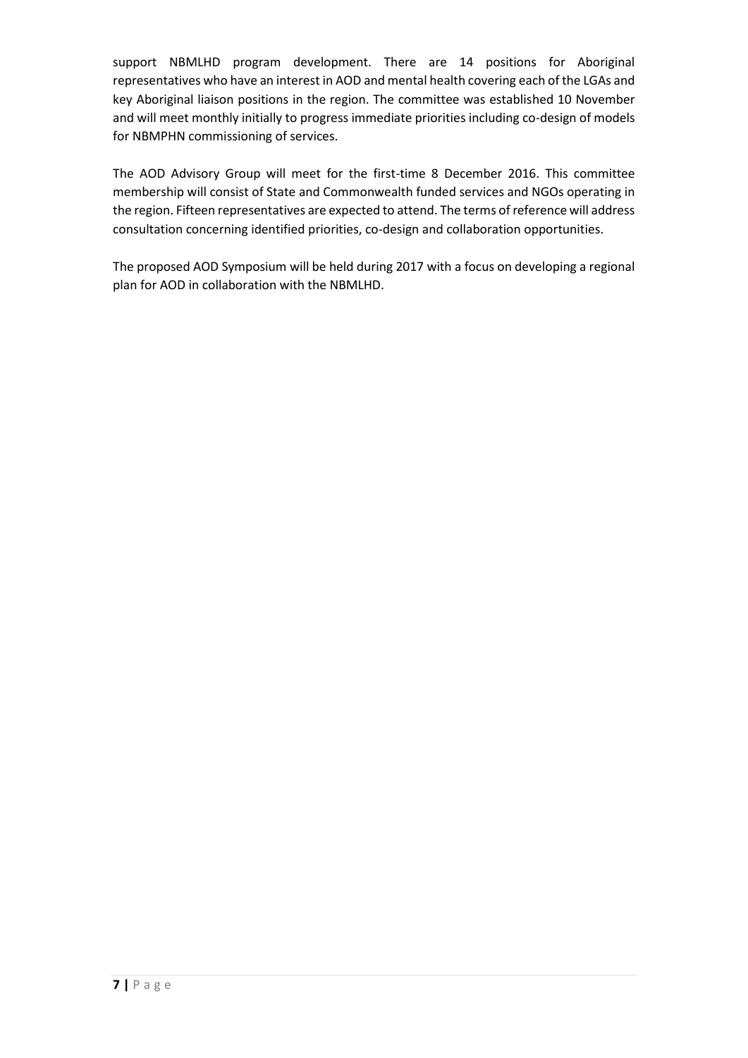support NBMLHD program development. There are 14 positions for Aboriginal representatives who have an interest in AOD and mental health covering each of the LGAs and key Aboriginal liaison positions in the region. The committee was established 10 November and will meet monthly initially to progress immediate priorities including co-design of models for NBMPHN commissioning of services.

The AOD Advisory Group will meet for the first-time 8 December 2016. This committee membership will consist of State and Commonwealth funded services and NGOs operating in the region. Fifteen representatives are expected to attend. The terms of reference will address consultation concerning identified priorities, co-design and collaboration opportunities.

The proposed AOD Symposium will be held during 2017 with a focus on developing a regional plan for AOD in collaboration with the NBMLHD.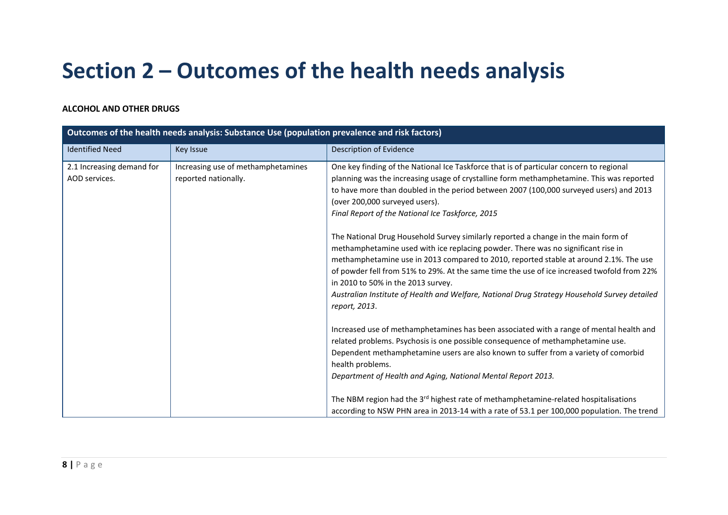# Section 2 – Outcomes of the health needs analysis

**ALCOHOL AND OTHER DRUGS**

| **Outcomes of the health needs analysis: Substance Use (population prevalence and risk factors)** | | |
|---|---|---|
| Identified Need | Key Issue | Description of Evidence |
| 2.1 Increasing demand for AOD services. | Increasing use of methamphetamines reported nationally. | One key finding of the National Ice Taskforce that is of particular concern to regional planning was the increasing usage of crystalline form methamphetamine. This was reported to have more than doubled in the period between 2007 (100,000 surveyed users) and 2013 (over 200,000 surveyed users).<br>*Final Report of the National Ice Taskforce, 2015*<br><br>The National Drug Household Survey similarly reported a change in the main form of methamphetamine used with ice replacing powder. There was no significant rise in methamphetamine use in 2013 compared to 2010, reported stable at around 2.1%. The use of powder fell from 51% to 29%. At the same time the use of ice increased twofold from 22% in 2010 to 50% in the 2013 survey.<br>*Australian Institute of Health and Welfare, National Drug Strategy Household Survey detailed report, 2013*.<br><br>Increased use of methamphetamines has been associated with a range of mental health and related problems. Psychosis is one possible consequence of methamphetamine use. Dependent methamphetamine users are also known to suffer from a variety of comorbid health problems.<br>*Department of Health and Aging, National Mental Report 2013.*<br><br>The NBM region had the 3rd highest rate of methamphetamine-related hospitalisations according to NSW PHN area in 2013-14 with a rate of 53.1 per 100,000 population. The trend |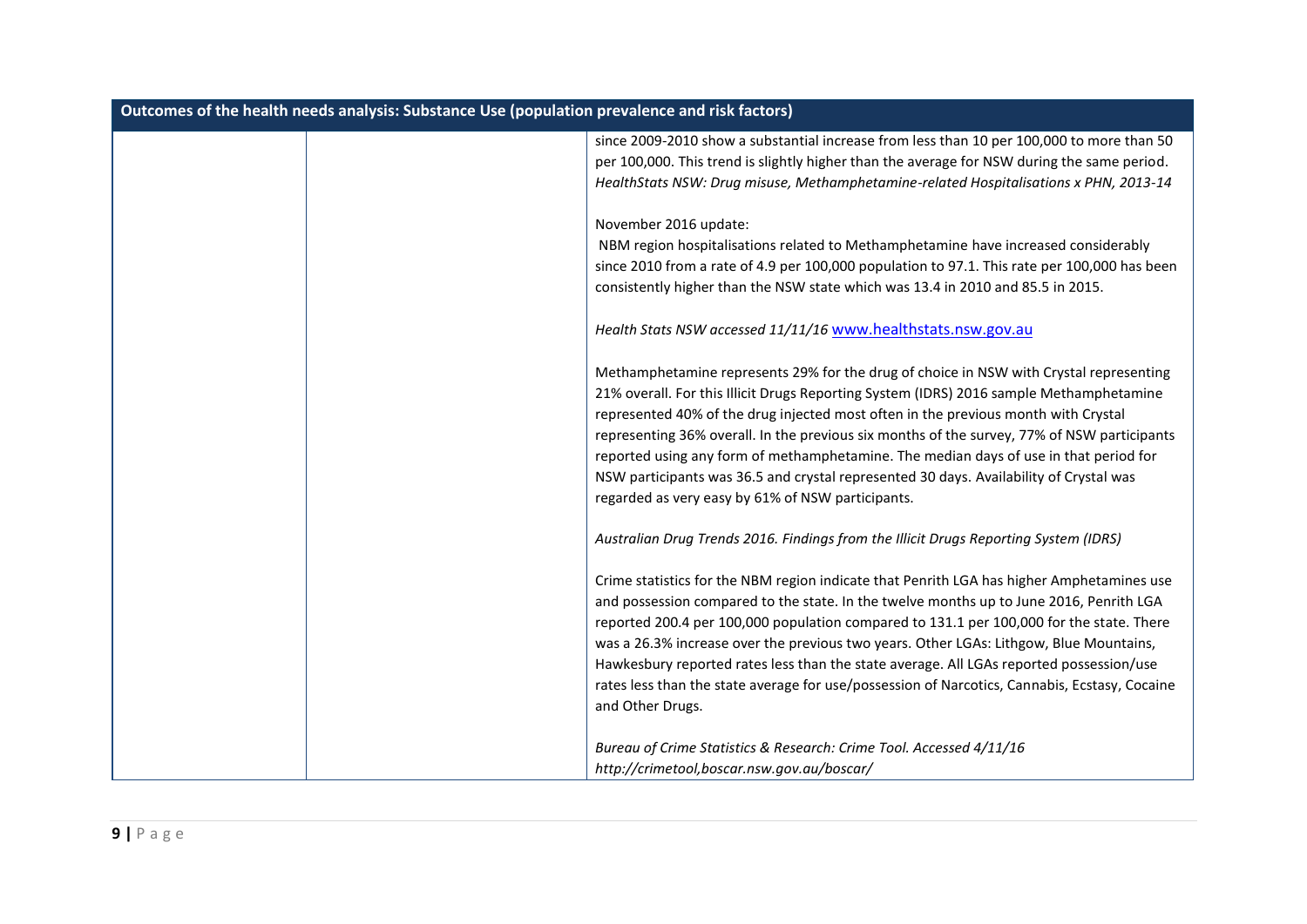| Outcomes of the health needs analysis: Substance Use (population prevalence and risk factors) | | |
|---|---|---|
| | | since 2009-2010 show a substantial increase from less than 10 per 100,000 to more than 50 per 100,000. This trend is slightly higher than the average for NSW during the same period.<br>*HealthStats NSW: Drug misuse, Methamphetamine-related Hospitalisations x PHN, 2013-14*<br><br>November 2016 update:<br>NBM region hospitalisations related to Methamphetamine have increased considerably since 2010 from a rate of 4.9 per 100,000 population to 97.1. This rate per 100,000 has been consistently higher than the NSW state which was 13.4 in 2010 and 85.5 in 2015.<br><br>*Health Stats NSW accessed 11/11/16* [www.healthstats.nsw.gov.au](http://www.healthstats.nsw.gov.au)<br><br>Methamphetamine represents 29% for the drug of choice in NSW with Crystal representing 21% overall. For this Illicit Drugs Reporting System (IDRS) 2016 sample Methamphetamine represented 40% of the drug injected most often in the previous month with Crystal representing 36% overall. In the previous six months of the survey, 77% of NSW participants reported using any form of methamphetamine. The median days of use in that period for NSW participants was 36.5 and crystal represented 30 days. Availability of Crystal was regarded as very easy by 61% of NSW participants.<br><br>*Australian Drug Trends 2016. Findings from the Illicit Drugs Reporting System (IDRS)*<br><br>Crime statistics for the NBM region indicate that Penrith LGA has higher Amphetamines use and possession compared to the state. In the twelve months up to June 2016, Penrith LGA reported 200.4 per 100,000 population compared to 131.1 per 100,000 for the state. There was a 26.3% increase over the previous two years. Other LGAs: Lithgow, Blue Mountains, Hawkesbury reported rates less than the state average. All LGAs reported possession/use rates less than the state average for use/possession of Narcotics, Cannabis, Ecstasy, Cocaine and Other Drugs.<br><br>*Bureau of Crime Statistics & Research: Crime Tool. Accessed 4/11/16*<br>*http://crimetool,boscar.nsw.gov.au/boscar/* |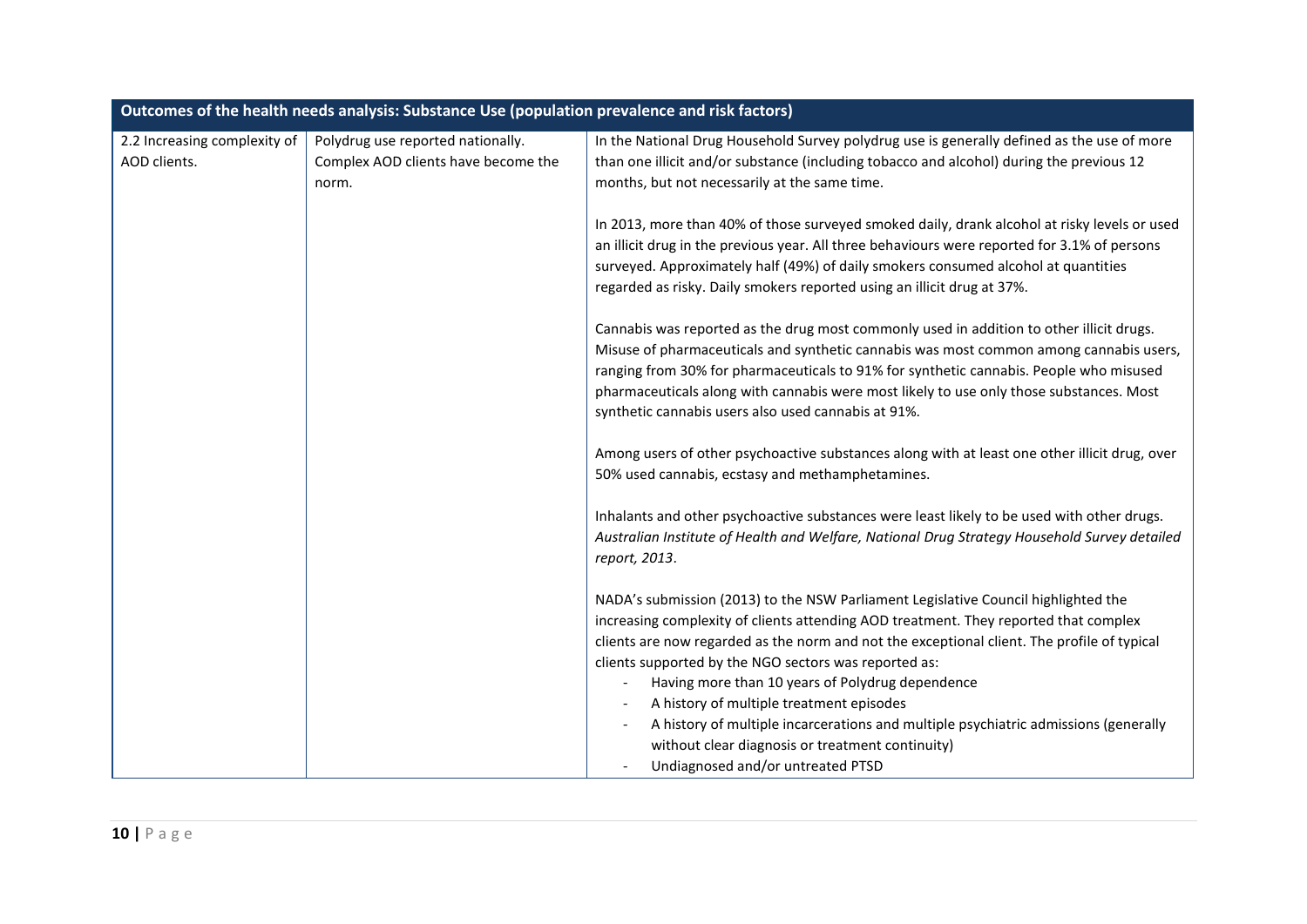| Outcomes of the health needs analysis: Substance Use (population prevalence and risk factors) | | |
|---|---|---|
| 2.2 Increasing complexity of AOD clients. | Polydrug use reported nationally. Complex AOD clients have become the norm. | In the National Drug Household Survey polydrug use is generally defined as the use of more than one illicit and/or substance (including tobacco and alcohol) during the previous 12 months, but not necessarily at the same time.<br><br>In 2013, more than 40% of those surveyed smoked daily, drank alcohol at risky levels or used an illicit drug in the previous year. All three behaviours were reported for 3.1% of persons surveyed. Approximately half (49%) of daily smokers consumed alcohol at quantities regarded as risky. Daily smokers reported using an illicit drug at 37%.<br><br>Cannabis was reported as the drug most commonly used in addition to other illicit drugs. Misuse of pharmaceuticals and synthetic cannabis was most common among cannabis users, ranging from 30% for pharmaceuticals to 91% for synthetic cannabis. People who misused pharmaceuticals along with cannabis were most likely to use only those substances. Most synthetic cannabis users also used cannabis at 91%.<br><br>Among users of other psychoactive substances along with at least one other illicit drug, over 50% used cannabis, ecstasy and methamphetamines.<br><br>Inhalants and other psychoactive substances were least likely to be used with other drugs. *Australian Institute of Health and Welfare, National Drug Strategy Household Survey detailed report, 2013*.<br><br>NADA's submission (2013) to the NSW Parliament Legislative Council highlighted the increasing complexity of clients attending AOD treatment. They reported that complex clients are now regarded as the norm and not the exceptional client. The profile of typical clients supported by the NGO sectors was reported as:<br>- Having more than 10 years of Polydrug dependence<br>- A history of multiple treatment episodes<br>- A history of multiple incarcerations and multiple psychiatric admissions (generally without clear diagnosis or treatment continuity)<br>- Undiagnosed and/or untreated PTSD |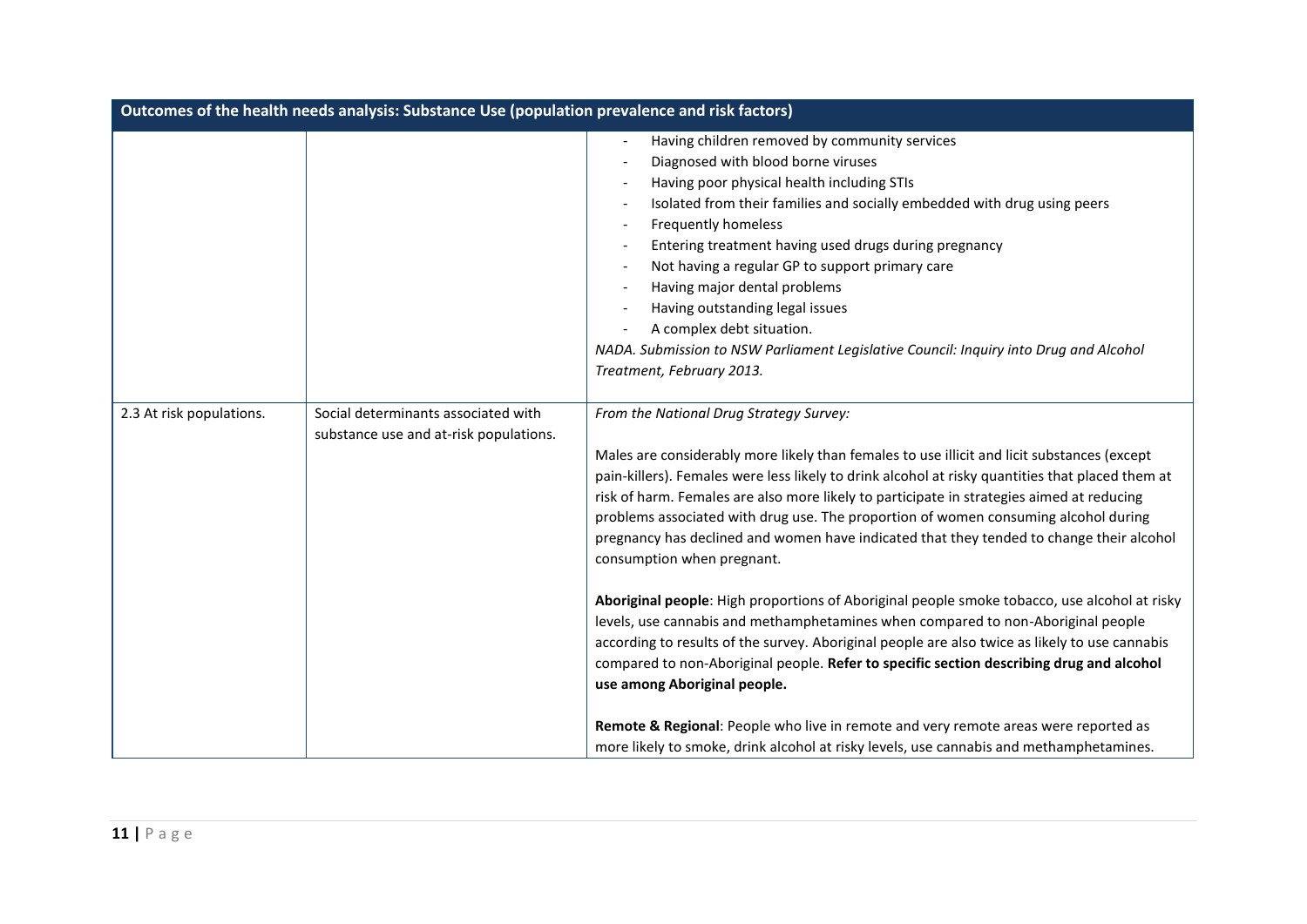| Outcomes of the health needs analysis: Substance Use (population prevalence and risk factors) | | |
|---|---|---|
| | | - Having children removed by community services<br>- Diagnosed with blood borne viruses<br>- Having poor physical health including STIs<br>- Isolated from their families and socially embedded with drug using peers<br>- Frequently homeless<br>- Entering treatment having used drugs during pregnancy<br>- Not having a regular GP to support primary care<br>- Having major dental problems<br>- Having outstanding legal issues<br>- A complex debt situation.<br>*NADA. Submission to NSW Parliament Legislative Council: Inquiry into Drug and Alcohol Treatment, February 2013.* |
| 2.3 At risk populations. | Social determinants associated with substance use and at-risk populations. | *From the National Drug Strategy Survey:*<br><br>Males are considerably more likely than females to use illicit and licit substances (except pain-killers). Females were less likely to drink alcohol at risky quantities that placed them at risk of harm. Females are also more likely to participate in strategies aimed at reducing problems associated with drug use. The proportion of women consuming alcohol during pregnancy has declined and women have indicated that they tended to change their alcohol consumption when pregnant.<br><br>**Aboriginal people**: High proportions of Aboriginal people smoke tobacco, use alcohol at risky levels, use cannabis and methamphetamines when compared to non-Aboriginal people according to results of the survey. Aboriginal people are also twice as likely to use cannabis compared to non-Aboriginal people. **Refer to specific section describing drug and alcohol use among Aboriginal people.**<br><br>**Remote & Regional**: People who live in remote and very remote areas were reported as more likely to smoke, drink alcohol at risky levels, use cannabis and methamphetamines. |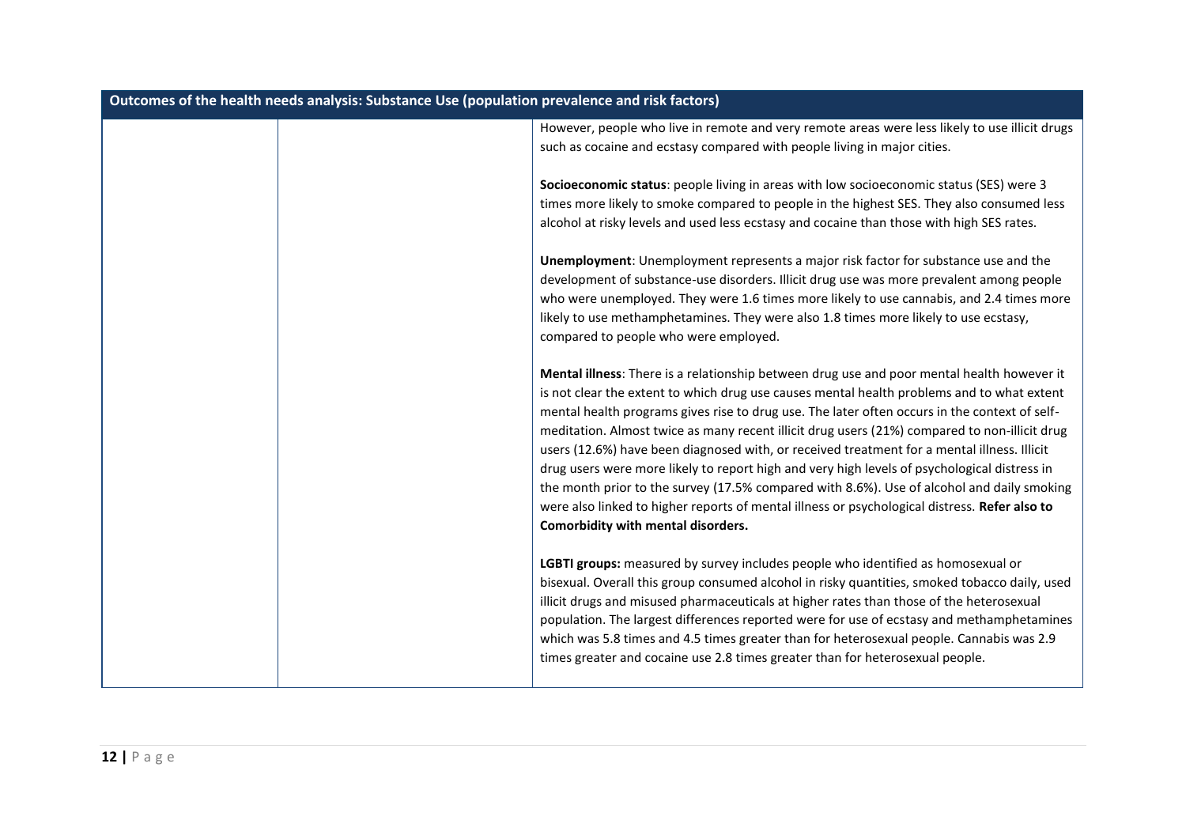| Outcomes of the health needs analysis: Substance Use (population prevalence and risk factors) | | |
|---|---|---|
| | | However, people who live in remote and very remote areas were less likely to use illicit drugs such as cocaine and ecstasy compared with people living in major cities.<br><br>**Socioeconomic status**: people living in areas with low socioeconomic status (SES) were 3 times more likely to smoke compared to people in the highest SES. They also consumed less alcohol at risky levels and used less ecstasy and cocaine than those with high SES rates.<br><br>**Unemployment**: Unemployment represents a major risk factor for substance use and the development of substance-use disorders. Illicit drug use was more prevalent among people who were unemployed. They were 1.6 times more likely to use cannabis, and 2.4 times more likely to use methamphetamines. They were also 1.8 times more likely to use ecstasy, compared to people who were employed.<br><br>**Mental illness**: There is a relationship between drug use and poor mental health however it is not clear the extent to which drug use causes mental health problems and to what extent mental health programs gives rise to drug use. The later often occurs in the context of self-meditation. Almost twice as many recent illicit drug users (21%) compared to non-illicit drug users (12.6%) have been diagnosed with, or received treatment for a mental illness. Illicit drug users were more likely to report high and very high levels of psychological distress in the month prior to the survey (17.5% compared with 8.6%). Use of alcohol and daily smoking were also linked to higher reports of mental illness or psychological distress. **Refer also to Comorbidity with mental disorders.**<br><br>**LGBTI groups:** measured by survey includes people who identified as homosexual or bisexual. Overall this group consumed alcohol in risky quantities, smoked tobacco daily, used illicit drugs and misused pharmaceuticals at higher rates than those of the heterosexual population. The largest differences reported were for use of ecstasy and methamphetamines which was 5.8 times and 4.5 times greater than for heterosexual people. Cannabis was 2.9 times greater and cocaine use 2.8 times greater than for heterosexual people. |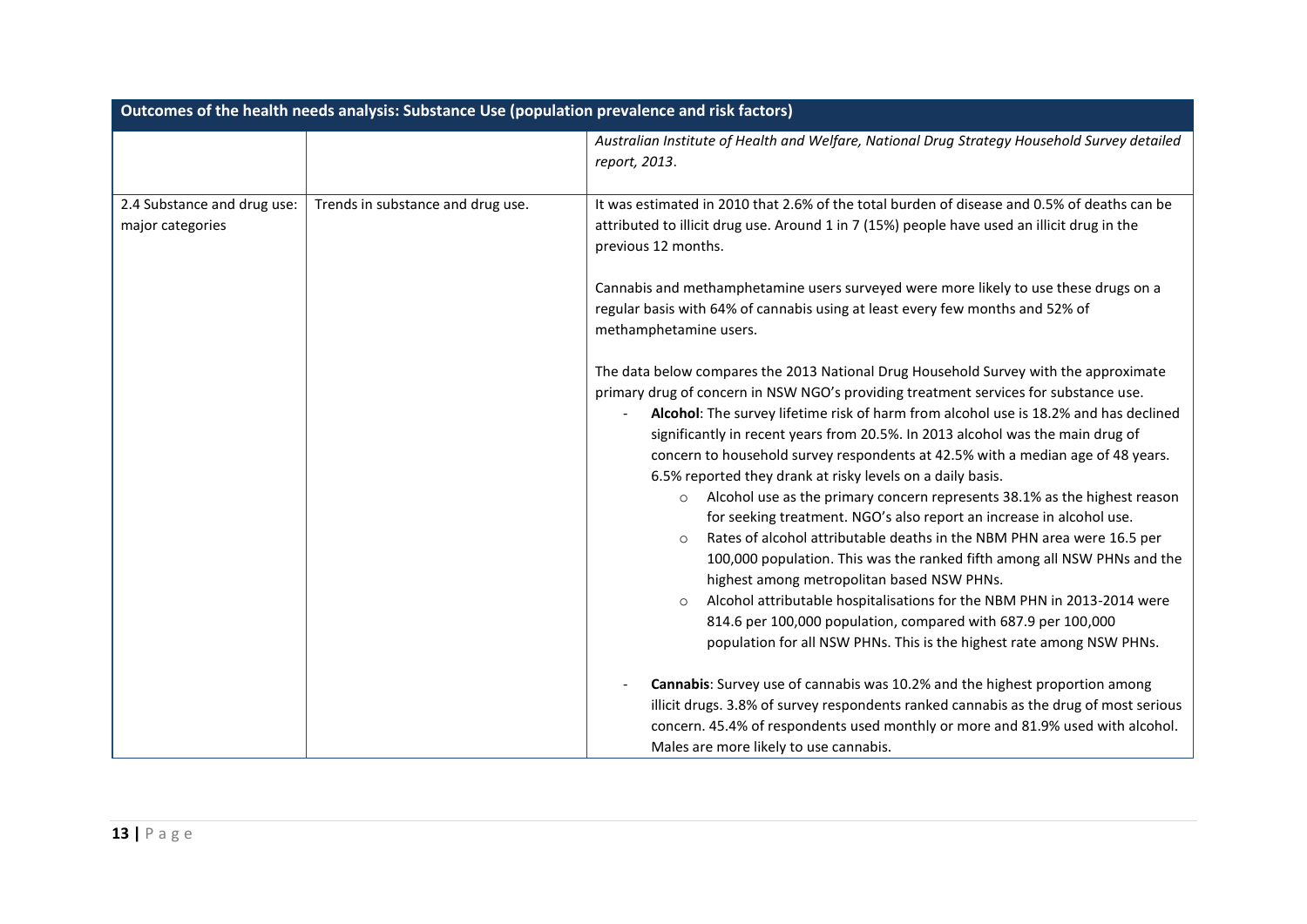| Outcomes of the health needs analysis: Substance Use (population prevalence and risk factors) | | |
|---|---|---|
| | | *Australian Institute of Health and Welfare, National Drug Strategy Household Survey detailed report, 2013*. |
| 2.4 Substance and drug use: major categories | Trends in substance and drug use. | It was estimated in 2010 that 2.6% of the total burden of disease and 0.5% of deaths can be attributed to illicit drug use. Around 1 in 7 (15%) people have used an illicit drug in the previous 12 months.<br><br>Cannabis and methamphetamine users surveyed were more likely to use these drugs on a regular basis with 64% of cannabis using at least every few months and 52% of methamphetamine users.<br><br>The data below compares the 2013 National Drug Household Survey with the approximate primary drug of concern in NSW NGO's providing treatment services for substance use.<br>- **Alcohol**: The survey lifetime risk of harm from alcohol use is 18.2% and has declined significantly in recent years from 20.5%. In 2013 alcohol was the main drug of concern to household survey respondents at 42.5% with a median age of 48 years. 6.5% reported they drank at risky levels on a daily basis.<br>&nbsp;&nbsp;&nbsp;&nbsp;o Alcohol use as the primary concern represents 38.1% as the highest reason for seeking treatment. NGO's also report an increase in alcohol use.<br>&nbsp;&nbsp;&nbsp;&nbsp;o Rates of alcohol attributable deaths in the NBM PHN area were 16.5 per 100,000 population. This was the ranked fifth among all NSW PHNs and the highest among metropolitan based NSW PHNs.<br>&nbsp;&nbsp;&nbsp;&nbsp;o Alcohol attributable hospitalisations for the NBM PHN in 2013-2014 were 814.6 per 100,000 population, compared with 687.9 per 100,000 population for all NSW PHNs. This is the highest rate among NSW PHNs.<br><br>- **Cannabis**: Survey use of cannabis was 10.2% and the highest proportion among illicit drugs. 3.8% of survey respondents ranked cannabis as the drug of most serious concern. 45.4% of respondents used monthly or more and 81.9% used with alcohol. Males are more likely to use cannabis. |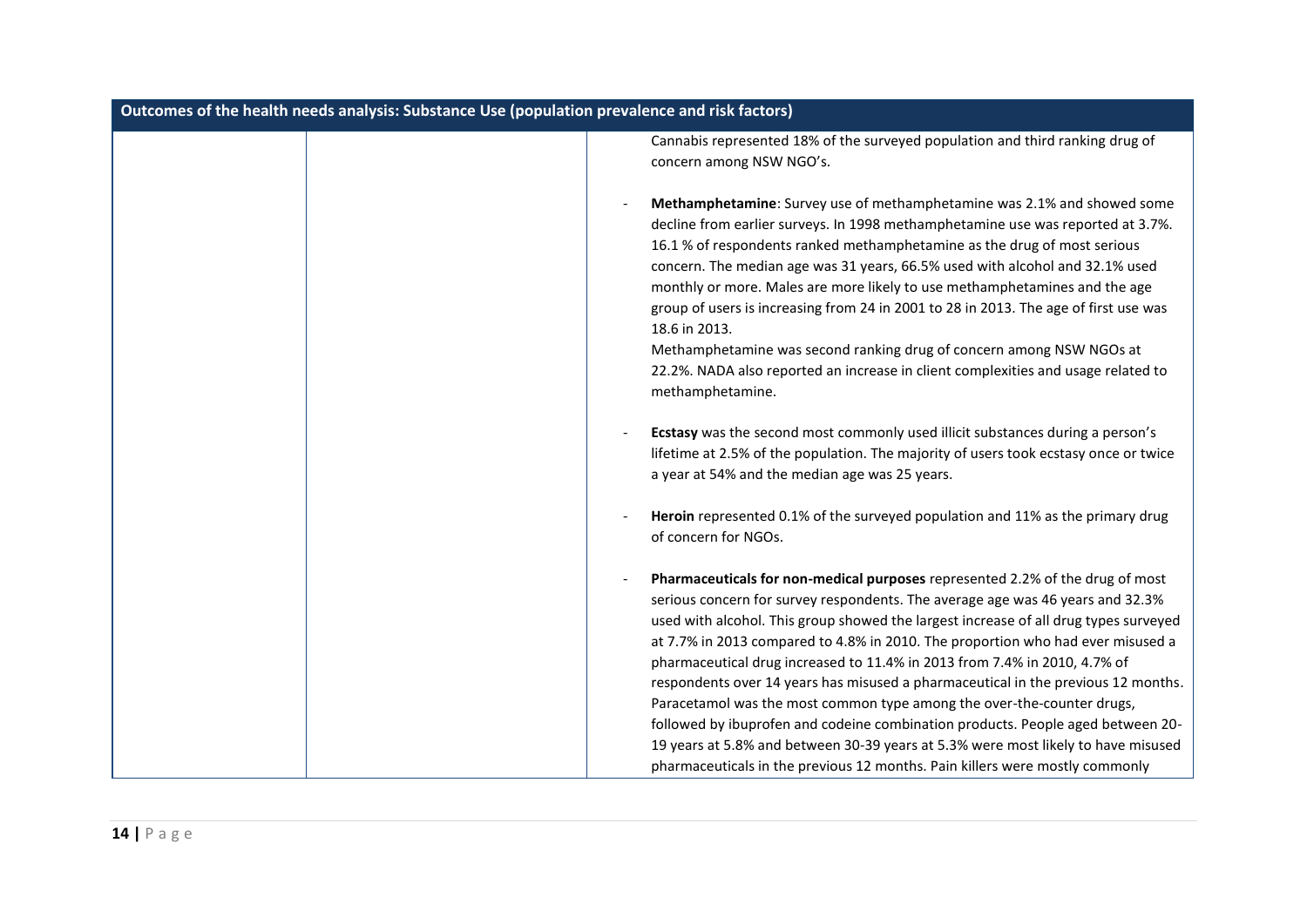| Outcomes of the health needs analysis: Substance Use (population prevalence and risk factors) | | |
|---|---|---|
| | | Cannabis represented 18% of the surveyed population and third ranking drug of concern among NSW NGO's.<br><br>- **Methamphetamine**: Survey use of methamphetamine was 2.1% and showed some decline from earlier surveys. In 1998 methamphetamine use was reported at 3.7%. 16.1 % of respondents ranked methamphetamine as the drug of most serious concern. The median age was 31 years, 66.5% used with alcohol and 32.1% used monthly or more. Males are more likely to use methamphetamines and the age group of users is increasing from 24 in 2001 to 28 in 2013. The age of first use was 18.6 in 2013.<br>Methamphetamine was second ranking drug of concern among NSW NGOs at 22.2%. NADA also reported an increase in client complexities and usage related to methamphetamine.<br><br>- **Ecstasy** was the second most commonly used illicit substances during a person's lifetime at 2.5% of the population. The majority of users took ecstasy once or twice a year at 54% and the median age was 25 years.<br><br>- **Heroin** represented 0.1% of the surveyed population and 11% as the primary drug of concern for NGOs.<br><br>- **Pharmaceuticals for non-medical purposes** represented 2.2% of the drug of most serious concern for survey respondents. The average age was 46 years and 32.3% used with alcohol. This group showed the largest increase of all drug types surveyed at 7.7% in 2013 compared to 4.8% in 2010. The proportion who had ever misused a pharmaceutical drug increased to 11.4% in 2013 from 7.4% in 2010, 4.7% of respondents over 14 years has misused a pharmaceutical in the previous 12 months. Paracetamol was the most common type among the over-the-counter drugs, followed by ibuprofen and codeine combination products. People aged between 20-19 years at 5.8% and between 30-39 years at 5.3% were most likely to have misused pharmaceuticals in the previous 12 months. Pain killers were mostly commonly |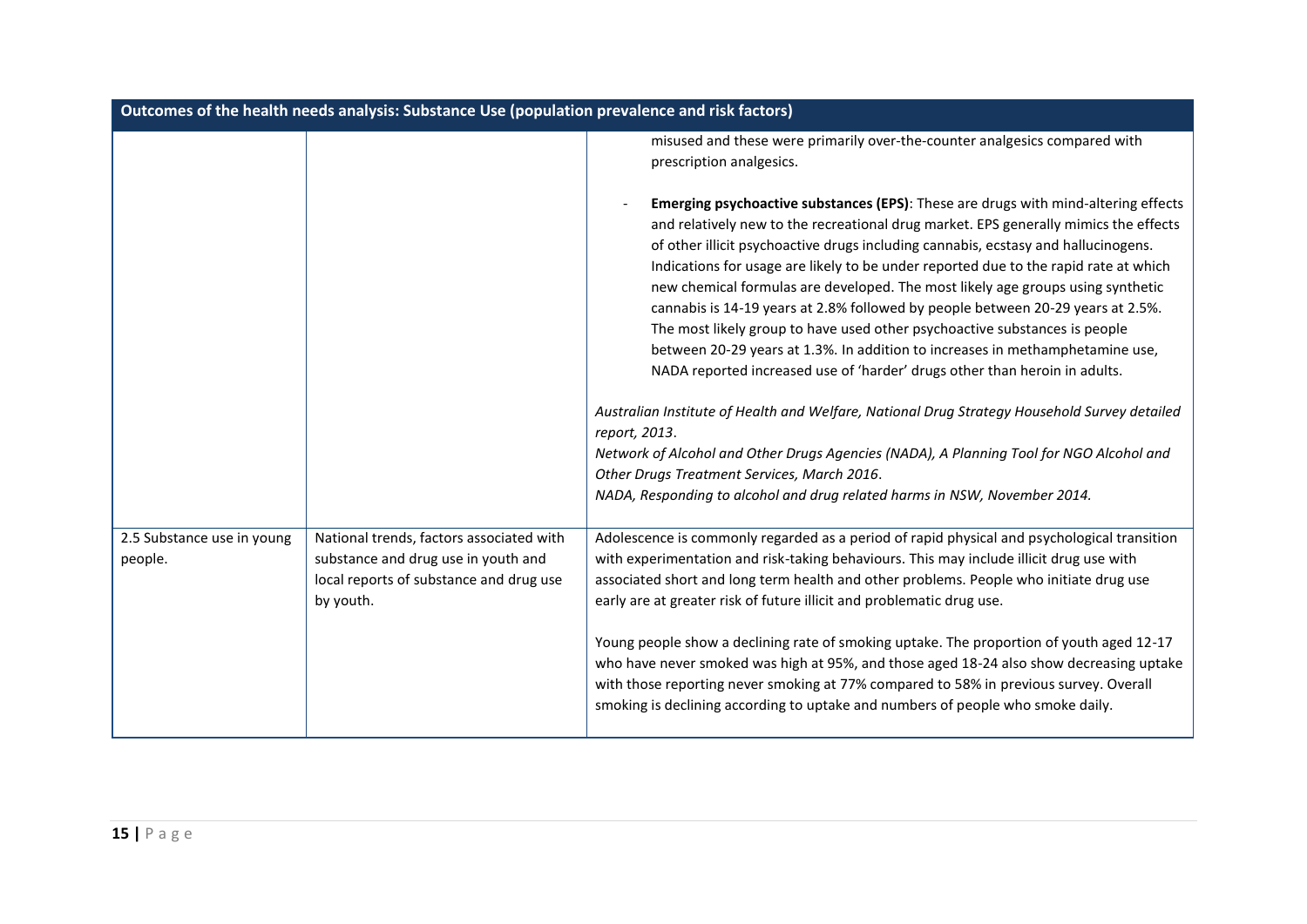| Outcomes of the health needs analysis: Substance Use (population prevalence and risk factors) | | |
|---|---|---|
| | | misused and these were primarily over-the-counter analgesics compared with prescription analgesics.<br><br>- **Emerging psychoactive substances (EPS)**: These are drugs with mind-altering effects and relatively new to the recreational drug market. EPS generally mimics the effects of other illicit psychoactive drugs including cannabis, ecstasy and hallucinogens. Indications for usage are likely to be under reported due to the rapid rate at which new chemical formulas are developed. The most likely age groups using synthetic cannabis is 14-19 years at 2.8% followed by people between 20-29 years at 2.5%. The most likely group to have used other psychoactive substances is people between 20-29 years at 1.3%. In addition to increases in methamphetamine use, NADA reported increased use of 'harder' drugs other than heroin in adults.<br><br>*Australian Institute of Health and Welfare, National Drug Strategy Household Survey detailed report, 2013*.<br>*Network of Alcohol and Other Drugs Agencies (NADA), A Planning Tool for NGO Alcohol and Other Drugs Treatment Services, March 2016*.<br>*NADA, Responding to alcohol and drug related harms in NSW, November 2014.* |
| 2.5 Substance use in young people. | National trends, factors associated with substance and drug use in youth and local reports of substance and drug use by youth. | Adolescence is commonly regarded as a period of rapid physical and psychological transition with experimentation and risk-taking behaviours. This may include illicit drug use with associated short and long term health and other problems. People who initiate drug use early are at greater risk of future illicit and problematic drug use.<br><br>Young people show a declining rate of smoking uptake. The proportion of youth aged 12-17 who have never smoked was high at 95%, and those aged 18-24 also show decreasing uptake with those reporting never smoking at 77% compared to 58% in previous survey. Overall smoking is declining according to uptake and numbers of people who smoke daily. |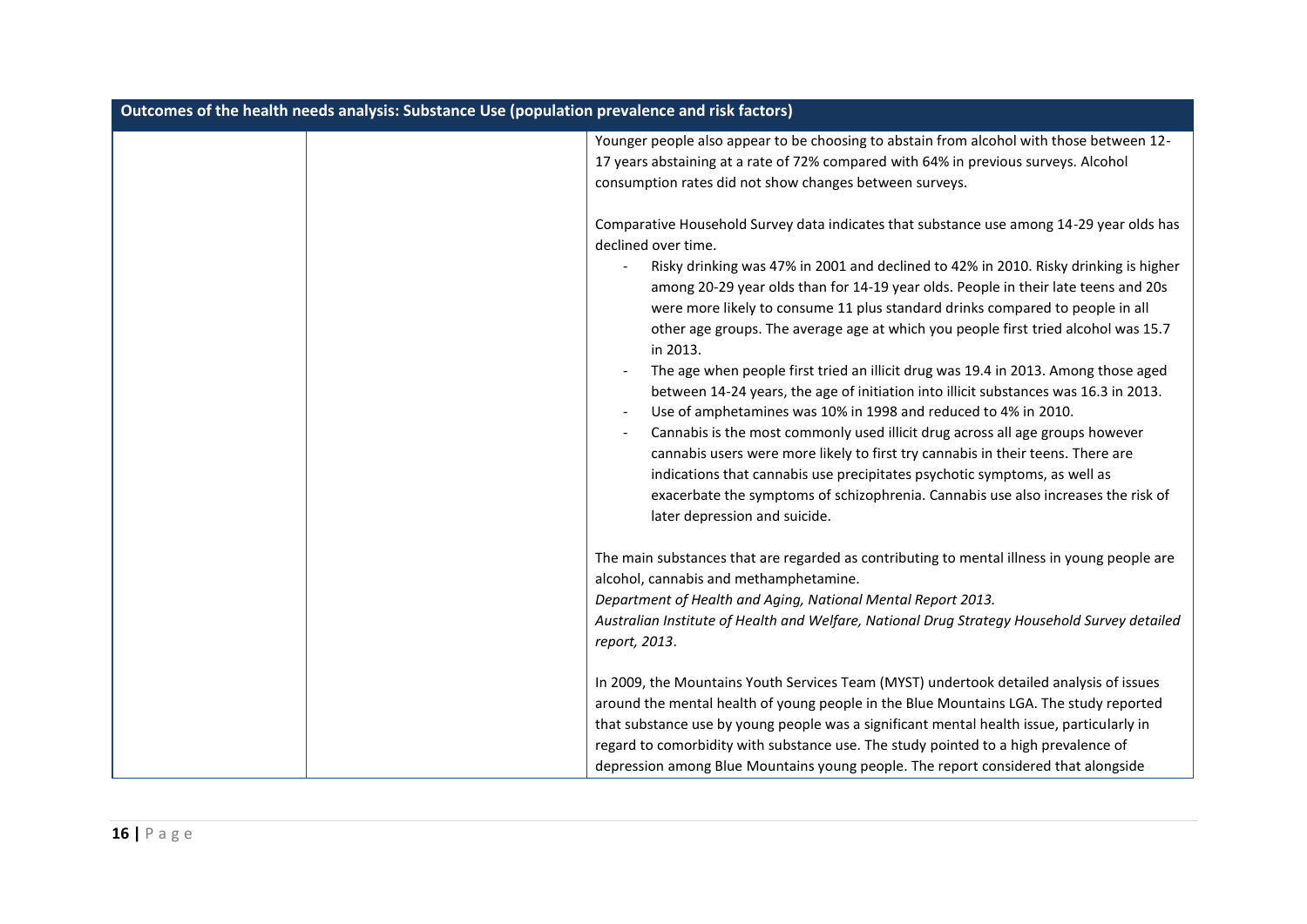| Outcomes of the health needs analysis: Substance Use (population prevalence and risk factors) | | |
|---|---|---|
| | | Younger people also appear to be choosing to abstain from alcohol with those between 12-17 years abstaining at a rate of 72% compared with 64% in previous surveys. Alcohol consumption rates did not show changes between surveys.<br><br>Comparative Household Survey data indicates that substance use among 14-29 year olds has declined over time.<br>- Risky drinking was 47% in 2001 and declined to 42% in 2010. Risky drinking is higher among 20-29 year olds than for 14-19 year olds. People in their late teens and 20s were more likely to consume 11 plus standard drinks compared to people in all other age groups. The average age at which you people first tried alcohol was 15.7 in 2013.<br>- The age when people first tried an illicit drug was 19.4 in 2013. Among those aged between 14-24 years, the age of initiation into illicit substances was 16.3 in 2013.<br>- Use of amphetamines was 10% in 1998 and reduced to 4% in 2010.<br>- Cannabis is the most commonly used illicit drug across all age groups however cannabis users were more likely to first try cannabis in their teens. There are indications that cannabis use precipitates psychotic symptoms, as well as exacerbate the symptoms of schizophrenia. Cannabis use also increases the risk of later depression and suicide.<br><br>The main substances that are regarded as contributing to mental illness in young people are alcohol, cannabis and methamphetamine.<br>*Department of Health and Aging, National Mental Report 2013.*<br>*Australian Institute of Health and Welfare, National Drug Strategy Household Survey detailed report, 2013*.<br><br>In 2009, the Mountains Youth Services Team (MYST) undertook detailed analysis of issues around the mental health of young people in the Blue Mountains LGA. The study reported that substance use by young people was a significant mental health issue, particularly in regard to comorbidity with substance use. The study pointed to a high prevalence of depression among Blue Mountains young people. The report considered that alongside |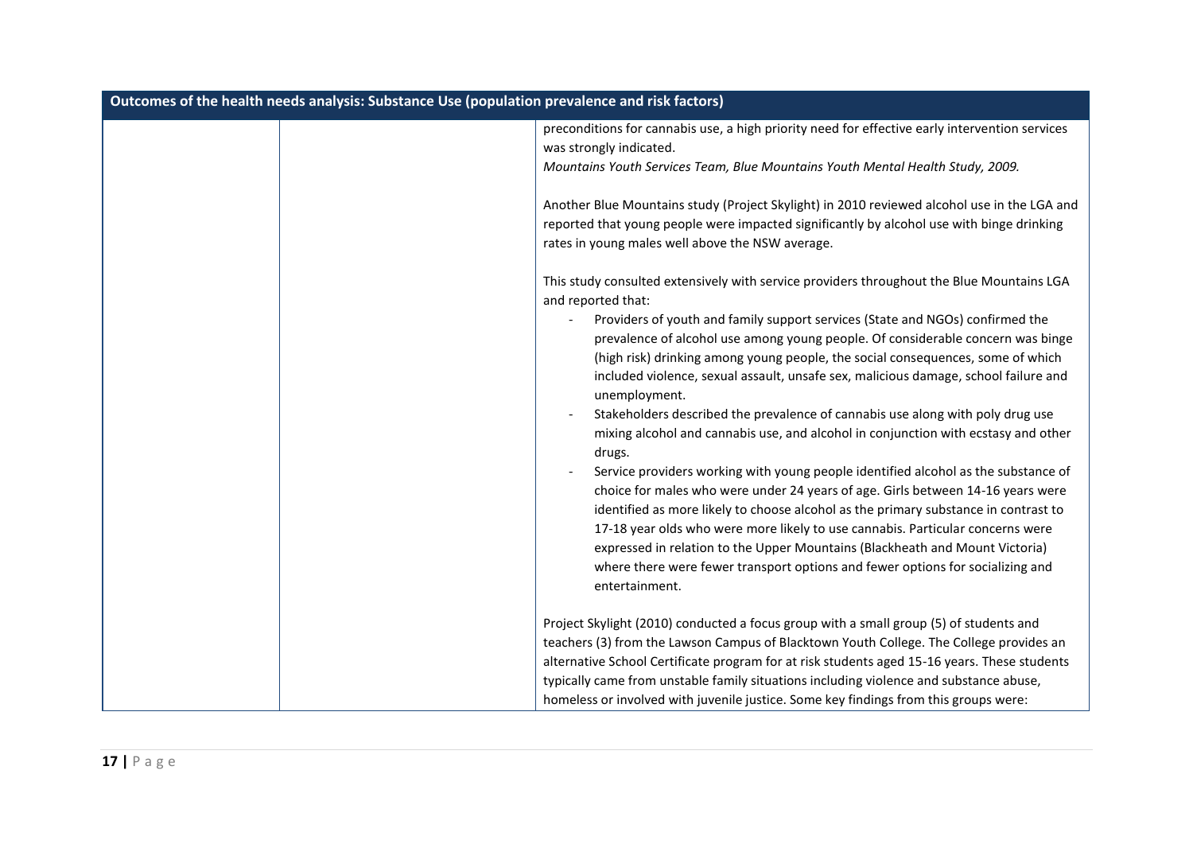| Outcomes of the health needs analysis: Substance Use (population prevalence and risk factors) | | |
|---|---|---|
| | | preconditions for cannabis use, a high priority need for effective early intervention services was strongly indicated.<br>*Mountains Youth Services Team, Blue Mountains Youth Mental Health Study, 2009.*<br><br>Another Blue Mountains study (Project Skylight) in 2010 reviewed alcohol use in the LGA and reported that young people were impacted significantly by alcohol use with binge drinking rates in young males well above the NSW average.<br><br>This study consulted extensively with service providers throughout the Blue Mountains LGA and reported that:<br>- Providers of youth and family support services (State and NGOs) confirmed the prevalence of alcohol use among young people. Of considerable concern was binge (high risk) drinking among young people, the social consequences, some of which included violence, sexual assault, unsafe sex, malicious damage, school failure and unemployment.<br>- Stakeholders described the prevalence of cannabis use along with poly drug use mixing alcohol and cannabis use, and alcohol in conjunction with ecstasy and other drugs.<br>- Service providers working with young people identified alcohol as the substance of choice for males who were under 24 years of age. Girls between 14-16 years were identified as more likely to choose alcohol as the primary substance in contrast to 17-18 year olds who were more likely to use cannabis. Particular concerns were expressed in relation to the Upper Mountains (Blackheath and Mount Victoria) where there were fewer transport options and fewer options for socializing and entertainment.<br><br>Project Skylight (2010) conducted a focus group with a small group (5) of students and teachers (3) from the Lawson Campus of Blacktown Youth College. The College provides an alternative School Certificate program for at risk students aged 15-16 years. These students typically came from unstable family situations including violence and substance abuse, homeless or involved with juvenile justice. Some key findings from this groups were: |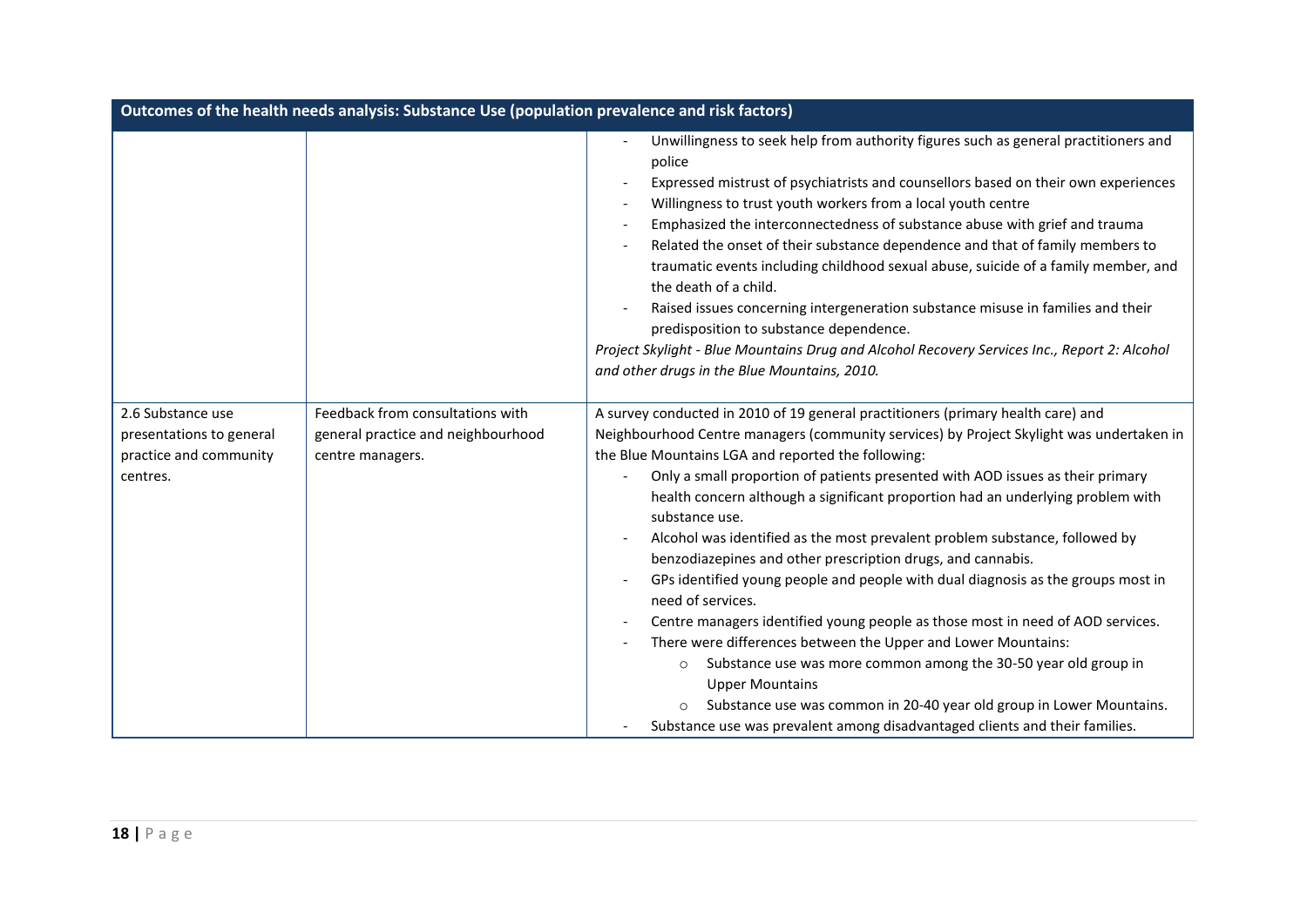| Outcomes of the health needs analysis: Substance Use (population prevalence and risk factors) | | |
|---|---|---|
| | | - Unwillingness to seek help from authority figures such as general practitioners and police<br>- Expressed mistrust of psychiatrists and counsellors based on their own experiences<br>- Willingness to trust youth workers from a local youth centre<br>- Emphasized the interconnectedness of substance abuse with grief and trauma<br>- Related the onset of their substance dependence and that of family members to traumatic events including childhood sexual abuse, suicide of a family member, and the death of a child.<br>- Raised issues concerning intergeneration substance misuse in families and their predisposition to substance dependence.<br>*Project Skylight - Blue Mountains Drug and Alcohol Recovery Services Inc., Report 2: Alcohol and other drugs in the Blue Mountains, 2010.* |
| 2.6 Substance use presentations to general practice and community centres. | Feedback from consultations with general practice and neighbourhood centre managers. | A survey conducted in 2010 of 19 general practitioners (primary health care) and Neighbourhood Centre managers (community services) by Project Skylight was undertaken in the Blue Mountains LGA and reported the following:<br>- Only a small proportion of patients presented with AOD issues as their primary health concern although a significant proportion had an underlying problem with substance use.<br>- Alcohol was identified as the most prevalent problem substance, followed by benzodiazepines and other prescription drugs, and cannabis.<br>- GPs identified young people and people with dual diagnosis as the groups most in need of services.<br>- Centre managers identified young people as those most in need of AOD services.<br>- There were differences between the Upper and Lower Mountains:<br>&nbsp;&nbsp;&nbsp;&nbsp;o Substance use was more common among the 30-50 year old group in Upper Mountains<br>&nbsp;&nbsp;&nbsp;&nbsp;o Substance use was common in 20-40 year old group in Lower Mountains.<br>- Substance use was prevalent among disadvantaged clients and their families. |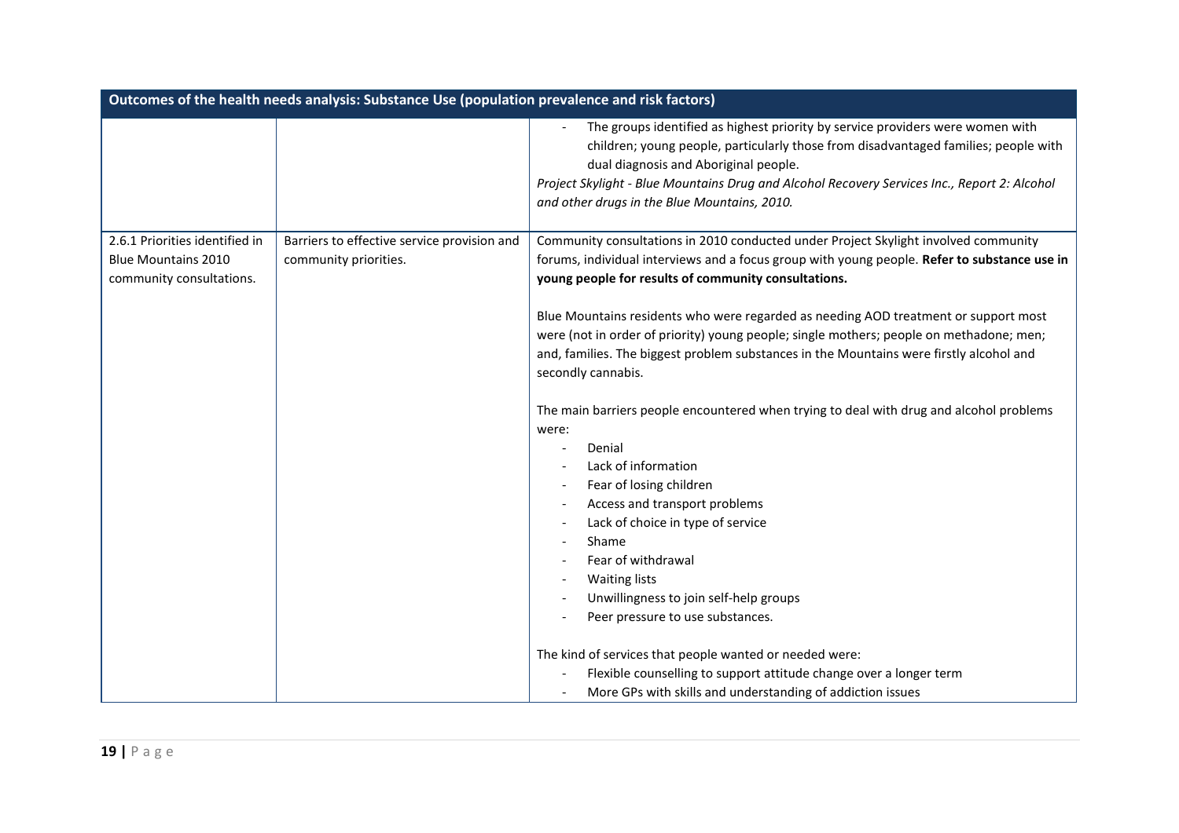| Outcomes of the health needs analysis: Substance Use (population prevalence and risk factors) | | |
|---|---|---|
| | | - The groups identified as highest priority by service providers were women with children; young people, particularly those from disadvantaged families; people with dual diagnosis and Aboriginal people.<br>*Project Skylight - Blue Mountains Drug and Alcohol Recovery Services Inc., Report 2: Alcohol and other drugs in the Blue Mountains, 2010.* |
| 2.6.1 Priorities identified in Blue Mountains 2010 community consultations. | Barriers to effective service provision and community priorities. | Community consultations in 2010 conducted under Project Skylight involved community forums, individual interviews and a focus group with young people. **Refer to substance use in young people for results of community consultations.**<br><br>Blue Mountains residents who were regarded as needing AOD treatment or support most were (not in order of priority) young people; single mothers; people on methadone; men; and, families. The biggest problem substances in the Mountains were firstly alcohol and secondly cannabis.<br><br>The main barriers people encountered when trying to deal with drug and alcohol problems were:<br>- Denial<br>- Lack of information<br>- Fear of losing children<br>- Access and transport problems<br>- Lack of choice in type of service<br>- Shame<br>- Fear of withdrawal<br>- Waiting lists<br>- Unwillingness to join self-help groups<br>- Peer pressure to use substances.<br><br>The kind of services that people wanted or needed were:<br>- Flexible counselling to support attitude change over a longer term<br>- More GPs with skills and understanding of addiction issues |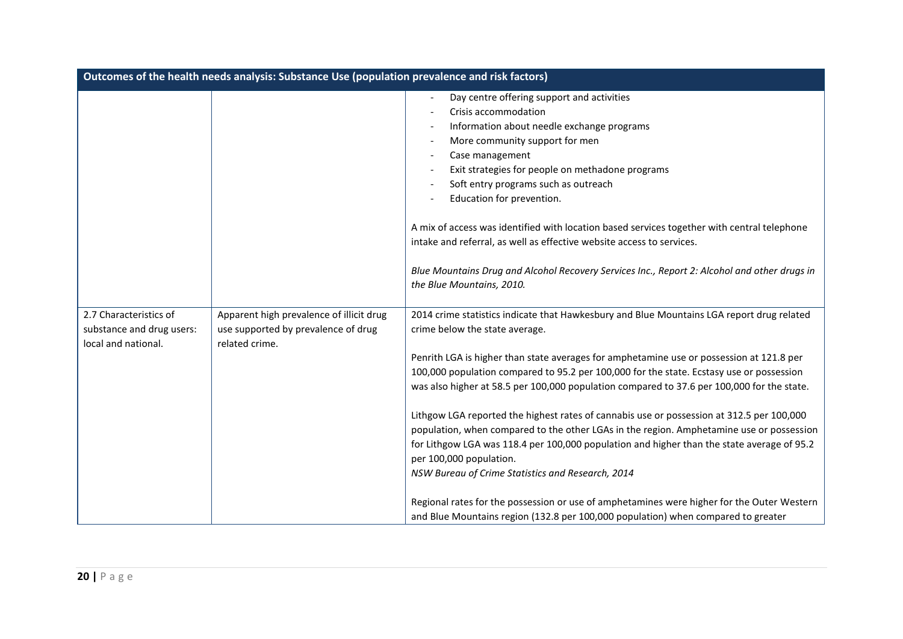| Outcomes of the health needs analysis: Substance Use (population prevalence and risk factors) | | |
|---|---|---|
| | | - Day centre offering support and activities<br>- Crisis accommodation<br>- Information about needle exchange programs<br>- More community support for men<br>- Case management<br>- Exit strategies for people on methadone programs<br>- Soft entry programs such as outreach<br>- Education for prevention.<br><br>A mix of access was identified with location based services together with central telephone intake and referral, as well as effective website access to services.<br><br>*Blue Mountains Drug and Alcohol Recovery Services Inc., Report 2: Alcohol and other drugs in the Blue Mountains, 2010.* |
| 2.7 Characteristics of substance and drug users: local and national. | Apparent high prevalence of illicit drug use supported by prevalence of drug related crime. | 2014 crime statistics indicate that Hawkesbury and Blue Mountains LGA report drug related crime below the state average.<br><br>Penrith LGA is higher than state averages for amphetamine use or possession at 121.8 per 100,000 population compared to 95.2 per 100,000 for the state. Ecstasy use or possession was also higher at 58.5 per 100,000 population compared to 37.6 per 100,000 for the state.<br><br>Lithgow LGA reported the highest rates of cannabis use or possession at 312.5 per 100,000 population, when compared to the other LGAs in the region. Amphetamine use or possession for Lithgow LGA was 118.4 per 100,000 population and higher than the state average of 95.2 per 100,000 population.<br>*NSW Bureau of Crime Statistics and Research, 2014*<br><br>Regional rates for the possession or use of amphetamines were higher for the Outer Western and Blue Mountains region (132.8 per 100,000 population) when compared to greater |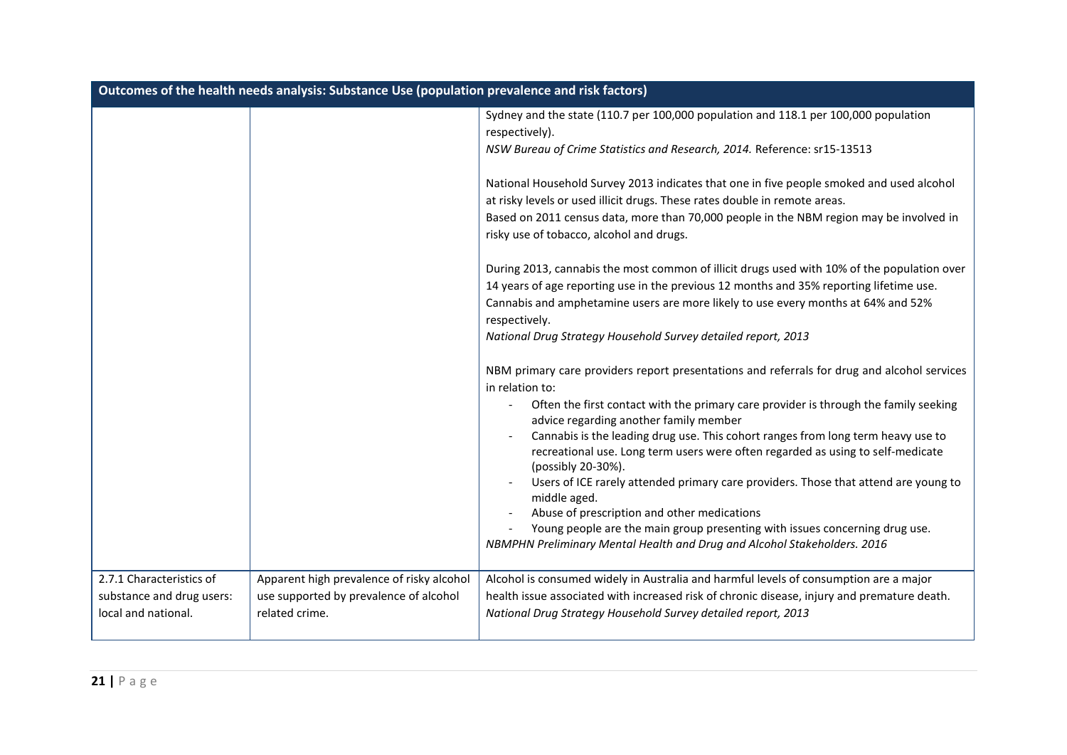| Outcomes of the health needs analysis: Substance Use (population prevalence and risk factors) | | |
|---|---|---|
| | | Sydney and the state (110.7 per 100,000 population and 118.1 per 100,000 population respectively).<br>*NSW Bureau of Crime Statistics and Research, 2014.* Reference: sr15-13513<br><br>National Household Survey 2013 indicates that one in five people smoked and used alcohol at risky levels or used illicit drugs. These rates double in remote areas.<br>Based on 2011 census data, more than 70,000 people in the NBM region may be involved in risky use of tobacco, alcohol and drugs.<br><br>During 2013, cannabis the most common of illicit drugs used with 10% of the population over 14 years of age reporting use in the previous 12 months and 35% reporting lifetime use. Cannabis and amphetamine users are more likely to use every months at 64% and 52% respectively.<br>*National Drug Strategy Household Survey detailed report, 2013*<br><br>NBM primary care providers report presentations and referrals for drug and alcohol services in relation to:<br>- Often the first contact with the primary care provider is through the family seeking advice regarding another family member<br>- Cannabis is the leading drug use. This cohort ranges from long term heavy use to recreational use. Long term users were often regarded as using to self-medicate (possibly 20-30%).<br>- Users of ICE rarely attended primary care providers. Those that attend are young to middle aged.<br>- Abuse of prescription and other medications<br>- Young people are the main group presenting with issues concerning drug use.<br>*NBMPHN Preliminary Mental Health and Drug and Alcohol Stakeholders. 2016* |
| 2.7.1 Characteristics of substance and drug users: local and national. | Apparent high prevalence of risky alcohol use supported by prevalence of alcohol related crime. | Alcohol is consumed widely in Australia and harmful levels of consumption are a major health issue associated with increased risk of chronic disease, injury and premature death.<br>*National Drug Strategy Household Survey detailed report, 2013* |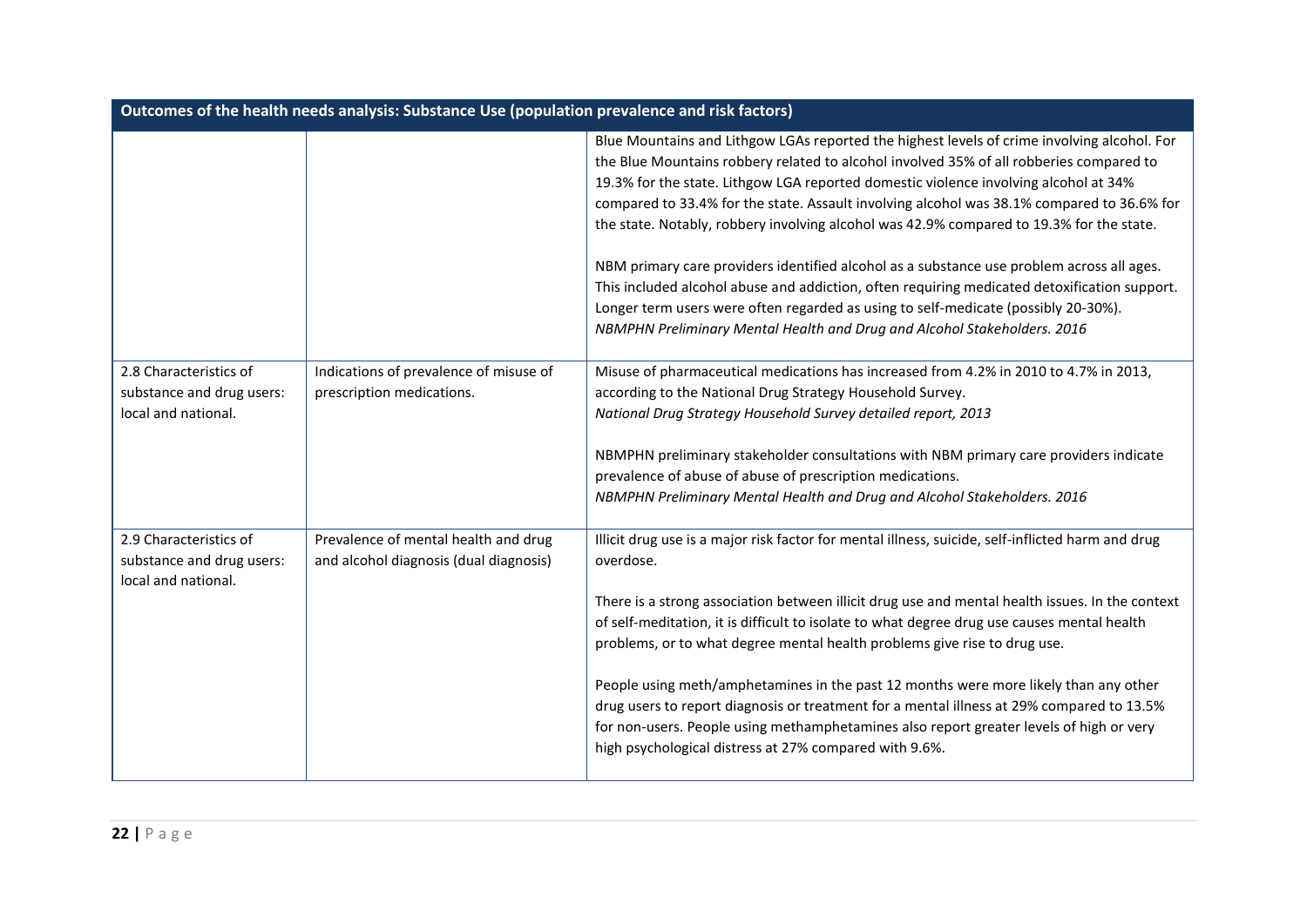| Outcomes of the health needs analysis: Substance Use (population prevalence and risk factors) | | |
|---|---|---|
| | | Blue Mountains and Lithgow LGAs reported the highest levels of crime involving alcohol. For the Blue Mountains robbery related to alcohol involved 35% of all robberies compared to 19.3% for the state. Lithgow LGA reported domestic violence involving alcohol at 34% compared to 33.4% for the state. Assault involving alcohol was 38.1% compared to 36.6% for the state. Notably, robbery involving alcohol was 42.9% compared to 19.3% for the state.<br><br>NBM primary care providers identified alcohol as a substance use problem across all ages. This included alcohol abuse and addiction, often requiring medicated detoxification support. Longer term users were often regarded as using to self-medicate (possibly 20-30%).<br>*NBMPHN Preliminary Mental Health and Drug and Alcohol Stakeholders. 2016* |
| 2.8 Characteristics of substance and drug users: local and national. | Indications of prevalence of misuse of prescription medications. | Misuse of pharmaceutical medications has increased from 4.2% in 2010 to 4.7% in 2013, according to the National Drug Strategy Household Survey.<br>*National Drug Strategy Household Survey detailed report, 2013*<br><br>NBMPHN preliminary stakeholder consultations with NBM primary care providers indicate prevalence of abuse of abuse of prescription medications.<br>*NBMPHN Preliminary Mental Health and Drug and Alcohol Stakeholders. 2016* |
| 2.9 Characteristics of substance and drug users: local and national. | Prevalence of mental health and drug and alcohol diagnosis (dual diagnosis) | Illicit drug use is a major risk factor for mental illness, suicide, self-inflicted harm and drug overdose.<br><br>There is a strong association between illicit drug use and mental health issues. In the context of self-meditation, it is difficult to isolate to what degree drug use causes mental health problems, or to what degree mental health problems give rise to drug use.<br><br>People using meth/amphetamines in the past 12 months were more likely than any other drug users to report diagnosis or treatment for a mental illness at 29% compared to 13.5% for non-users. People using methamphetamines also report greater levels of high or very high psychological distress at 27% compared with 9.6%. |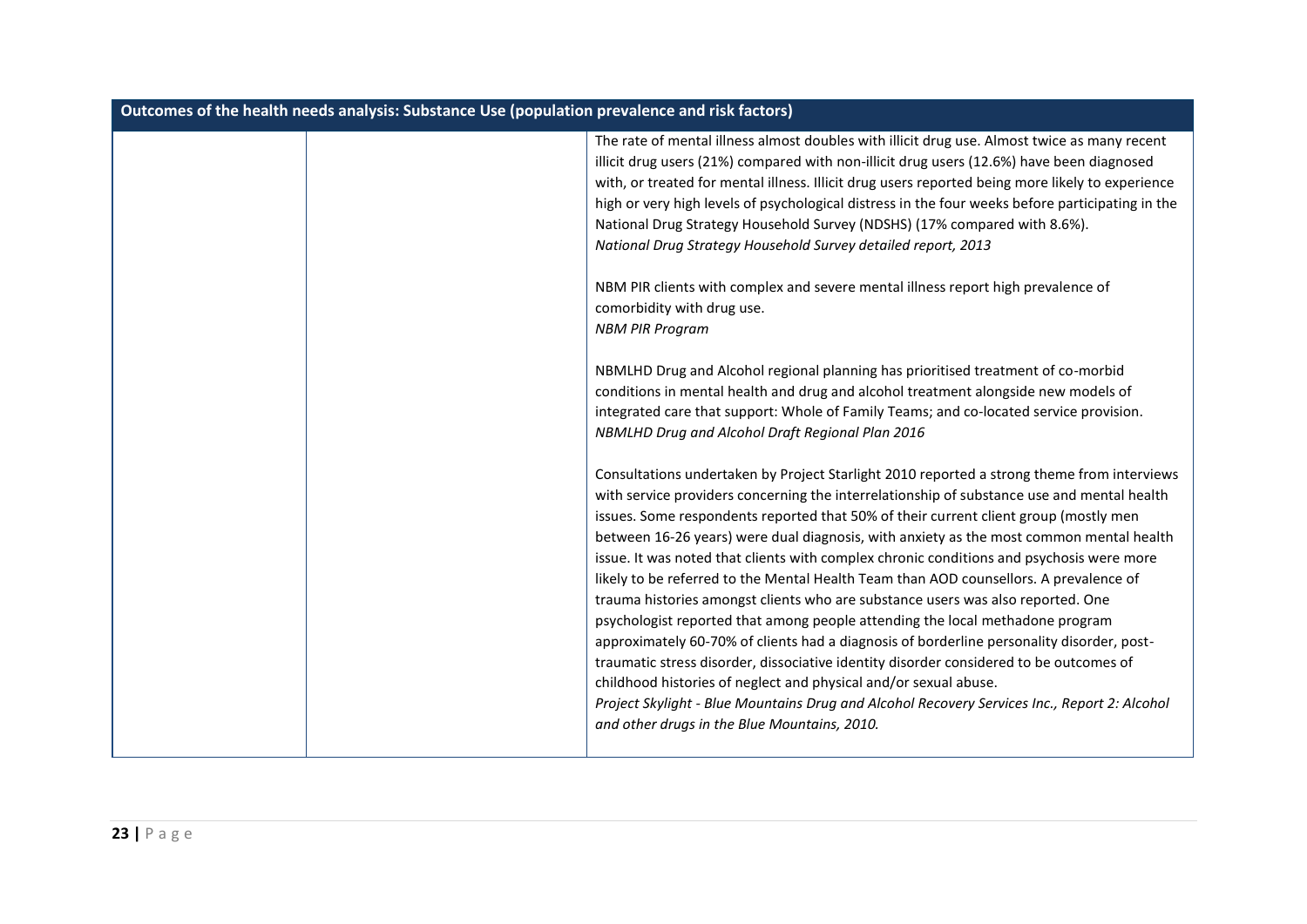| Outcomes of the health needs analysis: Substance Use (population prevalence and risk factors) | | |
|---|---|---|
| | | The rate of mental illness almost doubles with illicit drug use. Almost twice as many recent illicit drug users (21%) compared with non-illicit drug users (12.6%) have been diagnosed with, or treated for mental illness. Illicit drug users reported being more likely to experience high or very high levels of psychological distress in the four weeks before participating in the National Drug Strategy Household Survey (NDSHS) (17% compared with 8.6%).<br>*National Drug Strategy Household Survey detailed report, 2013*<br><br>NBM PIR clients with complex and severe mental illness report high prevalence of comorbidity with drug use.<br>*NBM PIR Program*<br><br>NBMLHD Drug and Alcohol regional planning has prioritised treatment of co-morbid conditions in mental health and drug and alcohol treatment alongside new models of integrated care that support: Whole of Family Teams; and co-located service provision.<br>*NBMLHD Drug and Alcohol Draft Regional Plan 2016*<br><br>Consultations undertaken by Project Starlight 2010 reported a strong theme from interviews with service providers concerning the interrelationship of substance use and mental health issues. Some respondents reported that 50% of their current client group (mostly men between 16-26 years) were dual diagnosis, with anxiety as the most common mental health issue. It was noted that clients with complex chronic conditions and psychosis were more likely to be referred to the Mental Health Team than AOD counsellors. A prevalence of trauma histories amongst clients who are substance users was also reported. One psychologist reported that among people attending the local methadone program approximately 60-70% of clients had a diagnosis of borderline personality disorder, post-traumatic stress disorder, dissociative identity disorder considered to be outcomes of childhood histories of neglect and physical and/or sexual abuse.<br>*Project Skylight - Blue Mountains Drug and Alcohol Recovery Services Inc., Report 2: Alcohol and other drugs in the Blue Mountains, 2010.* |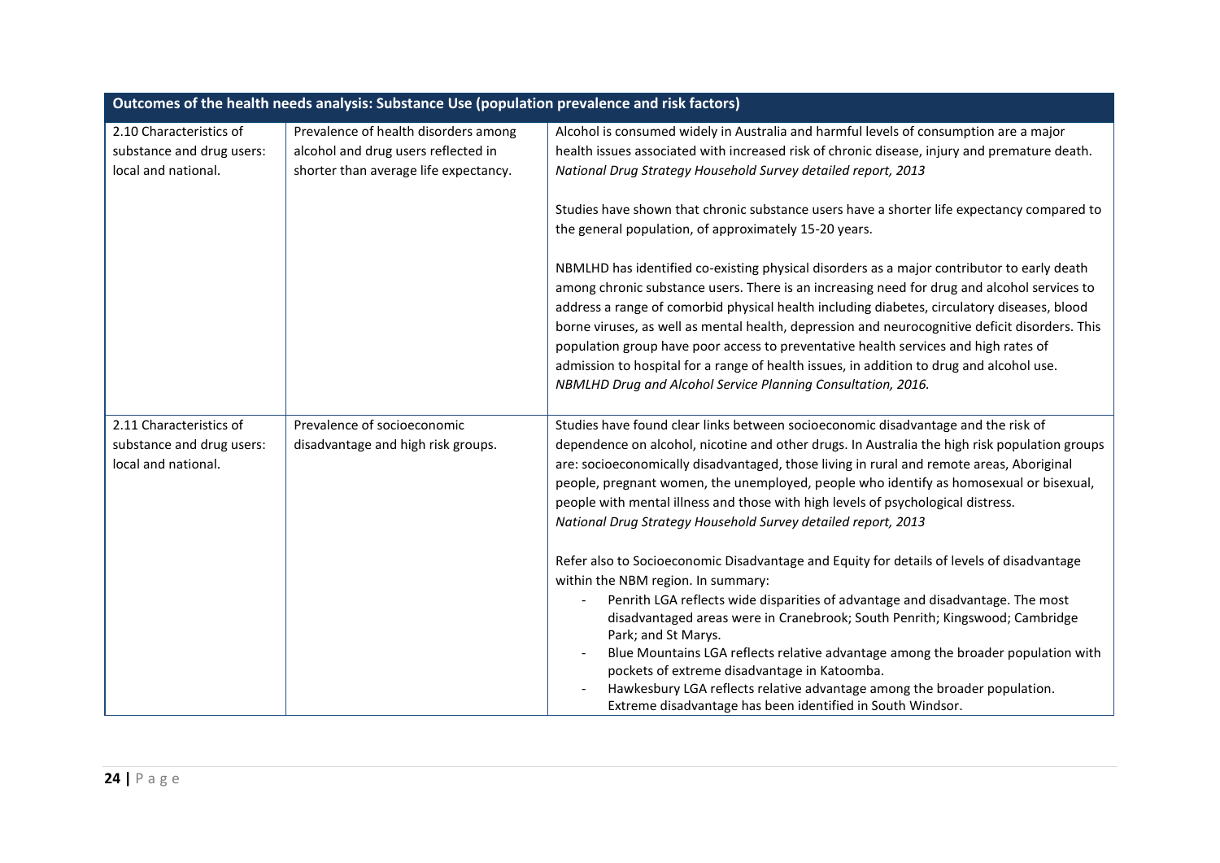| Outcomes of the health needs analysis: Substance Use (population prevalence and risk factors) | | |
|---|---|---|
| 2.10 Characteristics of substance and drug users: local and national. | Prevalence of health disorders among alcohol and drug users reflected in shorter than average life expectancy. | Alcohol is consumed widely in Australia and harmful levels of consumption are a major health issues associated with increased risk of chronic disease, injury and premature death. *National Drug Strategy Household Survey detailed report, 2013*<br><br>Studies have shown that chronic substance users have a shorter life expectancy compared to the general population, of approximately 15-20 years.<br><br>NBMLHD has identified co-existing physical disorders as a major contributor to early death among chronic substance users. There is an increasing need for drug and alcohol services to address a range of comorbid physical health including diabetes, circulatory diseases, blood borne viruses, as well as mental health, depression and neurocognitive deficit disorders. This population group have poor access to preventative health services and high rates of admission to hospital for a range of health issues, in addition to drug and alcohol use. *NBMLHD Drug and Alcohol Service Planning Consultation, 2016.* |
| 2.11 Characteristics of substance and drug users: local and national. | Prevalence of socioeconomic disadvantage and high risk groups. | Studies have found clear links between socioeconomic disadvantage and the risk of dependence on alcohol, nicotine and other drugs. In Australia the high risk population groups are: socioeconomically disadvantaged, those living in rural and remote areas, Aboriginal people, pregnant women, the unemployed, people who identify as homosexual or bisexual, people with mental illness and those with high levels of psychological distress. *National Drug Strategy Household Survey detailed report, 2013*<br><br>Refer also to Socioeconomic Disadvantage and Equity for details of levels of disadvantage within the NBM region. In summary:<br>- Penrith LGA reflects wide disparities of advantage and disadvantage. The most disadvantaged areas were in Cranebrook; South Penrith; Kingswood; Cambridge Park; and St Marys.<br>- Blue Mountains LGA reflects relative advantage among the broader population with pockets of extreme disadvantage in Katoomba.<br>- Hawkesbury LGA reflects relative advantage among the broader population. Extreme disadvantage has been identified in South Windsor. |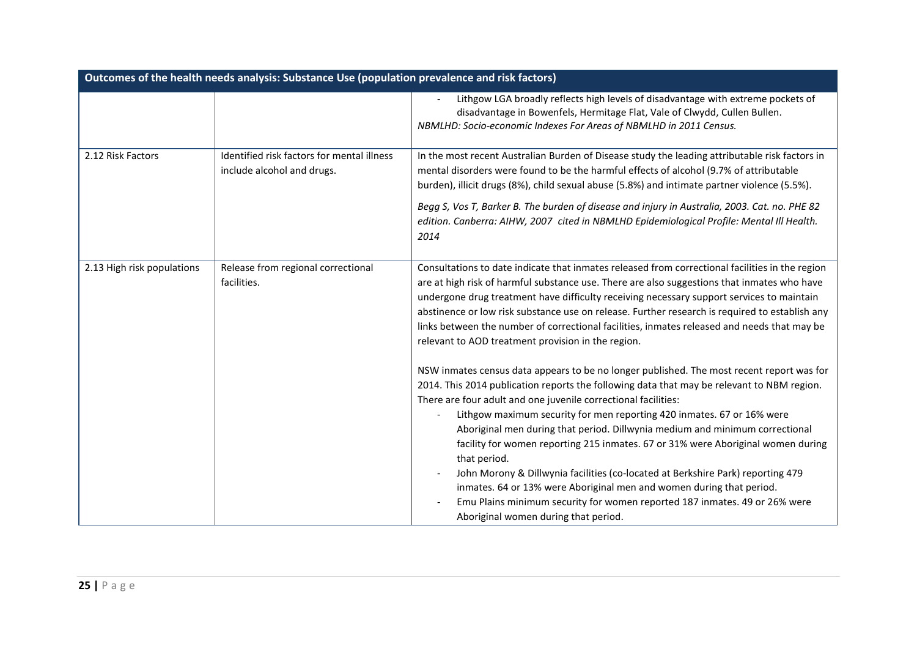| Outcomes of the health needs analysis: Substance Use (population prevalence and risk factors) | | |
|---|---|---|
| | | - Lithgow LGA broadly reflects high levels of disadvantage with extreme pockets of disadvantage in Bowenfels, Hermitage Flat, Vale of Clwydd, Cullen Bullen.<br>*NBMLHD: Socio-economic Indexes For Areas of NBMLHD in 2011 Census.* |
| 2.12 Risk Factors | Identified risk factors for mental illness include alcohol and drugs. | In the most recent Australian Burden of Disease study the leading attributable risk factors in mental disorders were found to be the harmful effects of alcohol (9.7% of attributable burden), illicit drugs (8%), child sexual abuse (5.8%) and intimate partner violence (5.5%).<br><br>*Begg S, Vos T, Barker B. The burden of disease and injury in Australia, 2003. Cat. no. PHE 82 edition. Canberra: AIHW, 2007 cited in NBMLHD Epidemiological Profile: Mental Ill Health. 2014* |
| 2.13 High risk populations | Release from regional correctional facilities. | Consultations to date indicate that inmates released from correctional facilities in the region are at high risk of harmful substance use. There are also suggestions that inmates who have undergone drug treatment have difficulty receiving necessary support services to maintain abstinence or low risk substance use on release. Further research is required to establish any links between the number of correctional facilities, inmates released and needs that may be relevant to AOD treatment provision in the region.<br><br>NSW inmates census data appears to be no longer published. The most recent report was for 2014. This 2014 publication reports the following data that may be relevant to NBM region. There are four adult and one juvenile correctional facilities:<br>- Lithgow maximum security for men reporting 420 inmates. 67 or 16% were Aboriginal men during that period. Dillwynia medium and minimum correctional facility for women reporting 215 inmates. 67 or 31% were Aboriginal women during that period.<br>- John Morony & Dillwynia facilities (co-located at Berkshire Park) reporting 479 inmates. 64 or 13% were Aboriginal men and women during that period.<br>- Emu Plains minimum security for women reported 187 inmates. 49 or 26% were Aboriginal women during that period. |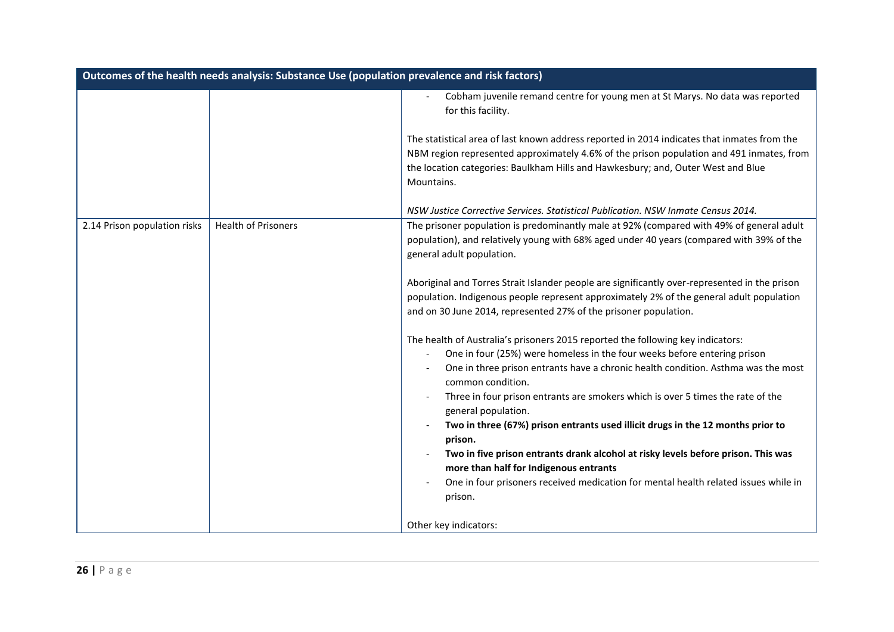| Outcomes of the health needs analysis: Substance Use (population prevalence and risk factors) | | |
|---|---|---|
| | | - Cobham juvenile remand centre for young men at St Marys. No data was reported for this facility.<br><br>The statistical area of last known address reported in 2014 indicates that inmates from the NBM region represented approximately 4.6% of the prison population and 491 inmates, from the location categories: Baulkham Hills and Hawkesbury; and, Outer West and Blue Mountains.<br><br>*NSW Justice Corrective Services. Statistical Publication. NSW Inmate Census 2014.* |
| 2.14 Prison population risks | Health of Prisoners | The prisoner population is predominantly male at 92% (compared with 49% of general adult population), and relatively young with 68% aged under 40 years (compared with 39% of the general adult population.<br><br>Aboriginal and Torres Strait Islander people are significantly over-represented in the prison population. Indigenous people represent approximately 2% of the general adult population and on 30 June 2014, represented 27% of the prisoner population.<br><br>The health of Australia's prisoners 2015 reported the following key indicators:<br>- One in four (25%) were homeless in the four weeks before entering prison<br>- One in three prison entrants have a chronic health condition. Asthma was the most common condition.<br>- Three in four prison entrants are smokers which is over 5 times the rate of the general population.<br>- **Two in three (67%) prison entrants used illicit drugs in the 12 months prior to prison.**<br>- **Two in five prison entrants drank alcohol at risky levels before prison. This was more than half for Indigenous entrants**<br>- One in four prisoners received medication for mental health related issues while in prison.<br><br>Other key indicators: |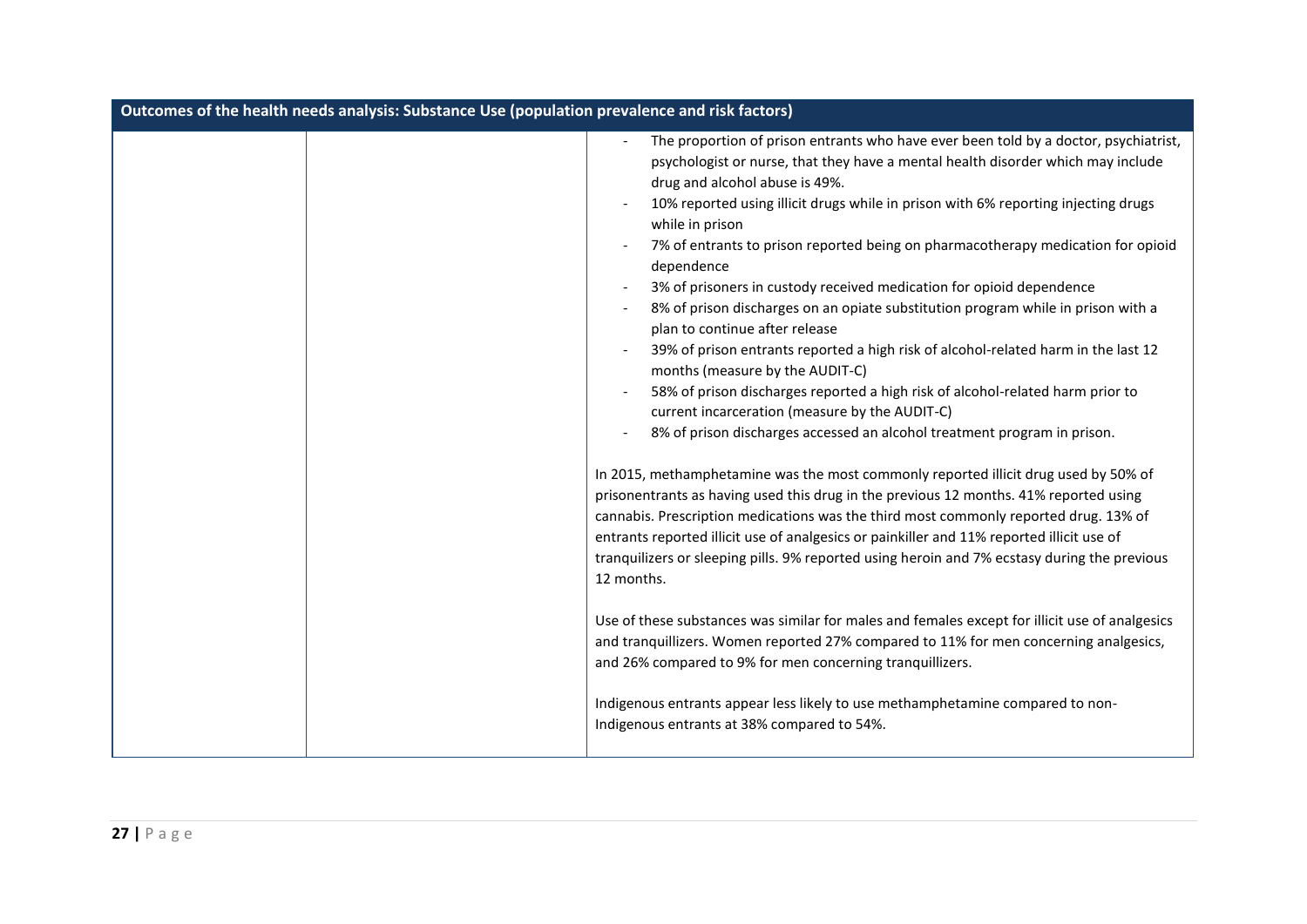| Outcomes of the health needs analysis: Substance Use (population prevalence and risk factors) | | |
| --- | --- | --- |
| | | - The proportion of prison entrants who have ever been told by a doctor, psychiatrist, psychologist or nurse, that they have a mental health disorder which may include drug and alcohol abuse is 49%.<br>- 10% reported using illicit drugs while in prison with 6% reporting injecting drugs while in prison<br>- 7% of entrants to prison reported being on pharmacotherapy medication for opioid dependence<br>- 3% of prisoners in custody received medication for opioid dependence<br>- 8% of prison discharges on an opiate substitution program while in prison with a plan to continue after release<br>- 39% of prison entrants reported a high risk of alcohol-related harm in the last 12 months (measure by the AUDIT-C)<br>- 58% of prison discharges reported a high risk of alcohol-related harm prior to current incarceration (measure by the AUDIT-C)<br>- 8% of prison discharges accessed an alcohol treatment program in prison.<br><br>In 2015, methamphetamine was the most commonly reported illicit drug used by 50% of prisonentrants as having used this drug in the previous 12 months. 41% reported using cannabis. Prescription medications was the third most commonly reported drug. 13% of entrants reported illicit use of analgesics or painkiller and 11% reported illicit use of tranquilizers or sleeping pills. 9% reported using heroin and 7% ecstasy during the previous 12 months.<br><br>Use of these substances was similar for males and females except for illicit use of analgesics and tranquillizers. Women reported 27% compared to 11% for men concerning analgesics, and 26% compared to 9% for men concerning tranquillizers.<br><br>Indigenous entrants appear less likely to use methamphetamine compared to non-Indigenous entrants at 38% compared to 54%. |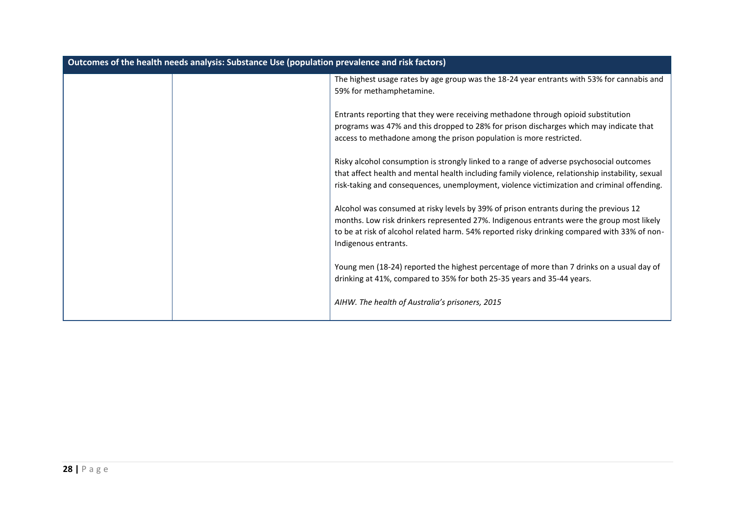| Outcomes of the health needs analysis: Substance Use (population prevalence and risk factors) | | |
|---|---|---|
| | | The highest usage rates by age group was the 18-24 year entrants with 53% for cannabis and 59% for methamphetamine.<br><br>Entrants reporting that they were receiving methadone through opioid substitution programs was 47% and this dropped to 28% for prison discharges which may indicate that access to methadone among the prison population is more restricted.<br><br>Risky alcohol consumption is strongly linked to a range of adverse psychosocial outcomes that affect health and mental health including family violence, relationship instability, sexual risk-taking and consequences, unemployment, violence victimization and criminal offending.<br><br>Alcohol was consumed at risky levels by 39% of prison entrants during the previous 12 months. Low risk drinkers represented 27%. Indigenous entrants were the group most likely to be at risk of alcohol related harm. 54% reported risky drinking compared with 33% of non-Indigenous entrants.<br><br>Young men (18-24) reported the highest percentage of more than 7 drinks on a usual day of drinking at 41%, compared to 35% for both 25-35 years and 35-44 years.<br><br>*AIHW. The health of Australia's prisoners, 2015* |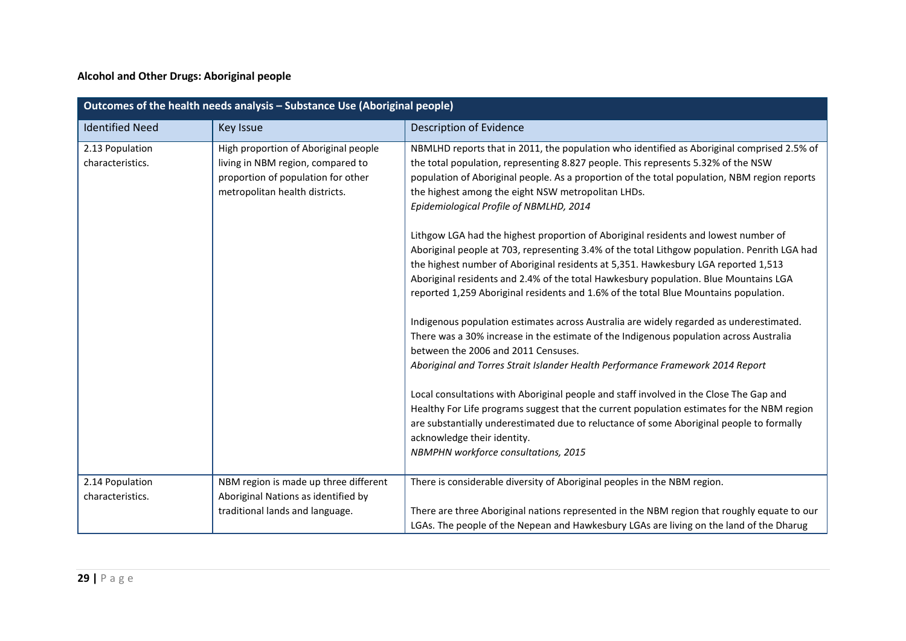**Alcohol and Other Drugs: Aboriginal people**

| Outcomes of the health needs analysis – Substance Use (Aboriginal people) | | |
|---|---|---|
| Identified Need | Key Issue | Description of Evidence |
| 2.13 Population characteristics. | High proportion of Aboriginal people living in NBM region, compared to proportion of population for other metropolitan health districts. | NBMLHD reports that in 2011, the population who identified as Aboriginal comprised 2.5% of the total population, representing 8.827 people. This represents 5.32% of the NSW population of Aboriginal people. As a proportion of the total population, NBM region reports the highest among the eight NSW metropolitan LHDs.<br>*Epidemiological Profile of NBMLHD, 2014*<br><br>Lithgow LGA had the highest proportion of Aboriginal residents and lowest number of Aboriginal people at 703, representing 3.4% of the total Lithgow population. Penrith LGA had the highest number of Aboriginal residents at 5,351. Hawkesbury LGA reported 1,513 Aboriginal residents and 2.4% of the total Hawkesbury population. Blue Mountains LGA reported 1,259 Aboriginal residents and 1.6% of the total Blue Mountains population.<br><br>Indigenous population estimates across Australia are widely regarded as underestimated. There was a 30% increase in the estimate of the Indigenous population across Australia between the 2006 and 2011 Censuses.<br>*Aboriginal and Torres Strait Islander Health Performance Framework 2014 Report*<br><br>Local consultations with Aboriginal people and staff involved in the Close The Gap and Healthy For Life programs suggest that the current population estimates for the NBM region are substantially underestimated due to reluctance of some Aboriginal people to formally acknowledge their identity.<br>*NBMPHN workforce consultations, 2015* |
| 2.14 Population characteristics. | NBM region is made up three different Aboriginal Nations as identified by traditional lands and language. | There is considerable diversity of Aboriginal peoples in the NBM region.<br><br>There are three Aboriginal nations represented in the NBM region that roughly equate to our LGAs. The people of the Nepean and Hawkesbury LGAs are living on the land of the Dharug |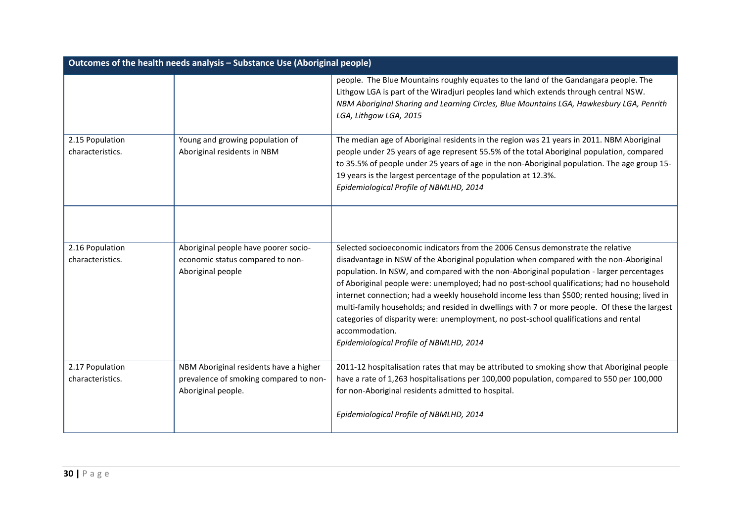| Outcomes of the health needs analysis – Substance Use (Aboriginal people) | | |
|---|---|---|
| | | people. The Blue Mountains roughly equates to the land of the Gandangara people. The Lithgow LGA is part of the Wiradjuri peoples land which extends through central NSW. *NBM Aboriginal Sharing and Learning Circles, Blue Mountains LGA, Hawkesbury LGA, Penrith LGA, Lithgow LGA, 2015* |
| 2.15 Population characteristics. | Young and growing population of Aboriginal residents in NBM | The median age of Aboriginal residents in the region was 21 years in 2011. NBM Aboriginal people under 25 years of age represent 55.5% of the total Aboriginal population, compared to 35.5% of people under 25 years of age in the non-Aboriginal population. The age group 15-19 years is the largest percentage of the population at 12.3%. *Epidemiological Profile of NBMLHD, 2014* |
| | | |
| 2.16 Population characteristics. | Aboriginal people have poorer socio-economic status compared to non-Aboriginal people | Selected socioeconomic indicators from the 2006 Census demonstrate the relative disadvantage in NSW of the Aboriginal population when compared with the non-Aboriginal population. In NSW, and compared with the non-Aboriginal population - larger percentages of Aboriginal people were: unemployed; had no post-school qualifications; had no household internet connection; had a weekly household income less than $500; rented housing; lived in multi-family households; and resided in dwellings with 7 or more people. Of these the largest categories of disparity were: unemployment, no post-school qualifications and rental accommodation. *Epidemiological Profile of NBMLHD, 2014* |
| 2.17 Population characteristics. | NBM Aboriginal residents have a higher prevalence of smoking compared to non-Aboriginal people. | 2011-12 hospitalisation rates that may be attributed to smoking show that Aboriginal people have a rate of 1,263 hospitalisations per 100,000 population, compared to 550 per 100,000 for non-Aboriginal residents admitted to hospital. *Epidemiological Profile of NBMLHD, 2014* |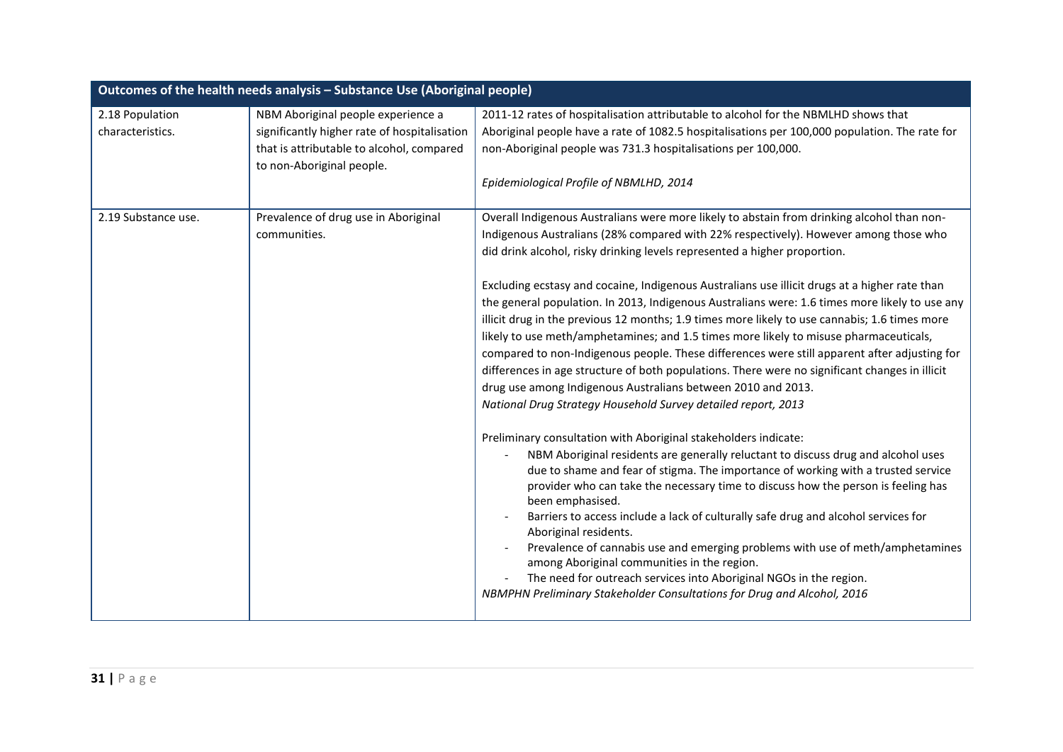| Outcomes of the health needs analysis – Substance Use (Aboriginal people) | | |
|---|---|---|
| 2.18 Population characteristics. | NBM Aboriginal people experience a significantly higher rate of hospitalisation that is attributable to alcohol, compared to non-Aboriginal people. | 2011-12 rates of hospitalisation attributable to alcohol for the NBMLHD shows that Aboriginal people have a rate of 1082.5 hospitalisations per 100,000 population. The rate for non-Aboriginal people was 731.3 hospitalisations per 100,000.<br><br>*Epidemiological Profile of NBMLHD, 2014* |
| 2.19 Substance use. | Prevalence of drug use in Aboriginal communities. | Overall Indigenous Australians were more likely to abstain from drinking alcohol than non-Indigenous Australians (28% compared with 22% respectively). However among those who did drink alcohol, risky drinking levels represented a higher proportion.<br><br>Excluding ecstasy and cocaine, Indigenous Australians use illicit drugs at a higher rate than the general population. In 2013, Indigenous Australians were: 1.6 times more likely to use any illicit drug in the previous 12 months; 1.9 times more likely to use cannabis; 1.6 times more likely to use meth/amphetamines; and 1.5 times more likely to misuse pharmaceuticals, compared to non-Indigenous people. These differences were still apparent after adjusting for differences in age structure of both populations. There were no significant changes in illicit drug use among Indigenous Australians between 2010 and 2013.<br>*National Drug Strategy Household Survey detailed report, 2013*<br><br>Preliminary consultation with Aboriginal stakeholders indicate:<br>- NBM Aboriginal residents are generally reluctant to discuss drug and alcohol uses due to shame and fear of stigma. The importance of working with a trusted service provider who can take the necessary time to discuss how the person is feeling has been emphasised.<br>- Barriers to access include a lack of culturally safe drug and alcohol services for Aboriginal residents.<br>- Prevalence of cannabis use and emerging problems with use of meth/amphetamines among Aboriginal communities in the region.<br>- The need for outreach services into Aboriginal NGOs in the region.<br>*NBMPHN Preliminary Stakeholder Consultations for Drug and Alcohol, 2016* |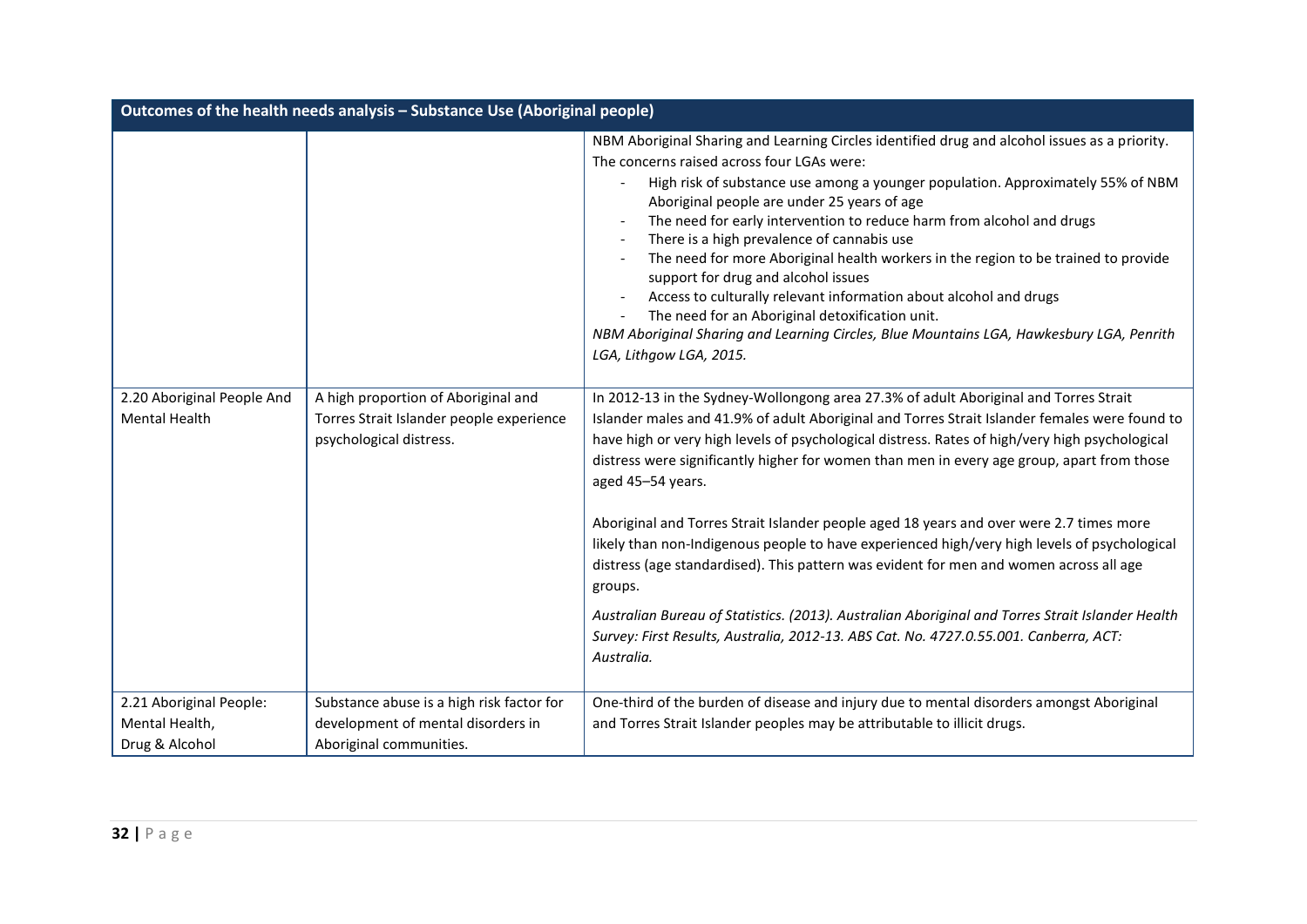| Outcomes of the health needs analysis – Substance Use (Aboriginal people) | | |
|---|---|---|
| | | NBM Aboriginal Sharing and Learning Circles identified drug and alcohol issues as a priority. The concerns raised across four LGAs were:<br>- High risk of substance use among a younger population. Approximately 55% of NBM Aboriginal people are under 25 years of age<br>- The need for early intervention to reduce harm from alcohol and drugs<br>- There is a high prevalence of cannabis use<br>- The need for more Aboriginal health workers in the region to be trained to provide support for drug and alcohol issues<br>- Access to culturally relevant information about alcohol and drugs<br>- The need for an Aboriginal detoxification unit.<br>*NBM Aboriginal Sharing and Learning Circles, Blue Mountains LGA, Hawkesbury LGA, Penrith LGA, Lithgow LGA, 2015.* |
| 2.20 Aboriginal People And Mental Health | A high proportion of Aboriginal and Torres Strait Islander people experience psychological distress. | In 2012-13 in the Sydney-Wollongong area 27.3% of adult Aboriginal and Torres Strait Islander males and 41.9% of adult Aboriginal and Torres Strait Islander females were found to have high or very high levels of psychological distress. Rates of high/very high psychological distress were significantly higher for women than men in every age group, apart from those aged 45–54 years.<br><br>Aboriginal and Torres Strait Islander people aged 18 years and over were 2.7 times more likely than non-Indigenous people to have experienced high/very high levels of psychological distress (age standardised). This pattern was evident for men and women across all age groups.<br><br>*Australian Bureau of Statistics. (2013). Australian Aboriginal and Torres Strait Islander Health Survey: First Results, Australia, 2012-13. ABS Cat. No. 4727.0.55.001. Canberra, ACT: Australia.* |
| 2.21 Aboriginal People: Mental Health, Drug & Alcohol | Substance abuse is a high risk factor for development of mental disorders in Aboriginal communities. | One-third of the burden of disease and injury due to mental disorders amongst Aboriginal and Torres Strait Islander peoples may be attributable to illicit drugs. |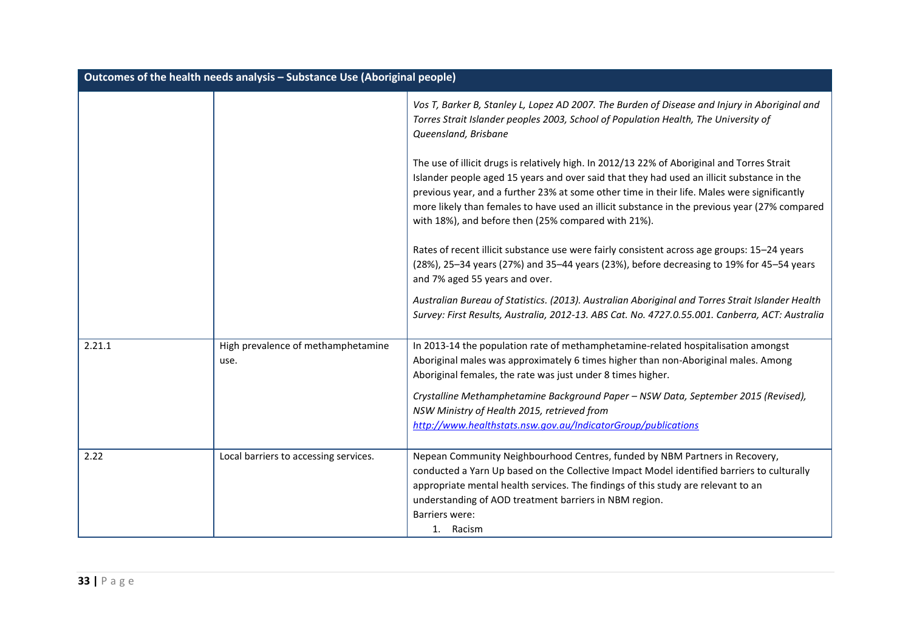| Outcomes of the health needs analysis – Substance Use (Aboriginal people) | | |
|---|---|---|
| | | *Vos T, Barker B, Stanley L, Lopez AD 2007. The Burden of Disease and Injury in Aboriginal and Torres Strait Islander peoples 2003, School of Population Health, The University of Queensland, Brisbane*<br><br>The use of illicit drugs is relatively high. In 2012/13 22% of Aboriginal and Torres Strait Islander people aged 15 years and over said that they had used an illicit substance in the previous year, and a further 23% at some other time in their life. Males were significantly more likely than females to have used an illicit substance in the previous year (27% compared with 18%), and before then (25% compared with 21%).<br><br>Rates of recent illicit substance use were fairly consistent across age groups: 15–24 years (28%), 25–34 years (27%) and 35–44 years (23%), before decreasing to 19% for 45–54 years and 7% aged 55 years and over.<br><br>*Australian Bureau of Statistics. (2013). Australian Aboriginal and Torres Strait Islander Health Survey: First Results, Australia, 2012-13. ABS Cat. No. 4727.0.55.001. Canberra, ACT: Australia* |
| 2.21.1 | High prevalence of methamphetamine use. | In 2013-14 the population rate of methamphetamine-related hospitalisation amongst Aboriginal males was approximately 6 times higher than non-Aboriginal males. Among Aboriginal females, the rate was just under 8 times higher.<br><br>*Crystalline Methamphetamine Background Paper – NSW Data, September 2015 (Revised), NSW Ministry of Health 2015, retrieved from [http://www.healthstats.nsw.gov.au/IndicatorGroup/publications](http://www.healthstats.nsw.gov.au/IndicatorGroup/publications)* |
| 2.22 | Local barriers to accessing services. | Nepean Community Neighbourhood Centres, funded by NBM Partners in Recovery, conducted a Yarn Up based on the Collective Impact Model identified barriers to culturally appropriate mental health services. The findings of this study are relevant to an understanding of AOD treatment barriers in NBM region.<br>Barriers were:<br>1. Racism |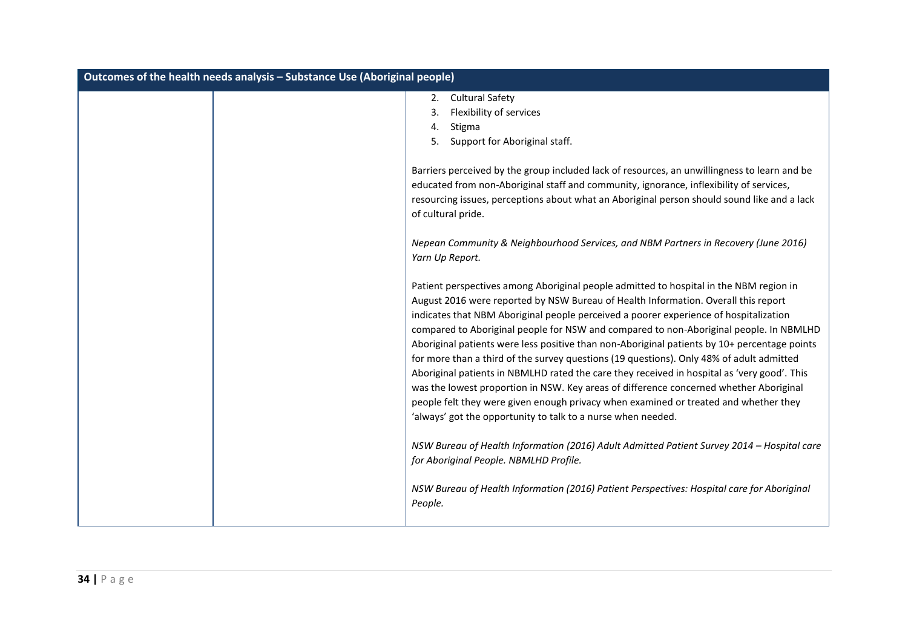| Outcomes of the health needs analysis – Substance Use (Aboriginal people) | | |
| --- | --- | --- |
| | | 2. Cultural Safety<br>3. Flexibility of services<br>4. Stigma<br>5. Support for Aboriginal staff.<br><br>Barriers perceived by the group included lack of resources, an unwillingness to learn and be educated from non-Aboriginal staff and community, ignorance, inflexibility of services, resourcing issues, perceptions about what an Aboriginal person should sound like and a lack of cultural pride.<br><br>*Nepean Community & Neighbourhood Services, and NBM Partners in Recovery (June 2016) Yarn Up Report.*<br><br>Patient perspectives among Aboriginal people admitted to hospital in the NBM region in August 2016 were reported by NSW Bureau of Health Information. Overall this report indicates that NBM Aboriginal people perceived a poorer experience of hospitalization compared to Aboriginal people for NSW and compared to non-Aboriginal people. In NBMLHD Aboriginal patients were less positive than non-Aboriginal patients by 10+ percentage points for more than a third of the survey questions (19 questions). Only 48% of adult admitted Aboriginal patients in NBMLHD rated the care they received in hospital as 'very good'. This was the lowest proportion in NSW. Key areas of difference concerned whether Aboriginal people felt they were given enough privacy when examined or treated and whether they 'always' got the opportunity to talk to a nurse when needed.<br><br>*NSW Bureau of Health Information (2016) Adult Admitted Patient Survey 2014 – Hospital care for Aboriginal People. NBMLHD Profile.*<br><br>*NSW Bureau of Health Information (2016) Patient Perspectives: Hospital care for Aboriginal People.* |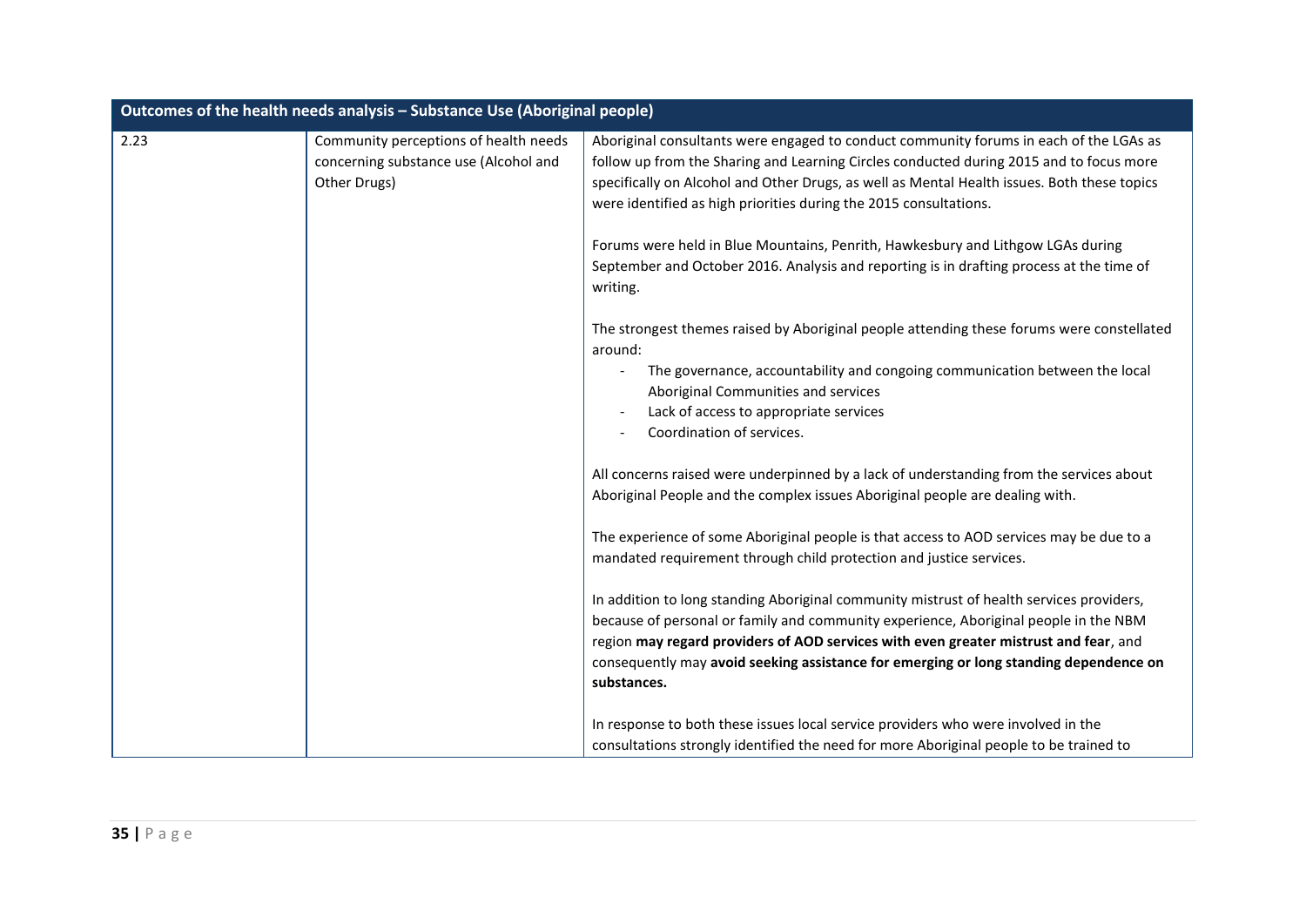| Outcomes of the health needs analysis – Substance Use (Aboriginal people) | | |
|---|---|---|
| 2.23 | Community perceptions of health needs concerning substance use (Alcohol and Other Drugs) | Aboriginal consultants were engaged to conduct community forums in each of the LGAs as follow up from the Sharing and Learning Circles conducted during 2015 and to focus more specifically on Alcohol and Other Drugs, as well as Mental Health issues. Both these topics were identified as high priorities during the 2015 consultations.<br><br>Forums were held in Blue Mountains, Penrith, Hawkesbury and Lithgow LGAs during September and October 2016. Analysis and reporting is in drafting process at the time of writing.<br><br>The strongest themes raised by Aboriginal people attending these forums were constellated around:<br>- The governance, accountability and congoing communication between the local Aboriginal Communities and services<br>- Lack of access to appropriate services<br>- Coordination of services.<br><br>All concerns raised were underpinned by a lack of understanding from the services about Aboriginal People and the complex issues Aboriginal people are dealing with.<br><br>The experience of some Aboriginal people is that access to AOD services may be due to a mandated requirement through child protection and justice services.<br><br>In addition to long standing Aboriginal community mistrust of health services providers, because of personal or family and community experience, Aboriginal people in the NBM region **may regard providers of AOD services with even greater mistrust and fear**, and consequently may **avoid seeking assistance for emerging or long standing dependence on substances.**<br><br>In response to both these issues local service providers who were involved in the consultations strongly identified the need for more Aboriginal people to be trained to |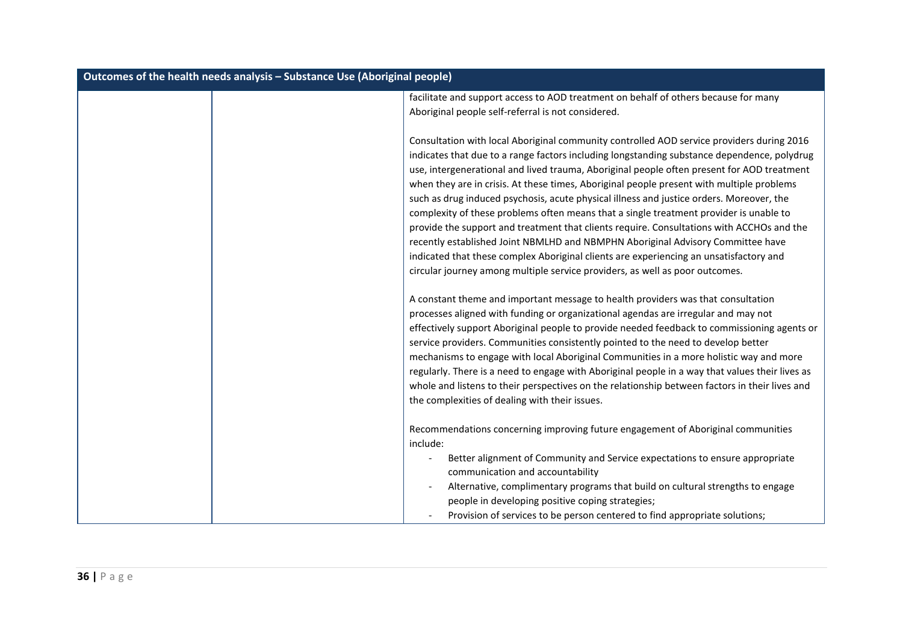| Outcomes of the health needs analysis – Substance Use (Aboriginal people) | | |
|---|---|---|
| | | facilitate and support access to AOD treatment on behalf of others because for many Aboriginal people self-referral is not considered.<br><br>Consultation with local Aboriginal community controlled AOD service providers during 2016 indicates that due to a range factors including longstanding substance dependence, polydrug use, intergenerational and lived trauma, Aboriginal people often present for AOD treatment when they are in crisis. At these times, Aboriginal people present with multiple problems such as drug induced psychosis, acute physical illness and justice orders. Moreover, the complexity of these problems often means that a single treatment provider is unable to provide the support and treatment that clients require. Consultations with ACCHOs and the recently established Joint NBMLHD and NBMPHN Aboriginal Advisory Committee have indicated that these complex Aboriginal clients are experiencing an unsatisfactory and circular journey among multiple service providers, as well as poor outcomes.<br><br>A constant theme and important message to health providers was that consultation processes aligned with funding or organizational agendas are irregular and may not effectively support Aboriginal people to provide needed feedback to commissioning agents or service providers. Communities consistently pointed to the need to develop better mechanisms to engage with local Aboriginal Communities in a more holistic way and more regularly. There is a need to engage with Aboriginal people in a way that values their lives as whole and listens to their perspectives on the relationship between factors in their lives and the complexities of dealing with their issues.<br><br>Recommendations concerning improving future engagement of Aboriginal communities include:<br>- Better alignment of Community and Service expectations to ensure appropriate communication and accountability<br>- Alternative, complimentary programs that build on cultural strengths to engage people in developing positive coping strategies;<br>- Provision of services to be person centered to find appropriate solutions; |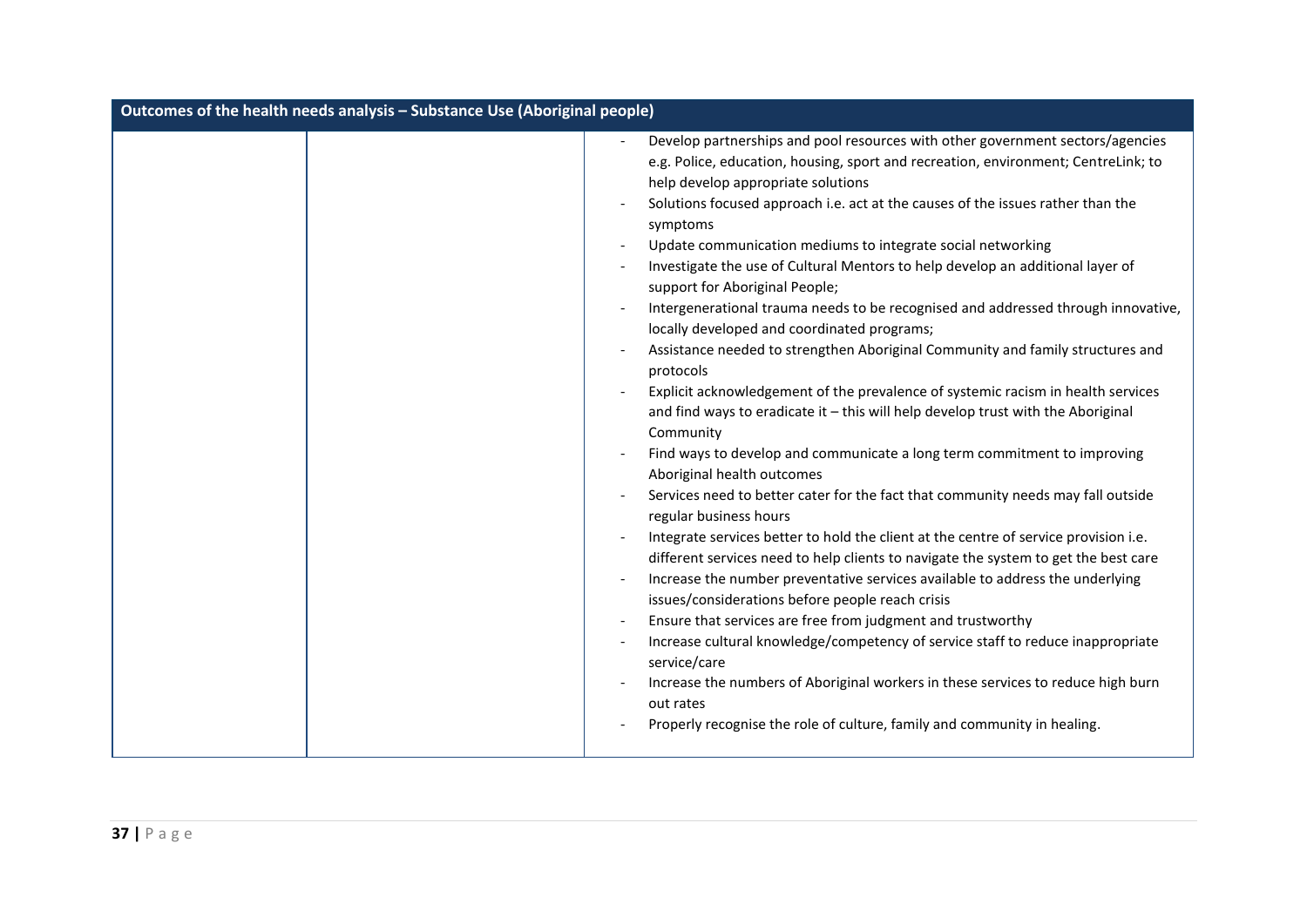| Outcomes of the health needs analysis – Substance Use (Aboriginal people) | | |
|---|---|---|
| | | - Develop partnerships and pool resources with other government sectors/agencies e.g. Police, education, housing, sport and recreation, environment; CentreLink; to help develop appropriate solutions<br>- Solutions focused approach i.e. act at the causes of the issues rather than the symptoms<br>- Update communication mediums to integrate social networking<br>- Investigate the use of Cultural Mentors to help develop an additional layer of support for Aboriginal People;<br>- Intergenerational trauma needs to be recognised and addressed through innovative, locally developed and coordinated programs;<br>- Assistance needed to strengthen Aboriginal Community and family structures and protocols<br>- Explicit acknowledgement of the prevalence of systemic racism in health services and find ways to eradicate it – this will help develop trust with the Aboriginal Community<br>- Find ways to develop and communicate a long term commitment to improving Aboriginal health outcomes<br>- Services need to better cater for the fact that community needs may fall outside regular business hours<br>- Integrate services better to hold the client at the centre of service provision i.e. different services need to help clients to navigate the system to get the best care<br>- Increase the number preventative services available to address the underlying issues/considerations before people reach crisis<br>- Ensure that services are free from judgment and trustworthy<br>- Increase cultural knowledge/competency of service staff to reduce inappropriate service/care<br>- Increase the numbers of Aboriginal workers in these services to reduce high burn out rates<br>- Properly recognise the role of culture, family and community in healing. |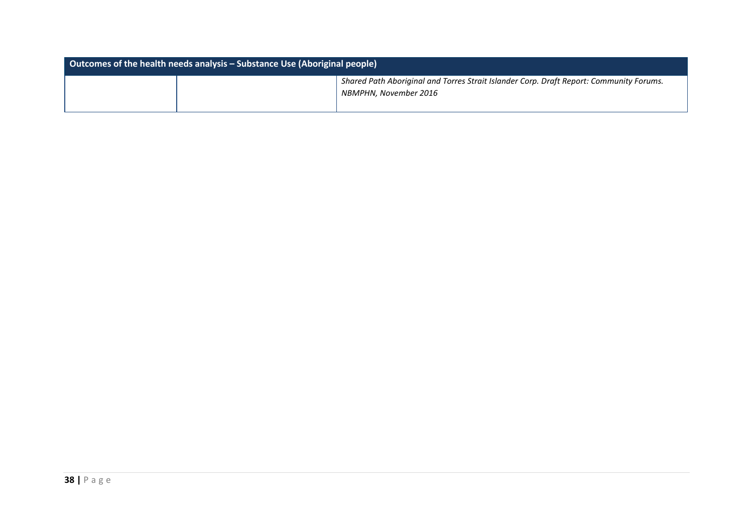| Outcomes of the health needs analysis – Substance Use (Aboriginal people) | | |
|---|---|---|
| | | *Shared Path Aboriginal and Torres Strait Islander Corp. Draft Report: Community Forums. NBMPHN, November 2016* |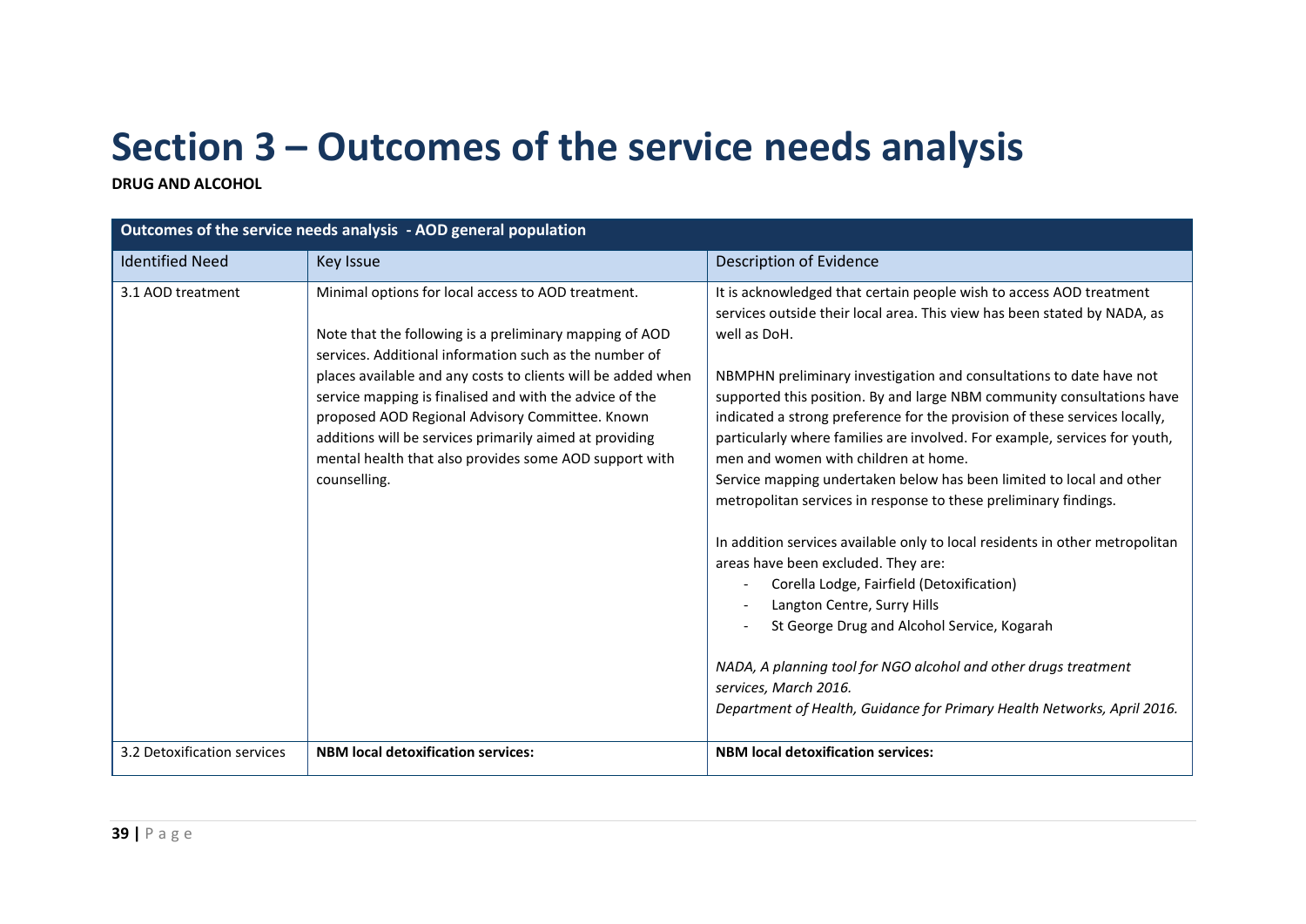# Section 3 – Outcomes of the service needs analysis

**DRUG AND ALCOHOL**

| Outcomes of the service needs analysis - AOD general population | | |
|---|---|---|
| Identified Need | Key Issue | Description of Evidence |
| 3.1 AOD treatment | Minimal options for local access to AOD treatment.<br><br>Note that the following is a preliminary mapping of AOD services. Additional information such as the number of places available and any costs to clients will be added when service mapping is finalised and with the advice of the proposed AOD Regional Advisory Committee. Known additions will be services primarily aimed at providing mental health that also provides some AOD support with counselling. | It is acknowledged that certain people wish to access AOD treatment services outside their local area. This view has been stated by NADA, as well as DoH.<br><br>NBMPHN preliminary investigation and consultations to date have not supported this position. By and large NBM community consultations have indicated a strong preference for the provision of these services locally, particularly where families are involved. For example, services for youth, men and women with children at home.<br>Service mapping undertaken below has been limited to local and other metropolitan services in response to these preliminary findings.<br><br>In addition services available only to local residents in other metropolitan areas have been excluded. They are:<br>- Corella Lodge, Fairfield (Detoxification)<br>- Langton Centre, Surry Hills<br>- St George Drug and Alcohol Service, Kogarah<br><br>*NADA, A planning tool for NGO alcohol and other drugs treatment services, March 2016.*<br>*Department of Health, Guidance for Primary Health Networks, April 2016.* |
| 3.2 Detoxification services | **NBM local detoxification services:** | **NBM local detoxification services:** |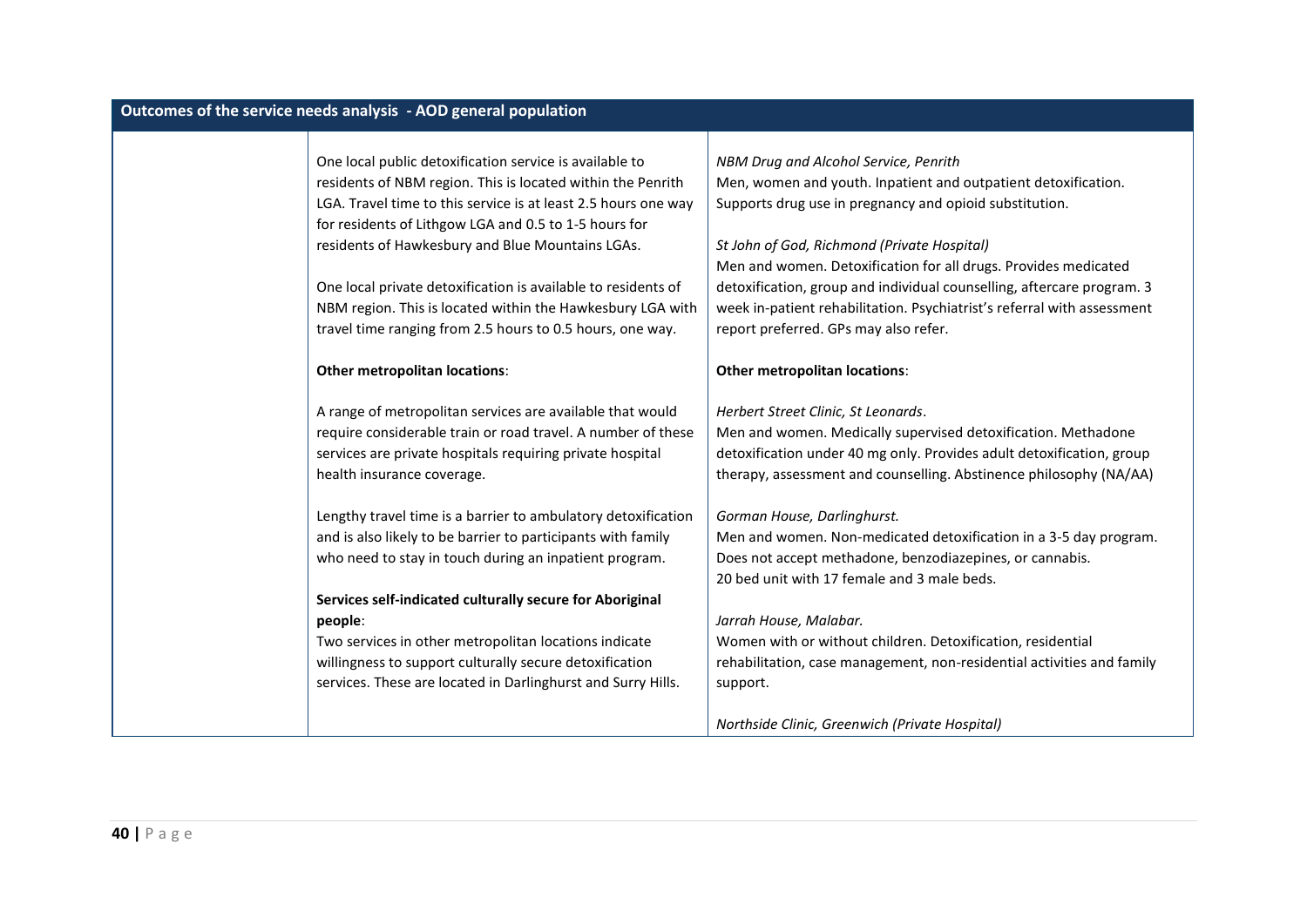| Outcomes of the service needs analysis - AOD general population | | |
|---|---|---|
| | One local public detoxification service is available to residents of NBM region. This is located within the Penrith LGA. Travel time to this service is at least 2.5 hours one way for residents of Lithgow LGA and 0.5 to 1-5 hours for residents of Hawkesbury and Blue Mountains LGAs.<br><br>One local private detoxification is available to residents of NBM region. This is located within the Hawkesbury LGA with travel time ranging from 2.5 hours to 0.5 hours, one way. | *NBM Drug and Alcohol Service, Penrith*<br>Men, women and youth. Inpatient and outpatient detoxification. Supports drug use in pregnancy and opioid substitution.<br><br>*St John of God, Richmond (Private Hospital)*<br>Men and women. Detoxification for all drugs. Provides medicated detoxification, group and individual counselling, aftercare program. 3 week in-patient rehabilitation. Psychiatrist's referral with assessment report preferred. GPs may also refer. |
| | **Other metropolitan locations**:<br><br>A range of metropolitan services are available that would require considerable train or road travel. A number of these services are private hospitals requiring private hospital health insurance coverage.<br><br>Lengthy travel time is a barrier to ambulatory detoxification and is also likely to be barrier to participants with family who need to stay in touch during an inpatient program.<br><br>**Services self-indicated culturally secure for Aboriginal people**:<br>Two services in other metropolitan locations indicate willingness to support culturally secure detoxification services. These are located in Darlinghurst and Surry Hills. | **Other metropolitan locations**:<br><br>*Herbert Street Clinic, St Leonards*.<br>Men and women. Medically supervised detoxification. Methadone detoxification under 40 mg only. Provides adult detoxification, group therapy, assessment and counselling. Abstinence philosophy (NA/AA)<br><br>*Gorman House, Darlinghurst.*<br>Men and women. Non-medicated detoxification in a 3-5 day program. Does not accept methadone, benzodiazepines, or cannabis.<br>20 bed unit with 17 female and 3 male beds.<br><br>*Jarrah House, Malabar.*<br>Women with or without children. Detoxification, residential rehabilitation, case management, non-residential activities and family support.<br><br>*Northside Clinic, Greenwich (Private Hospital)* |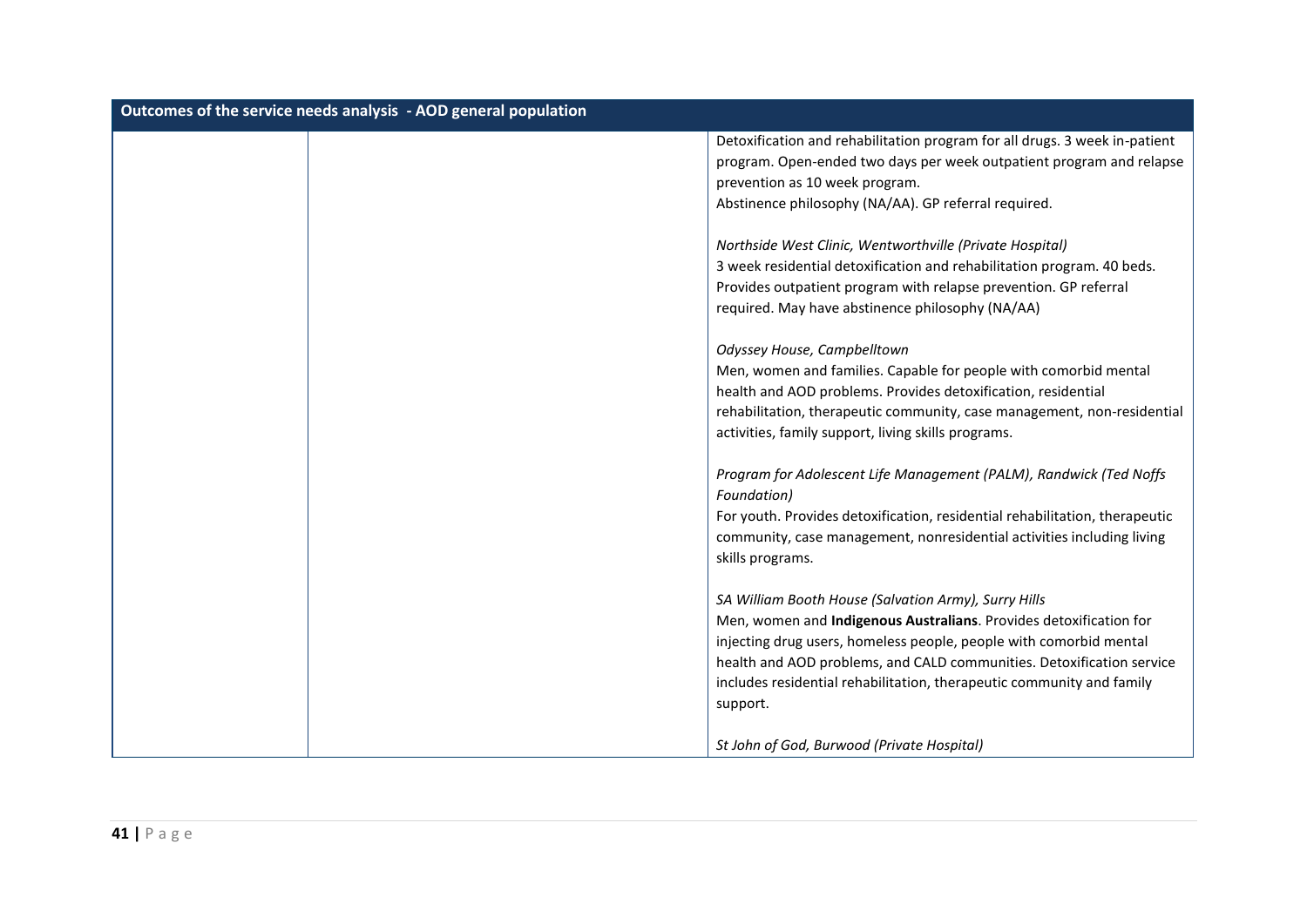| Outcomes of the service needs analysis - AOD general population | | |
|---|---|---|
| | | Detoxification and rehabilitation program for all drugs. 3 week in-patient program. Open-ended two days per week outpatient program and relapse prevention as 10 week program.<br>Abstinence philosophy (NA/AA). GP referral required.<br><br>*Northside West Clinic, Wentworthville (Private Hospital)*<br>3 week residential detoxification and rehabilitation program. 40 beds. Provides outpatient program with relapse prevention. GP referral required. May have abstinence philosophy (NA/AA)<br><br>*Odyssey House, Campbelltown*<br>Men, women and families. Capable for people with comorbid mental health and AOD problems. Provides detoxification, residential rehabilitation, therapeutic community, case management, non-residential activities, family support, living skills programs.<br><br>*Program for Adolescent Life Management (PALM), Randwick (Ted Noffs Foundation)*<br>For youth. Provides detoxification, residential rehabilitation, therapeutic community, case management, nonresidential activities including living skills programs.<br><br>*SA William Booth House (Salvation Army), Surry Hills*<br>Men, women and **Indigenous Australians**. Provides detoxification for injecting drug users, homeless people, people with comorbid mental health and AOD problems, and CALD communities. Detoxification service includes residential rehabilitation, therapeutic community and family support.<br><br>*St John of God, Burwood (Private Hospital)* |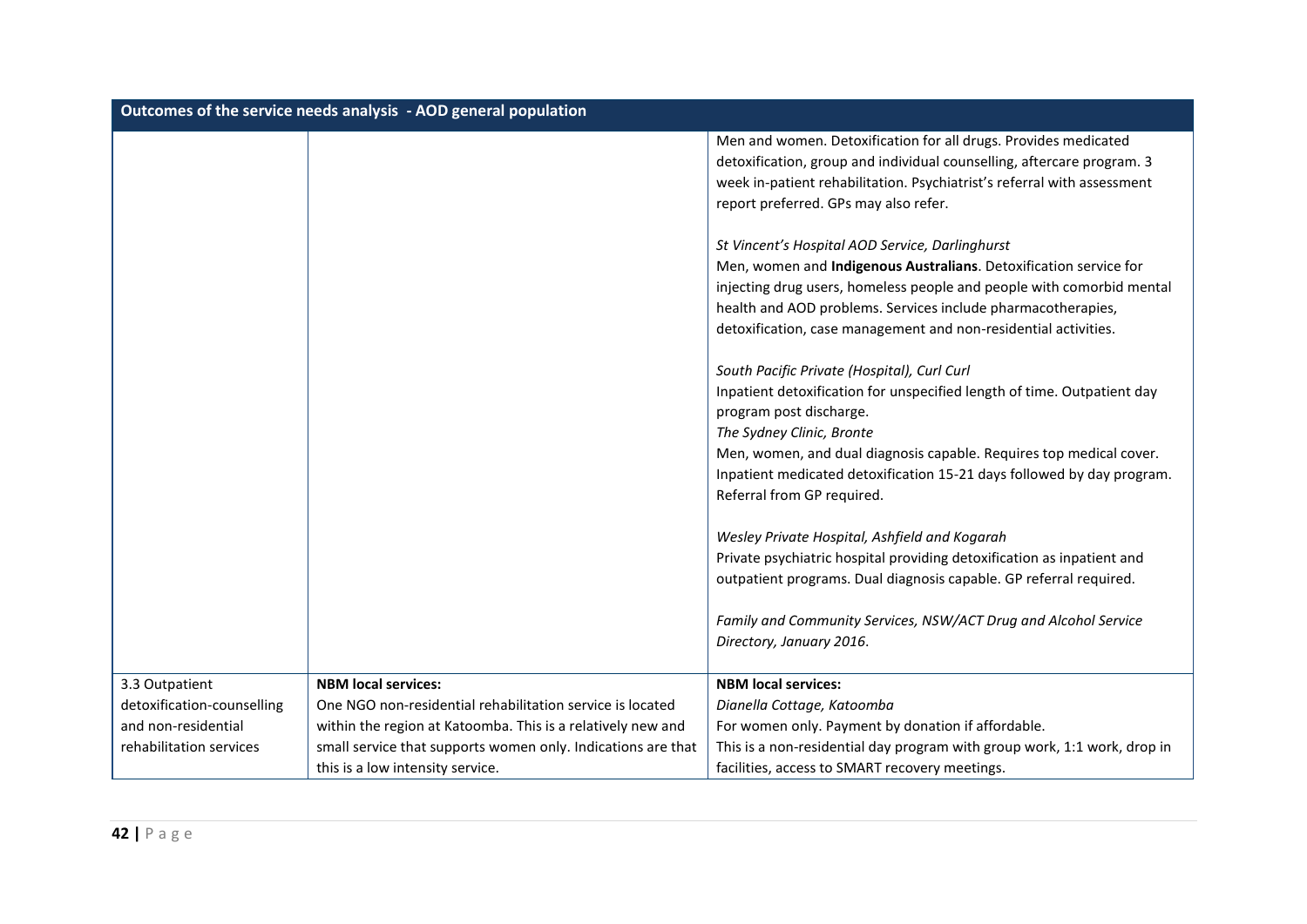| Outcomes of the service needs analysis - AOD general population | | |
|---|---|---|
| | | Men and women. Detoxification for all drugs. Provides medicated detoxification, group and individual counselling, aftercare program. 3 week in-patient rehabilitation. Psychiatrist's referral with assessment report preferred. GPs may also refer.<br><br>*St Vincent's Hospital AOD Service, Darlinghurst*<br>Men, women and **Indigenous Australians**. Detoxification service for injecting drug users, homeless people and people with comorbid mental health and AOD problems. Services include pharmacotherapies, detoxification, case management and non-residential activities.<br><br>*South Pacific Private (Hospital), Curl Curl*<br>Inpatient detoxification for unspecified length of time. Outpatient day program post discharge.<br>*The Sydney Clinic, Bronte*<br>Men, women, and dual diagnosis capable. Requires top medical cover. Inpatient medicated detoxification 15-21 days followed by day program. Referral from GP required.<br><br>*Wesley Private Hospital, Ashfield and Kogarah*<br>Private psychiatric hospital providing detoxification as inpatient and outpatient programs. Dual diagnosis capable. GP referral required.<br><br>*Family and Community Services, NSW/ACT Drug and Alcohol Service Directory, January 2016.* |
| 3.3 Outpatient detoxification-counselling and non-residential rehabilitation services | **NBM local services:**<br>One NGO non-residential rehabilitation service is located within the region at Katoomba. This is a relatively new and small service that supports women only. Indications are that this is a low intensity service. | **NBM local services:**<br>*Dianella Cottage, Katoomba*<br>For women only. Payment by donation if affordable.<br>This is a non-residential day program with group work, 1:1 work, drop in facilities, access to SMART recovery meetings. |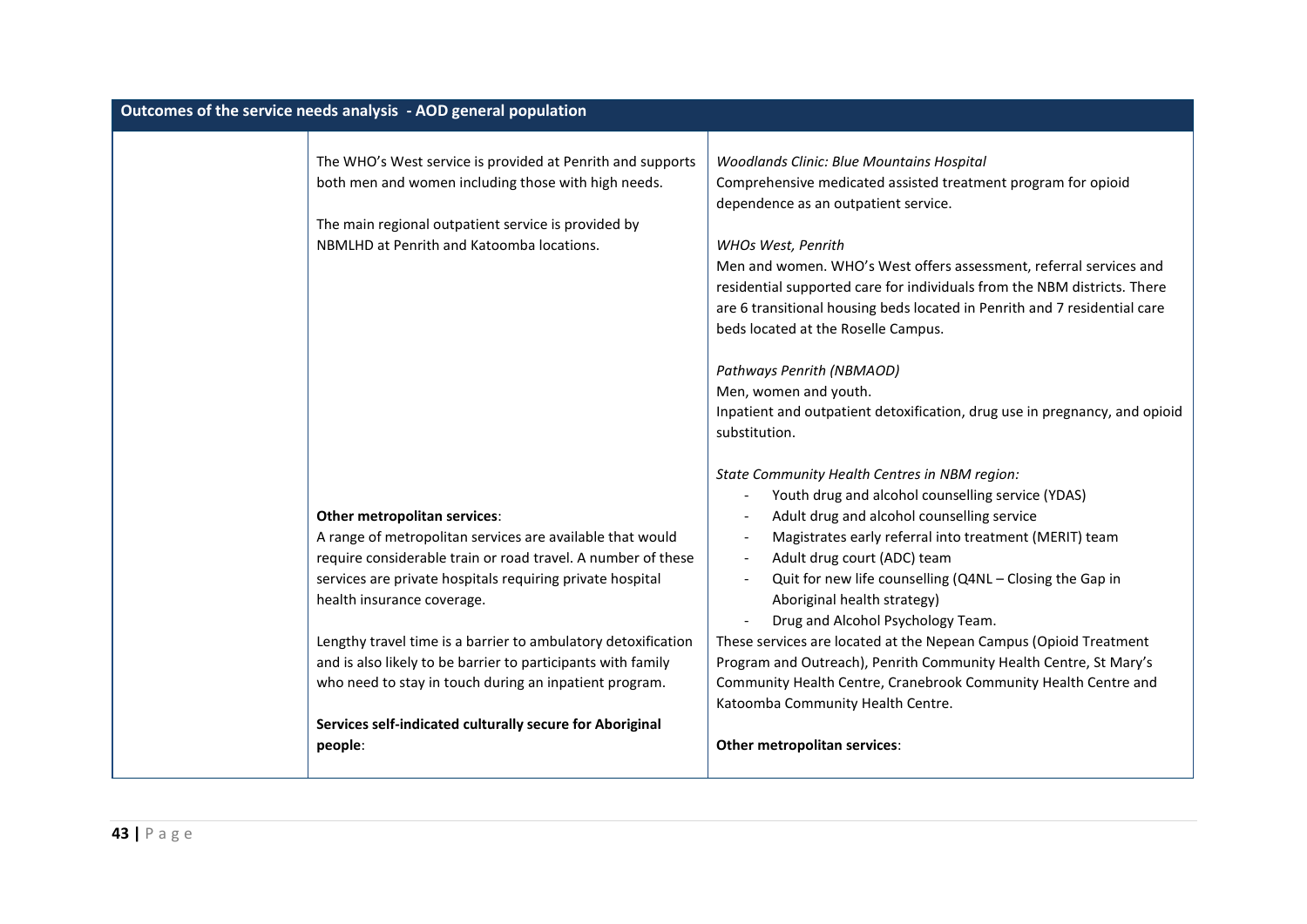| Outcomes of the service needs analysis - AOD general population | | |
|---|---|---|
| | The WHO's West service is provided at Penrith and supports both men and women including those with high needs.<br><br>The main regional outpatient service is provided by NBMLHD at Penrith and Katoomba locations.<br><br>**Other metropolitan services**:<br>A range of metropolitan services are available that would require considerable train or road travel. A number of these services are private hospitals requiring private hospital health insurance coverage.<br><br>Lengthy travel time is a barrier to ambulatory detoxification and is also likely to be barrier to participants with family who need to stay in touch during an inpatient program.<br><br>**Services self-indicated culturally secure for Aboriginal people**: | *Woodlands Clinic: Blue Mountains Hospital*<br>Comprehensive medicated assisted treatment program for opioid dependence as an outpatient service.<br><br>*WHOs West, Penrith*<br>Men and women. WHO's West offers assessment, referral services and residential supported care for individuals from the NBM districts. There are 6 transitional housing beds located in Penrith and 7 residential care beds located at the Roselle Campus.<br><br>*Pathways Penrith (NBMAOD)*<br>Men, women and youth.<br>Inpatient and outpatient detoxification, drug use in pregnancy, and opioid substitution.<br><br>*State Community Health Centres in NBM region:*<br>- Youth drug and alcohol counselling service (YDAS)<br>- Adult drug and alcohol counselling service<br>- Magistrates early referral into treatment (MERIT) team<br>- Adult drug court (ADC) team<br>- Quit for new life counselling (Q4NL – Closing the Gap in Aboriginal health strategy)<br>- Drug and Alcohol Psychology Team.<br><br>These services are located at the Nepean Campus (Opioid Treatment Program and Outreach), Penrith Community Health Centre, St Mary's Community Health Centre, Cranebrook Community Health Centre and Katoomba Community Health Centre.<br><br>**Other metropolitan services**: |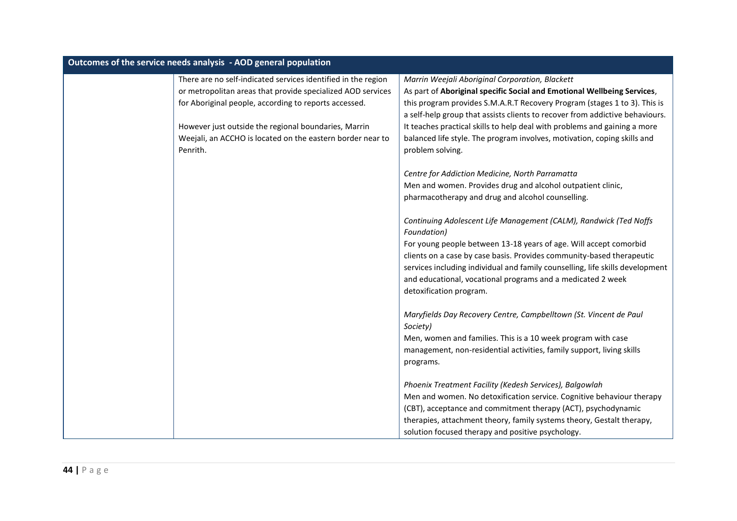| Outcomes of the service needs analysis - AOD general population | | |
|---|---|---|
| | There are no self-indicated services identified in the region or metropolitan areas that provide specialized AOD services for Aboriginal people, according to reports accessed.<br><br>However just outside the regional boundaries, Marrin Weejali, an ACCHO is located on the eastern border near to Penrith. | *Marrin Weejali Aboriginal Corporation, Blackett*<br>As part of **Aboriginal specific Social and Emotional Wellbeing Services**, this program provides S.M.A.R.T Recovery Program (stages 1 to 3). This is a self-help group that assists clients to recover from addictive behaviours. It teaches practical skills to help deal with problems and gaining a more balanced life style. The program involves, motivation, coping skills and problem solving.<br><br>*Centre for Addiction Medicine, North Parramatta*<br>Men and women. Provides drug and alcohol outpatient clinic, pharmacotherapy and drug and alcohol counselling.<br><br>*Continuing Adolescent Life Management (CALM), Randwick (Ted Noffs Foundation)*<br>For young people between 13-18 years of age. Will accept comorbid clients on a case by case basis. Provides community-based therapeutic services including individual and family counselling, life skills development and educational, vocational programs and a medicated 2 week detoxification program.<br><br>*Maryfields Day Recovery Centre, Campbelltown (St. Vincent de Paul Society)*<br>Men, women and families. This is a 10 week program with case management, non-residential activities, family support, living skills programs.<br><br>*Phoenix Treatment Facility (Kedesh Services), Balgowlah*<br>Men and women. No detoxification service. Cognitive behaviour therapy (CBT), acceptance and commitment therapy (ACT), psychodynamic therapies, attachment theory, family systems theory, Gestalt therapy, solution focused therapy and positive psychology. |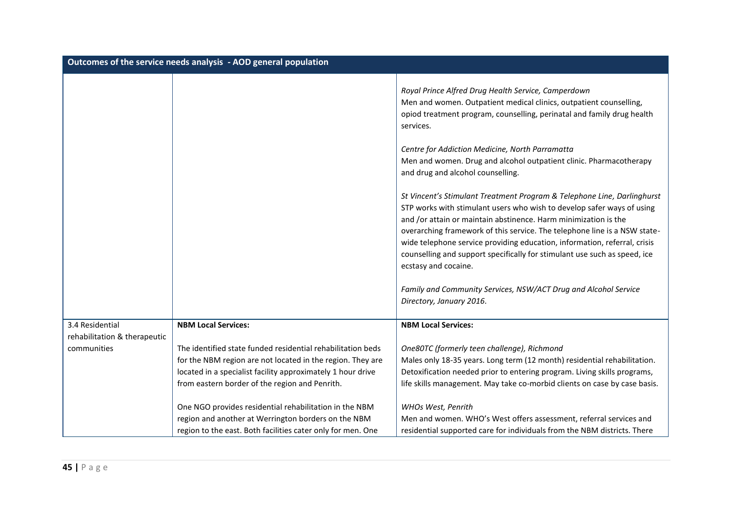| Outcomes of the service needs analysis - AOD general population | | |
|---|---|---|
| | | *Royal Prince Alfred Drug Health Service, Camperdown*<br>Men and women. Outpatient medical clinics, outpatient counselling, opiod treatment program, counselling, perinatal and family drug health services.<br><br>*Centre for Addiction Medicine, North Parramatta*<br>Men and women. Drug and alcohol outpatient clinic. Pharmacotherapy and drug and alcohol counselling.<br><br>*St Vincent's Stimulant Treatment Program & Telephone Line, Darlinghurst*<br>STP works with stimulant users who wish to develop safer ways of using and /or attain or maintain abstinence. Harm minimization is the overarching framework of this service. The telephone line is a NSW state-wide telephone service providing education, information, referral, crisis counselling and support specifically for stimulant use such as speed, ice ecstasy and cocaine.<br><br>*Family and Community Services, NSW/ACT Drug and Alcohol Service Directory, January 2016*. |
| 3.4 Residential rehabilitation & therapeutic communities | **NBM Local Services:**<br><br>The identified state funded residential rehabilitation beds for the NBM region are not located in the region. They are located in a specialist facility approximately 1 hour drive from eastern border of the region and Penrith.<br><br>One NGO provides residential rehabilitation in the NBM region and another at Werrington borders on the NBM region to the east. Both facilities cater only for men. One | **NBM Local Services:**<br><br>*One80TC (formerly teen challenge), Richmond*<br>Males only 18-35 years. Long term (12 month) residential rehabilitation. Detoxification needed prior to entering program. Living skills programs, life skills management. May take co-morbid clients on case by case basis.<br><br>*WHOs West, Penrith*<br>Men and women. WHO's West offers assessment, referral services and residential supported care for individuals from the NBM districts. There |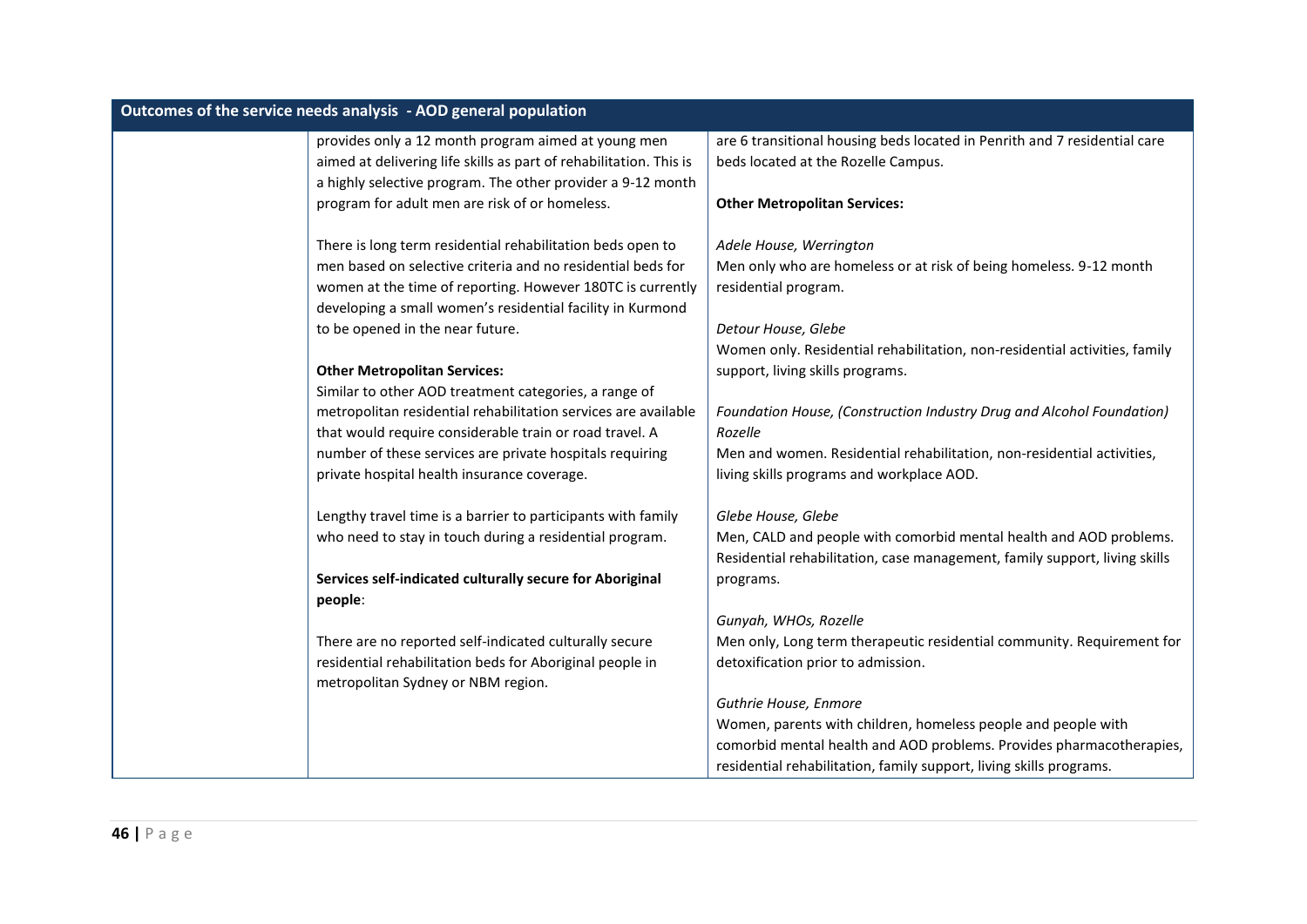| Outcomes of the service needs analysis - AOD general population | | |
|---|---|---|
| | provides only a 12 month program aimed at young men aimed at delivering life skills as part of rehabilitation. This is a highly selective program. The other provider a 9-12 month program for adult men are risk of or homeless.<br><br>There is long term residential rehabilitation beds open to men based on selective criteria and no residential beds for women at the time of reporting. However 180TC is currently developing a small women's residential facility in Kurmond to be opened in the near future.<br><br>**Other Metropolitan Services:**<br>Similar to other AOD treatment categories, a range of metropolitan residential rehabilitation services are available that would require considerable train or road travel. A number of these services are private hospitals requiring private hospital health insurance coverage.<br><br>Lengthy travel time is a barrier to participants with family who need to stay in touch during a residential program.<br><br>**Services self-indicated culturally secure for Aboriginal people**:<br><br>There are no reported self-indicated culturally secure residential rehabilitation beds for Aboriginal people in metropolitan Sydney or NBM region. | are 6 transitional housing beds located in Penrith and 7 residential care beds located at the Rozelle Campus.<br><br>**Other Metropolitan Services:**<br><br>*Adele House, Werrington*<br>Men only who are homeless or at risk of being homeless. 9-12 month residential program.<br><br>*Detour House, Glebe*<br>Women only. Residential rehabilitation, non-residential activities, family support, living skills programs.<br><br>*Foundation House, (Construction Industry Drug and Alcohol Foundation) Rozelle*<br>Men and women. Residential rehabilitation, non-residential activities, living skills programs and workplace AOD.<br><br>*Glebe House, Glebe*<br>Men, CALD and people with comorbid mental health and AOD problems. Residential rehabilitation, case management, family support, living skills programs.<br><br>*Gunyah, WHOs, Rozelle*<br>Men only, Long term therapeutic residential community. Requirement for detoxification prior to admission.<br><br>*Guthrie House, Enmore*<br>Women, parents with children, homeless people and people with comorbid mental health and AOD problems. Provides pharmacotherapies, residential rehabilitation, family support, living skills programs. |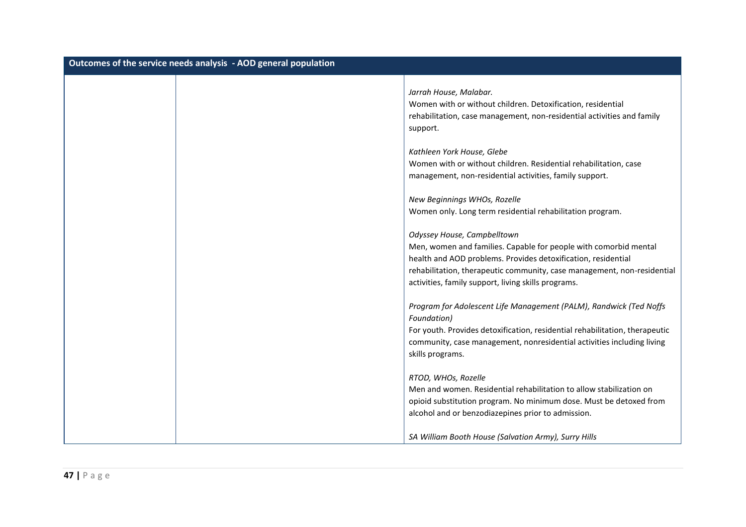| Outcomes of the service needs analysis - AOD general population | | |
| --- | --- | --- |
| | | *Jarrah House, Malabar.*<br>Women with or without children. Detoxification, residential rehabilitation, case management, non-residential activities and family support.<br><br>*Kathleen York House, Glebe*<br>Women with or without children. Residential rehabilitation, case management, non-residential activities, family support.<br><br>*New Beginnings WHOs, Rozelle*<br>Women only. Long term residential rehabilitation program.<br><br>*Odyssey House, Campbelltown*<br>Men, women and families. Capable for people with comorbid mental health and AOD problems. Provides detoxification, residential rehabilitation, therapeutic community, case management, non-residential activities, family support, living skills programs.<br><br>*Program for Adolescent Life Management (PALM), Randwick (Ted Noffs Foundation)*<br>For youth. Provides detoxification, residential rehabilitation, therapeutic community, case management, nonresidential activities including living skills programs.<br><br>*RTOD, WHOs, Rozelle*<br>Men and women. Residential rehabilitation to allow stabilization on opioid substitution program. No minimum dose. Must be detoxed from alcohol and or benzodiazepines prior to admission.<br><br>*SA William Booth House (Salvation Army), Surry Hills* |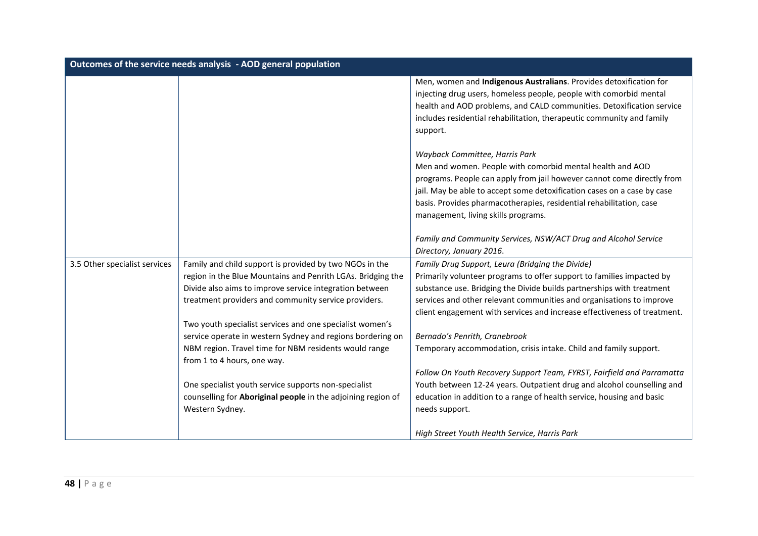| Outcomes of the service needs analysis - AOD general population | | |
|---|---|---|
| | | Men, women and **Indigenous Australians**. Provides detoxification for injecting drug users, homeless people, people with comorbid mental health and AOD problems, and CALD communities. Detoxification service includes residential rehabilitation, therapeutic community and family support.<br><br>*Wayback Committee, Harris Park*<br>Men and women. People with comorbid mental health and AOD programs. People can apply from jail however cannot come directly from jail. May be able to accept some detoxification cases on a case by case basis. Provides pharmacotherapies, residential rehabilitation, case management, living skills programs.<br><br>*Family and Community Services, NSW/ACT Drug and Alcohol Service Directory, January 2016*. |
| 3.5 Other specialist services | Family and child support is provided by two NGOs in the region in the Blue Mountains and Penrith LGAs. Bridging the Divide also aims to improve service integration between treatment providers and community service providers.<br><br>Two youth specialist services and one specialist women's service operate in western Sydney and regions bordering on NBM region. Travel time for NBM residents would range from 1 to 4 hours, one way.<br><br>One specialist youth service supports non-specialist counselling for **Aboriginal people** in the adjoining region of Western Sydney. | *Family Drug Support, Leura (Bridging the Divide)*<br>Primarily volunteer programs to offer support to families impacted by substance use. Bridging the Divide builds partnerships with treatment services and other relevant communities and organisations to improve client engagement with services and increase effectiveness of treatment.<br><br>*Bernado's Penrith, Cranebrook*<br>Temporary accommodation, crisis intake. Child and family support.<br><br>*Follow On Youth Recovery Support Team, FYRST, Fairfield and Parramatta*<br>Youth between 12-24 years. Outpatient drug and alcohol counselling and education in addition to a range of health service, housing and basic needs support.<br><br>*High Street Youth Health Service, Harris Park* |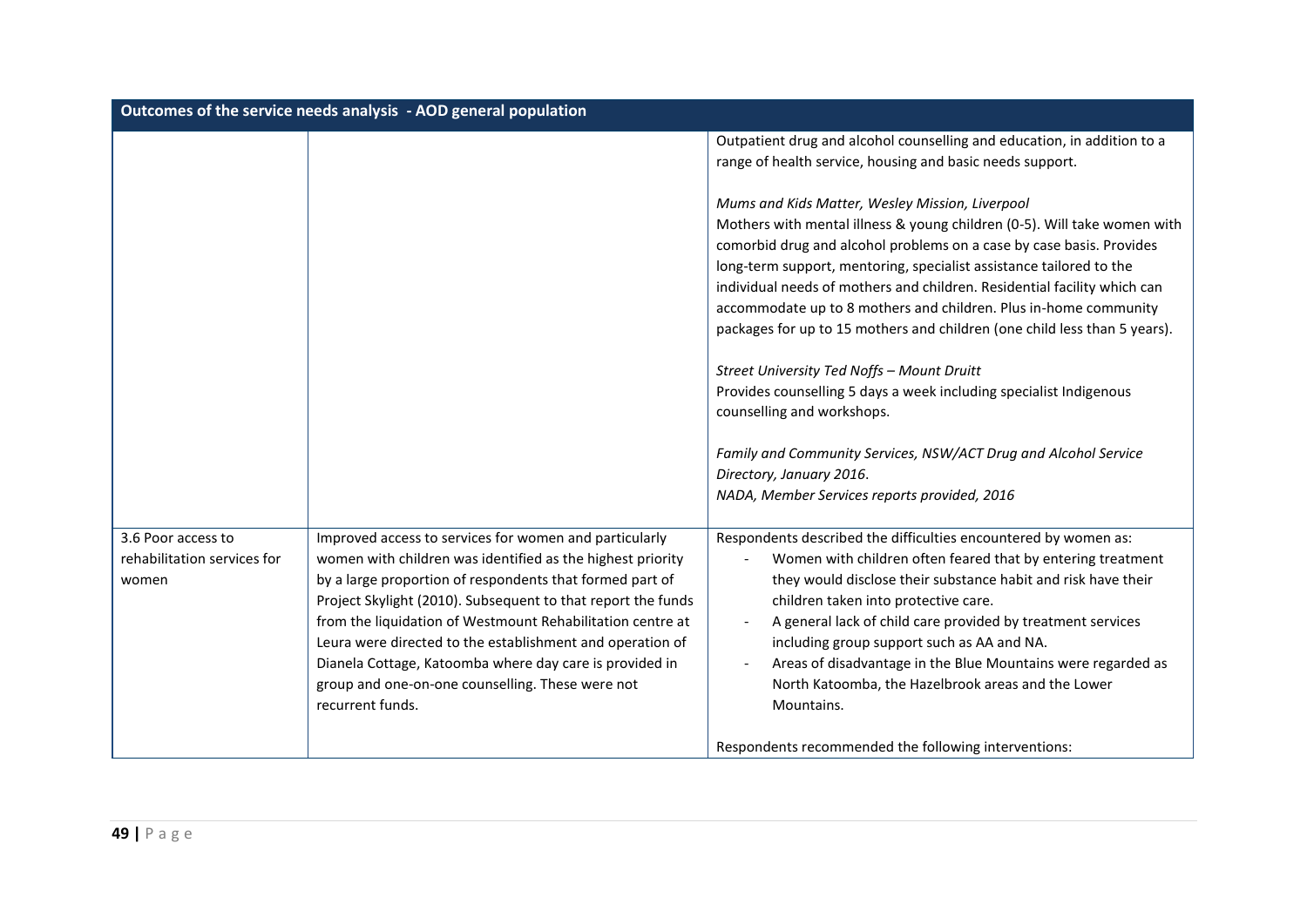| Outcomes of the service needs analysis - AOD general population | | |
|---|---|---|
| | | Outpatient drug and alcohol counselling and education, in addition to a range of health service, housing and basic needs support.<br><br>*Mums and Kids Matter, Wesley Mission, Liverpool*<br>Mothers with mental illness & young children (0-5). Will take women with comorbid drug and alcohol problems on a case by case basis. Provides long-term support, mentoring, specialist assistance tailored to the individual needs of mothers and children. Residential facility which can accommodate up to 8 mothers and children. Plus in-home community packages for up to 15 mothers and children (one child less than 5 years).<br><br>*Street University Ted Noffs – Mount Druitt*<br>Provides counselling 5 days a week including specialist Indigenous counselling and workshops.<br><br>*Family and Community Services, NSW/ACT Drug and Alcohol Service Directory, January 2016*.<br>*NADA, Member Services reports provided, 2016* |
| 3.6 Poor access to rehabilitation services for women | Improved access to services for women and particularly women with children was identified as the highest priority by a large proportion of respondents that formed part of Project Skylight (2010). Subsequent to that report the funds from the liquidation of Westmount Rehabilitation centre at Leura were directed to the establishment and operation of Dianela Cottage, Katoomba where day care is provided in group and one-on-one counselling. These were not recurrent funds. | Respondents described the difficulties encountered by women as:<br>- Women with children often feared that by entering treatment they would disclose their substance habit and risk have their children taken into protective care.<br>- A general lack of child care provided by treatment services including group support such as AA and NA.<br>- Areas of disadvantage in the Blue Mountains were regarded as North Katoomba, the Hazelbrook areas and the Lower Mountains.<br><br>Respondents recommended the following interventions: |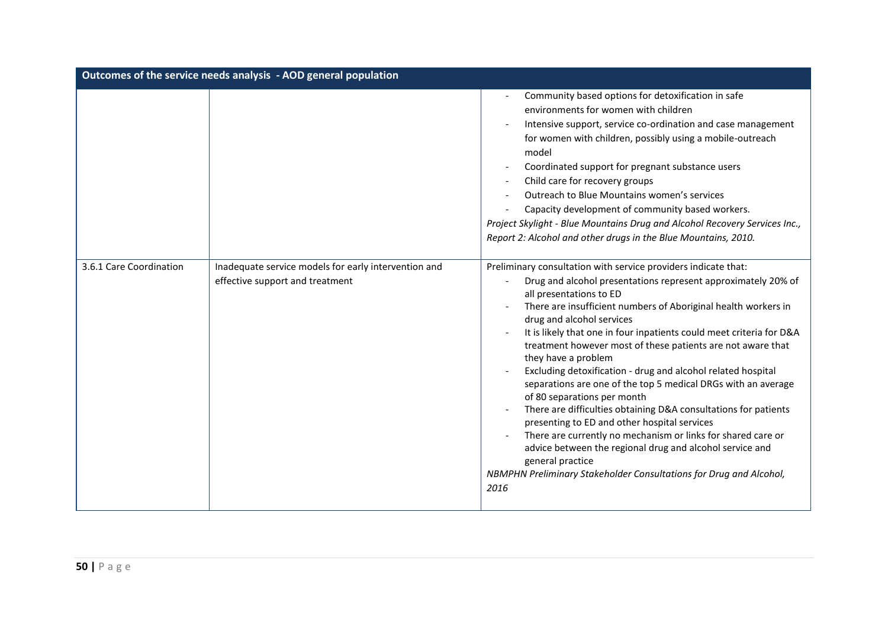| Outcomes of the service needs analysis - AOD general population | | |
|---|---|---|
| | | - Community based options for detoxification in safe environments for women with children<br>- Intensive support, service co-ordination and case management for women with children, possibly using a mobile-outreach model<br>- Coordinated support for pregnant substance users<br>- Child care for recovery groups<br>- Outreach to Blue Mountains women's services<br>- Capacity development of community based workers.<br>*Project Skylight - Blue Mountains Drug and Alcohol Recovery Services Inc., Report 2: Alcohol and other drugs in the Blue Mountains, 2010.* |
| 3.6.1 Care Coordination | Inadequate service models for early intervention and effective support and treatment | Preliminary consultation with service providers indicate that:<br>- Drug and alcohol presentations represent approximately 20% of all presentations to ED<br>- There are insufficient numbers of Aboriginal health workers in drug and alcohol services<br>- It is likely that one in four inpatients could meet criteria for D&A treatment however most of these patients are not aware that they have a problem<br>- Excluding detoxification - drug and alcohol related hospital separations are one of the top 5 medical DRGs with an average of 80 separations per month<br>- There are difficulties obtaining D&A consultations for patients presenting to ED and other hospital services<br>- There are currently no mechanism or links for shared care or advice between the regional drug and alcohol service and general practice<br>*NBMPHN Preliminary Stakeholder Consultations for Drug and Alcohol, 2016* |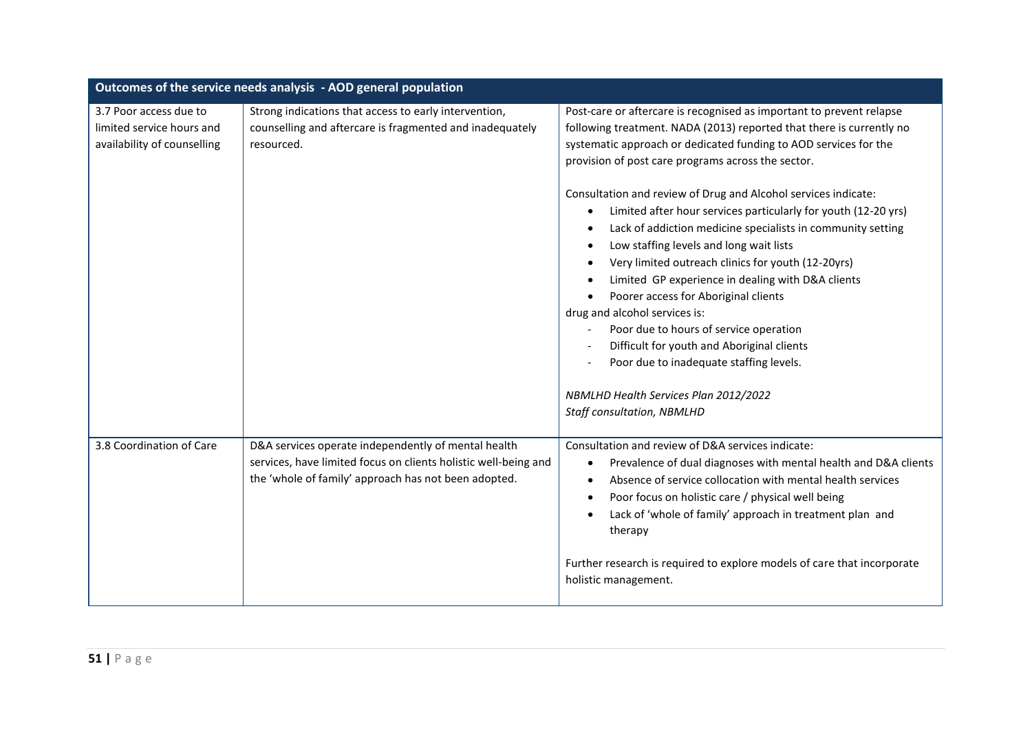| Outcomes of the service needs analysis - AOD general population | | |
|---|---|---|
| 3.7 Poor access due to limited service hours and availability of counselling | Strong indications that access to early intervention, counselling and aftercare is fragmented and inadequately resourced. | Post-care or aftercare is recognised as important to prevent relapse following treatment. NADA (2013) reported that there is currently no systematic approach or dedicated funding to AOD services for the provision of post care programs across the sector.<br><br>Consultation and review of Drug and Alcohol services indicate:<br>• Limited after hour services particularly for youth (12-20 yrs)<br>• Lack of addiction medicine specialists in community setting<br>• Low staffing levels and long wait lists<br>• Very limited outreach clinics for youth (12-20yrs)<br>• Limited GP experience in dealing with D&A clients<br>• Poorer access for Aboriginal clients<br>drug and alcohol services is:<br>- Poor due to hours of service operation<br>- Difficult for youth and Aboriginal clients<br>- Poor due to inadequate staffing levels.<br><br>*NBMLHD Health Services Plan 2012/2022*<br>*Staff consultation, NBMLHD* |
| 3.8 Coordination of Care | D&A services operate independently of mental health services, have limited focus on clients holistic well-being and the 'whole of family' approach has not been adopted. | Consultation and review of D&A services indicate:<br>• Prevalence of dual diagnoses with mental health and D&A clients<br>• Absence of service collocation with mental health services<br>• Poor focus on holistic care / physical well being<br>• Lack of 'whole of family' approach in treatment plan and therapy<br><br>Further research is required to explore models of care that incorporate holistic management. |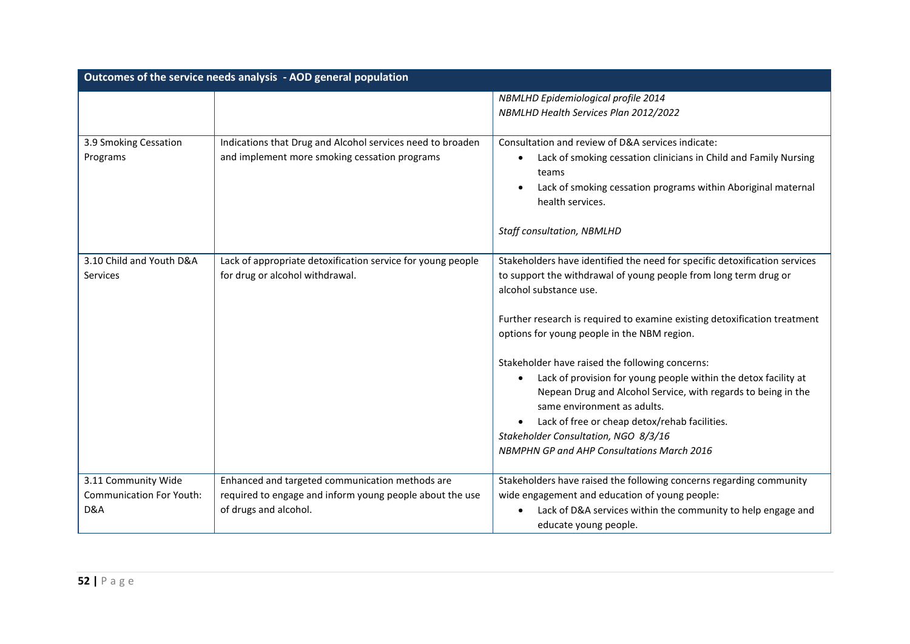| Outcomes of the service needs analysis - AOD general population | | |
|---|---|---|
| | | *NBMLHD Epidemiological profile 2014*<br>*NBMLHD Health Services Plan 2012/2022* |
| 3.9 Smoking Cessation Programs | Indications that Drug and Alcohol services need to broaden and implement more smoking cessation programs | Consultation and review of D&A services indicate:<br>• Lack of smoking cessation clinicians in Child and Family Nursing teams<br>• Lack of smoking cessation programs within Aboriginal maternal health services.<br><br>*Staff consultation, NBMLHD* |
| 3.10 Child and Youth D&A Services | Lack of appropriate detoxification service for young people for drug or alcohol withdrawal. | Stakeholders have identified the need for specific detoxification services to support the withdrawal of young people from long term drug or alcohol substance use.<br><br>Further research is required to examine existing detoxification treatment options for young people in the NBM region.<br><br>Stakeholder have raised the following concerns:<br>• Lack of provision for young people within the detox facility at Nepean Drug and Alcohol Service, with regards to being in the same environment as adults.<br>• Lack of free or cheap detox/rehab facilities.<br>*Stakeholder Consultation, NGO 8/3/16*<br>*NBMPHN GP and AHP Consultations March 2016* |
| 3.11 Community Wide Communication For Youth: D&A | Enhanced and targeted communication methods are required to engage and inform young people about the use of drugs and alcohol. | Stakeholders have raised the following concerns regarding community wide engagement and education of young people:<br>• Lack of D&A services within the community to help engage and educate young people. |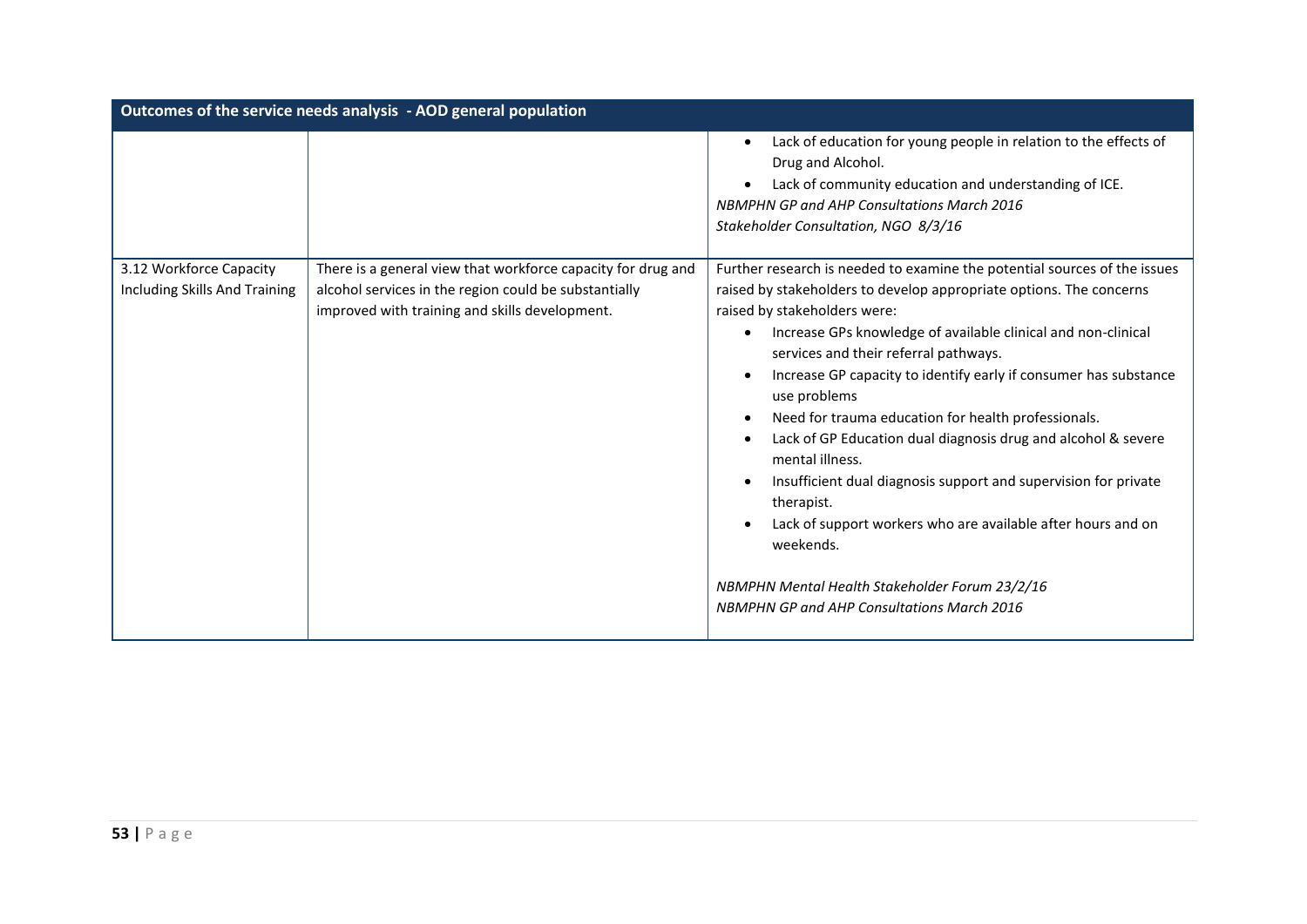| Outcomes of the service needs analysis - AOD general population | | |
|---|---|---|
| | | • Lack of education for young people in relation to the effects of Drug and Alcohol.<br>• Lack of community education and understanding of ICE.<br>*NBMPHN GP and AHP Consultations March 2016*<br>*Stakeholder Consultation, NGO 8/3/16* |
| 3.12 Workforce Capacity Including Skills And Training | There is a general view that workforce capacity for drug and alcohol services in the region could be substantially improved with training and skills development. | Further research is needed to examine the potential sources of the issues raised by stakeholders to develop appropriate options. The concerns raised by stakeholders were:<br>• Increase GPs knowledge of available clinical and non-clinical services and their referral pathways.<br>• Increase GP capacity to identify early if consumer has substance use problems<br>• Need for trauma education for health professionals.<br>• Lack of GP Education dual diagnosis drug and alcohol & severe mental illness.<br>• Insufficient dual diagnosis support and supervision for private therapist.<br>• Lack of support workers who are available after hours and on weekends.<br><br>*NBMPHN Mental Health Stakeholder Forum 23/2/16*<br>*NBMPHN GP and AHP Consultations March 2016* |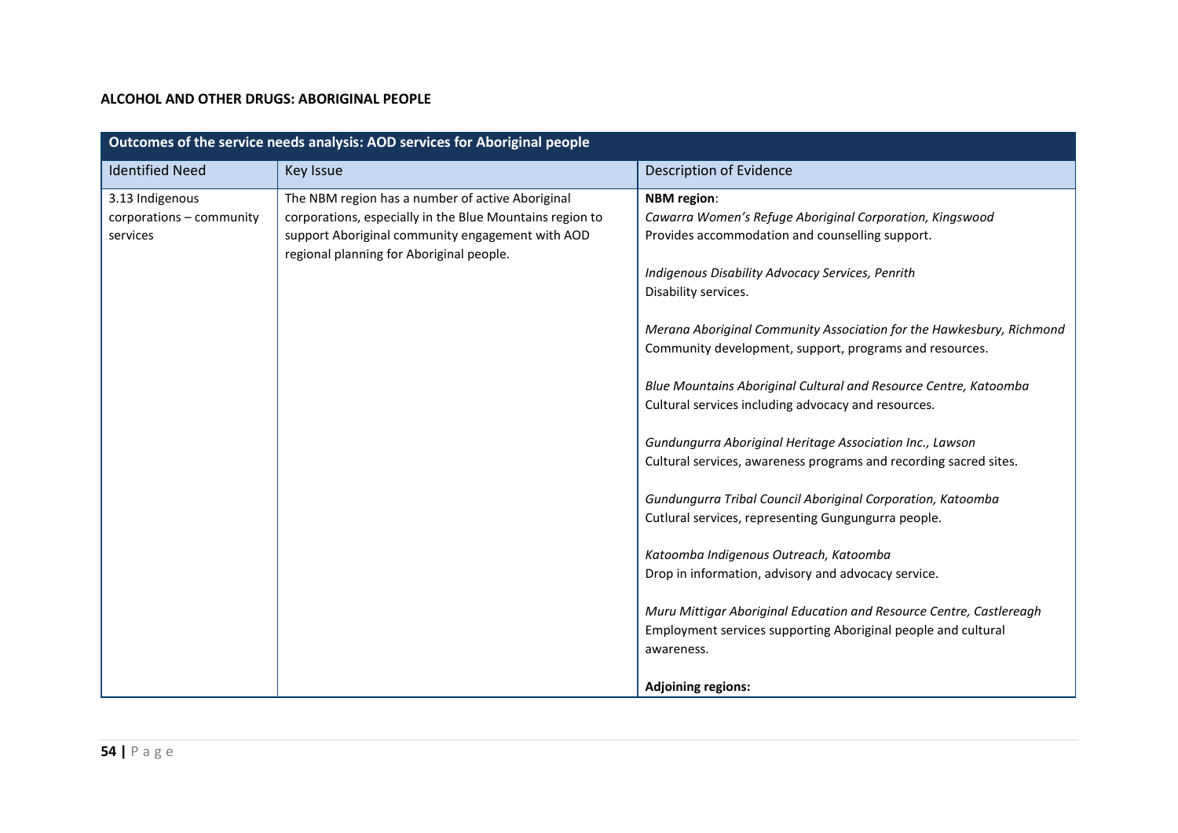**ALCOHOL AND OTHER DRUGS: ABORIGINAL PEOPLE**

| Outcomes of the service needs analysis: AOD services for Aboriginal people | | |
|---|---|---|
| Identified Need | Key Issue | Description of Evidence |
| 3.13 Indigenous corporations – community services | The NBM region has a number of active Aboriginal corporations, especially in the Blue Mountains region to support Aboriginal community engagement with AOD regional planning for Aboriginal people. | **NBM region**:<br>*Cawarra Women's Refuge Aboriginal Corporation, Kingswood*<br>Provides accommodation and counselling support.<br><br>*Indigenous Disability Advocacy Services, Penrith*<br>Disability services.<br><br>*Merana Aboriginal Community Association for the Hawkesbury, Richmond*<br>Community development, support, programs and resources.<br><br>*Blue Mountains Aboriginal Cultural and Resource Centre, Katoomba*<br>Cultural services including advocacy and resources.<br><br>*Gundungurra Aboriginal Heritage Association Inc., Lawson*<br>Cultural services, awareness programs and recording sacred sites.<br><br>*Gundungurra Tribal Council Aboriginal Corporation, Katoomba*<br>Cutlural services, representing Gungungurra people.<br><br>*Katoomba Indigenous Outreach, Katoomba*<br>Drop in information, advisory and advocacy service.<br><br>*Muru Mittigar Aboriginal Education and Resource Centre, Castlereagh*<br>Employment services supporting Aboriginal people and cultural awareness.<br><br>**Adjoining regions:** |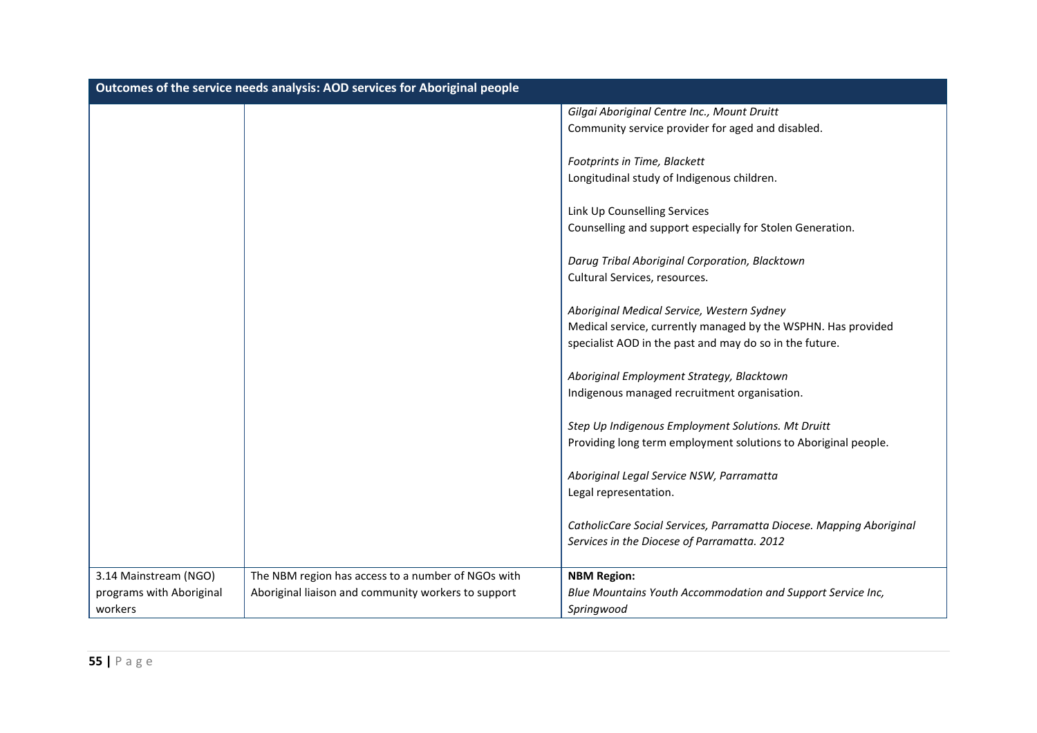| Outcomes of the service needs analysis: AOD services for Aboriginal people | | |
|---|---|---|
| | | *Gilgai Aboriginal Centre Inc., Mount Druitt*<br>Community service provider for aged and disabled.<br><br>*Footprints in Time, Blackett*<br>Longitudinal study of Indigenous children.<br><br>Link Up Counselling Services<br>Counselling and support especially for Stolen Generation.<br><br>*Darug Tribal Aboriginal Corporation, Blacktown*<br>Cultural Services, resources.<br><br>*Aboriginal Medical Service, Western Sydney*<br>Medical service, currently managed by the WSPHN. Has provided specialist AOD in the past and may do so in the future.<br><br>*Aboriginal Employment Strategy, Blacktown*<br>Indigenous managed recruitment organisation.<br><br>*Step Up Indigenous Employment Solutions. Mt Druitt*<br>Providing long term employment solutions to Aboriginal people.<br><br>*Aboriginal Legal Service NSW, Parramatta*<br>Legal representation.<br><br>*CatholicCare Social Services, Parramatta Diocese. Mapping Aboriginal Services in the Diocese of Parramatta. 2012* |
| 3.14 Mainstream (NGO) programs with Aboriginal workers | The NBM region has access to a number of NGOs with Aboriginal liaison and community workers to support | **NBM Region:**<br>*Blue Mountains Youth Accommodation and Support Service Inc, Springwood* |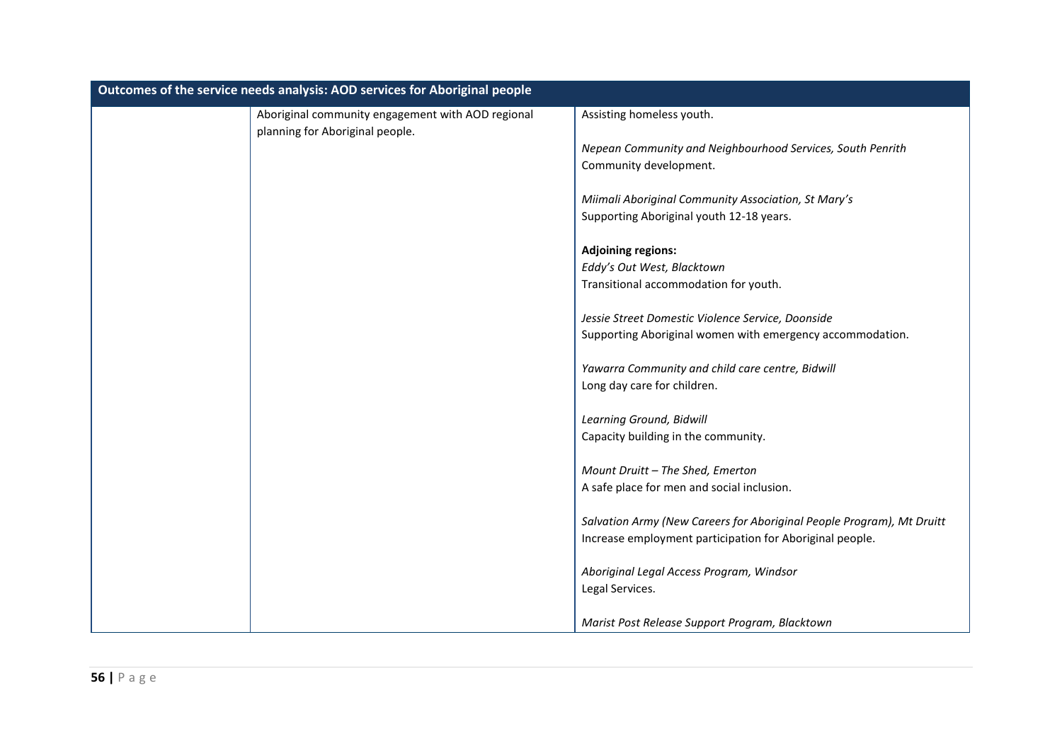| Outcomes of the service needs analysis: AOD services for Aboriginal people | | |
|---|---|---|
| | Aboriginal community engagement with AOD regional planning for Aboriginal people. | Assisting homeless youth.<br><br>*Nepean Community and Neighbourhood Services, South Penrith*<br>Community development.<br><br>*Miimali Aboriginal Community Association, St Mary's*<br>Supporting Aboriginal youth 12-18 years.<br><br>**Adjoining regions:**<br>*Eddy's Out West, Blacktown*<br>Transitional accommodation for youth.<br><br>*Jessie Street Domestic Violence Service, Doonside*<br>Supporting Aboriginal women with emergency accommodation.<br><br>*Yawarra Community and child care centre, Bidwill*<br>Long day care for children.<br><br>*Learning Ground, Bidwill*<br>Capacity building in the community.<br><br>*Mount Druitt – The Shed, Emerton*<br>A safe place for men and social inclusion.<br><br>*Salvation Army (New Careers for Aboriginal People Program), Mt Druitt*<br>Increase employment participation for Aboriginal people.<br><br>*Aboriginal Legal Access Program, Windsor*<br>Legal Services.<br><br>*Marist Post Release Support Program, Blacktown* |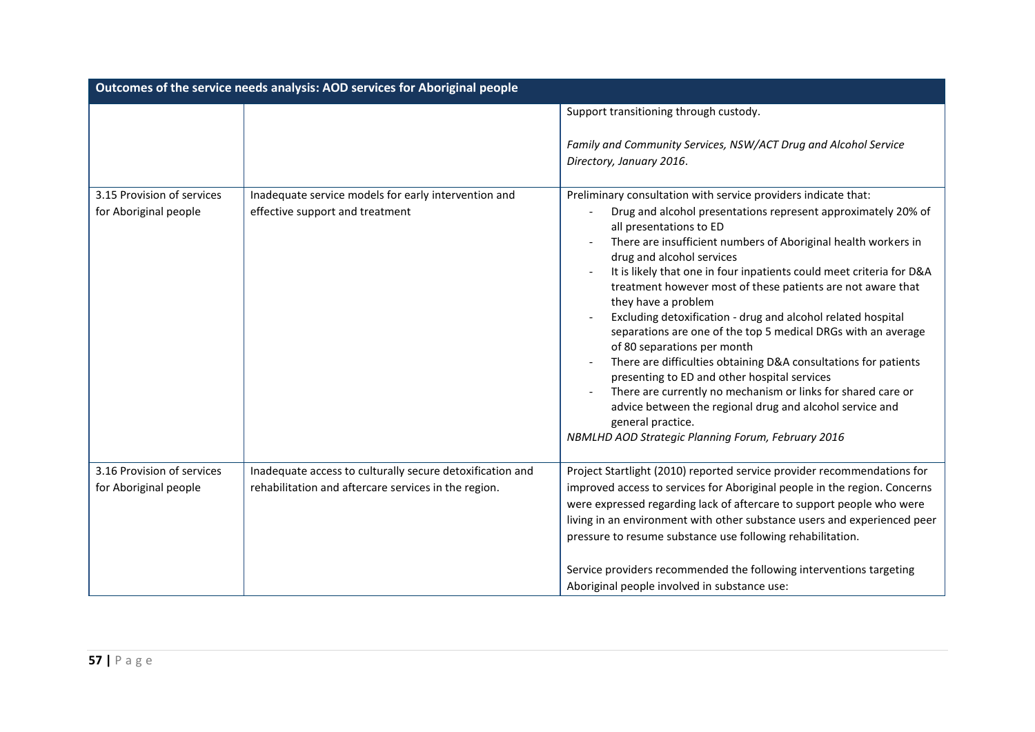| Outcomes of the service needs analysis: AOD services for Aboriginal people | | |
|---|---|---|
| | | Support transitioning through custody.<br><br>*Family and Community Services, NSW/ACT Drug and Alcohol Service Directory, January 2016*. |
| 3.15 Provision of services for Aboriginal people | Inadequate service models for early intervention and effective support and treatment | Preliminary consultation with service providers indicate that:<br>- Drug and alcohol presentations represent approximately 20% of all presentations to ED<br>- There are insufficient numbers of Aboriginal health workers in drug and alcohol services<br>- It is likely that one in four inpatients could meet criteria for D&A treatment however most of these patients are not aware that they have a problem<br>- Excluding detoxification - drug and alcohol related hospital separations are one of the top 5 medical DRGs with an average of 80 separations per month<br>- There are difficulties obtaining D&A consultations for patients presenting to ED and other hospital services<br>- There are currently no mechanism or links for shared care or advice between the regional drug and alcohol service and general practice.<br>*NBMLHD AOD Strategic Planning Forum, February 2016* |
| 3.16 Provision of services for Aboriginal people | Inadequate access to culturally secure detoxification and rehabilitation and aftercare services in the region. | Project Startlight (2010) reported service provider recommendations for improved access to services for Aboriginal people in the region. Concerns were expressed regarding lack of aftercare to support people who were living in an environment with other substance users and experienced peer pressure to resume substance use following rehabilitation.<br><br>Service providers recommended the following interventions targeting Aboriginal people involved in substance use: |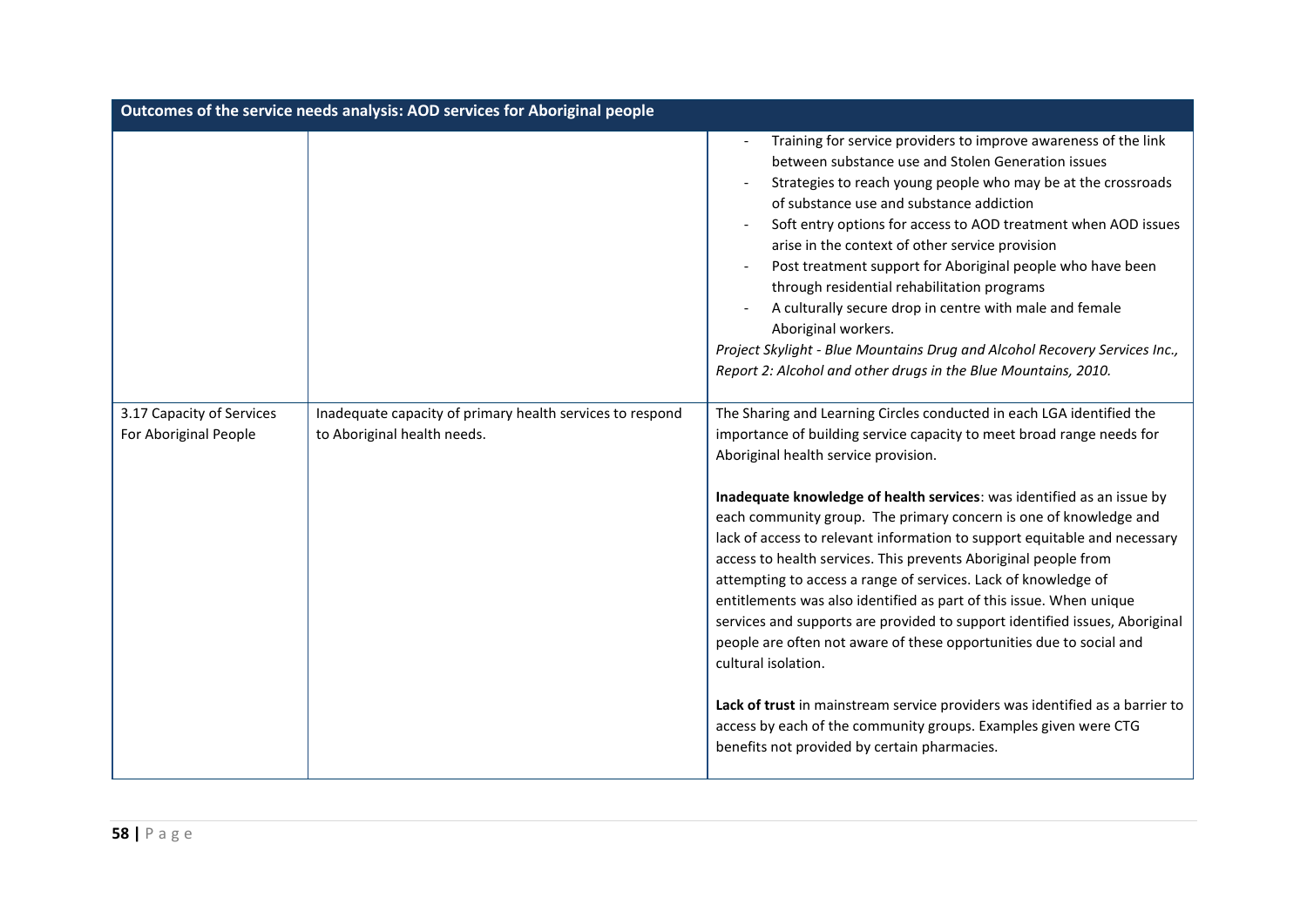| Outcomes of the service needs analysis: AOD services for Aboriginal people | | |
|---|---|---|
| | | - Training for service providers to improve awareness of the link between substance use and Stolen Generation issues<br>- Strategies to reach young people who may be at the crossroads of substance use and substance addiction<br>- Soft entry options for access to AOD treatment when AOD issues arise in the context of other service provision<br>- Post treatment support for Aboriginal people who have been through residential rehabilitation programs<br>- A culturally secure drop in centre with male and female Aboriginal workers.<br>*Project Skylight - Blue Mountains Drug and Alcohol Recovery Services Inc., Report 2: Alcohol and other drugs in the Blue Mountains, 2010.* |
| 3.17 Capacity of Services For Aboriginal People | Inadequate capacity of primary health services to respond to Aboriginal health needs. | The Sharing and Learning Circles conducted in each LGA identified the importance of building service capacity to meet broad range needs for Aboriginal health service provision.<br><br>**Inadequate knowledge of health services**: was identified as an issue by each community group. The primary concern is one of knowledge and lack of access to relevant information to support equitable and necessary access to health services. This prevents Aboriginal people from attempting to access a range of services. Lack of knowledge of entitlements was also identified as part of this issue. When unique services and supports are provided to support identified issues, Aboriginal people are often not aware of these opportunities due to social and cultural isolation.<br><br>**Lack of trust** in mainstream service providers was identified as a barrier to access by each of the community groups. Examples given were CTG benefits not provided by certain pharmacies. |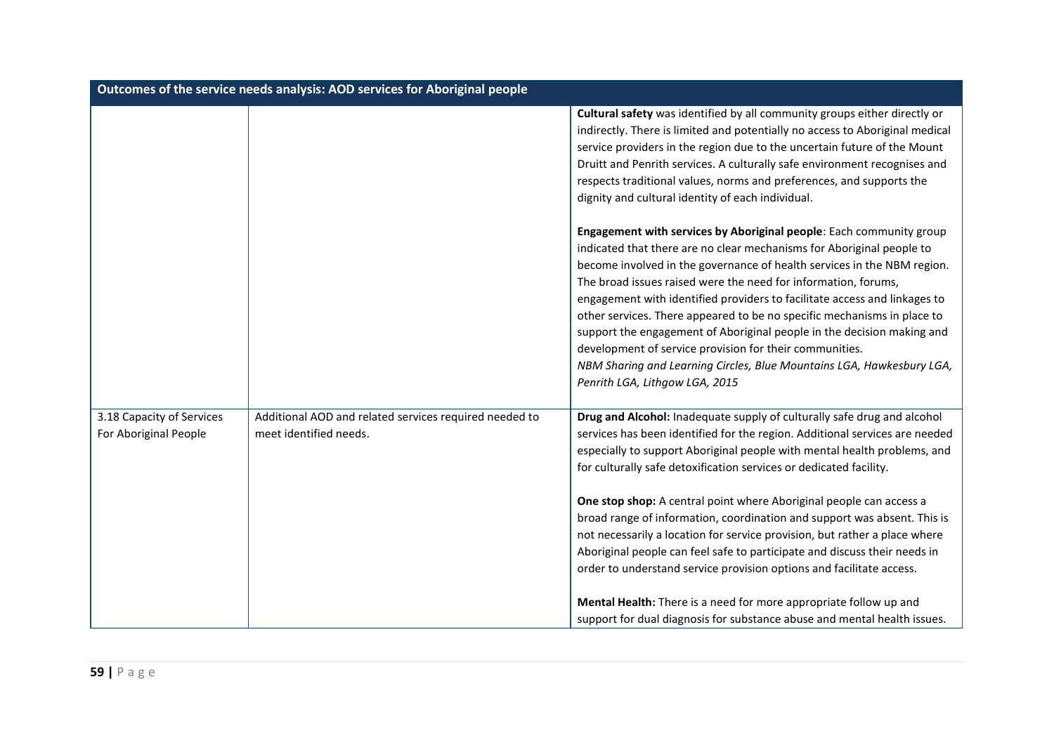| Outcomes of the service needs analysis: AOD services for Aboriginal people | | |
|---|---|---|
| | | **Cultural safety** was identified by all community groups either directly or indirectly. There is limited and potentially no access to Aboriginal medical service providers in the region due to the uncertain future of the Mount Druitt and Penrith services. A culturally safe environment recognises and respects traditional values, norms and preferences, and supports the dignity and cultural identity of each individual.<br><br>**Engagement with services by Aboriginal people**: Each community group indicated that there are no clear mechanisms for Aboriginal people to become involved in the governance of health services in the NBM region. The broad issues raised were the need for information, forums, engagement with identified providers to facilitate access and linkages to other services. There appeared to be no specific mechanisms in place to support the engagement of Aboriginal people in the decision making and development of service provision for their communities.<br>*NBM Sharing and Learning Circles, Blue Mountains LGA, Hawkesbury LGA, Penrith LGA, Lithgow LGA, 2015* |
| 3.18 Capacity of Services For Aboriginal People | Additional AOD and related services required needed to meet identified needs. | **Drug and Alcohol:** Inadequate supply of culturally safe drug and alcohol services has been identified for the region. Additional services are needed especially to support Aboriginal people with mental health problems, and for culturally safe detoxification services or dedicated facility.<br><br>**One stop shop:** A central point where Aboriginal people can access a broad range of information, coordination and support was absent. This is not necessarily a location for service provision, but rather a place where Aboriginal people can feel safe to participate and discuss their needs in order to understand service provision options and facilitate access.<br><br>**Mental Health:** There is a need for more appropriate follow up and support for dual diagnosis for substance abuse and mental health issues. |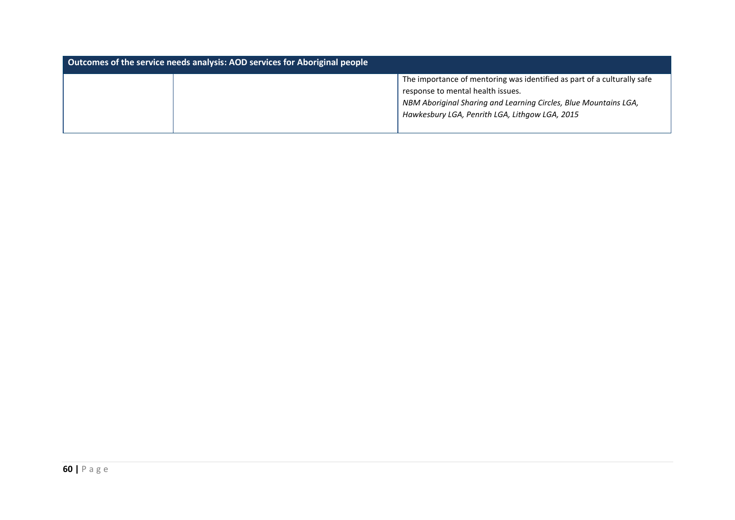| Outcomes of the service needs analysis: AOD services for Aboriginal people | | |
|---|---|---|
| | | The importance of mentoring was identified as part of a culturally safe response to mental health issues.<br>*NBM Aboriginal Sharing and Learning Circles, Blue Mountains LGA, Hawkesbury LGA, Penrith LGA, Lithgow LGA, 2015* |